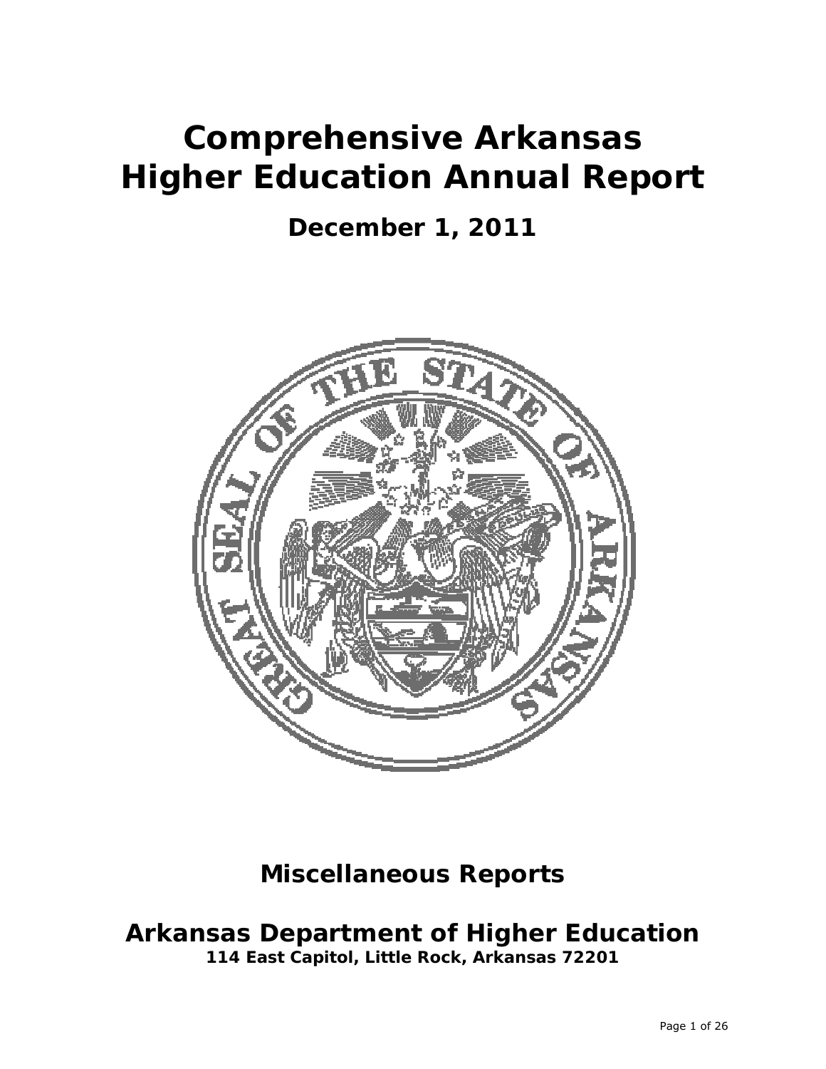# Comprehensive Arkansas Higher Education Annual Report

## December 1, 2011

## Miscellaneous Reports

## Arkansas Department of Higher Education

**114 East Capitol, Little Rock, Arkansas 72201**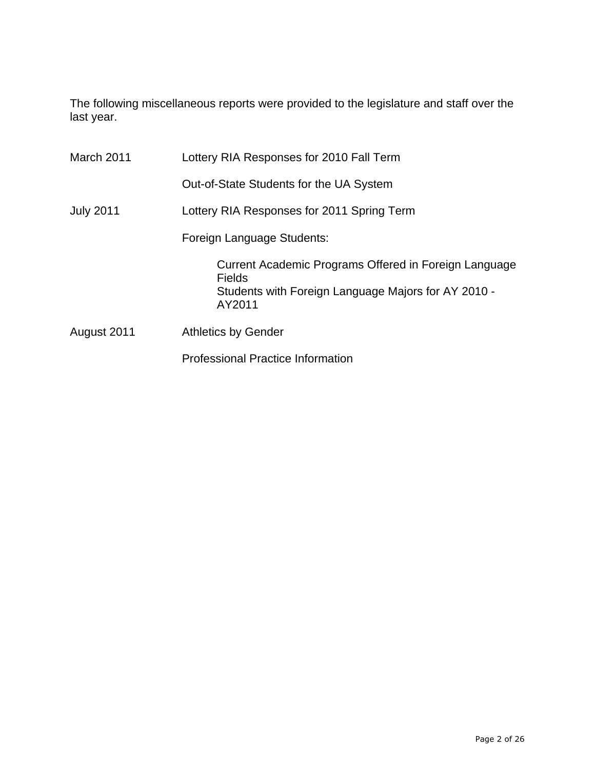The following miscellaneous reports were provided to the legislature and staff over the last year.

| | |
|---|---|
| March 2011 | Lottery RIA Responses for 2010 Fall Term |
| | Out-of-State Students for the UA System |
| July 2011 | Lottery RIA Responses for 2011 Spring Term |
| | Foreign Language Students: |
| | Current Academic Programs Offered in Foreign Language Fields<br>Students with Foreign Language Majors for AY 2010 - AY2011 |
| August 2011 | Athletics by Gender |
| | Professional Practice Information |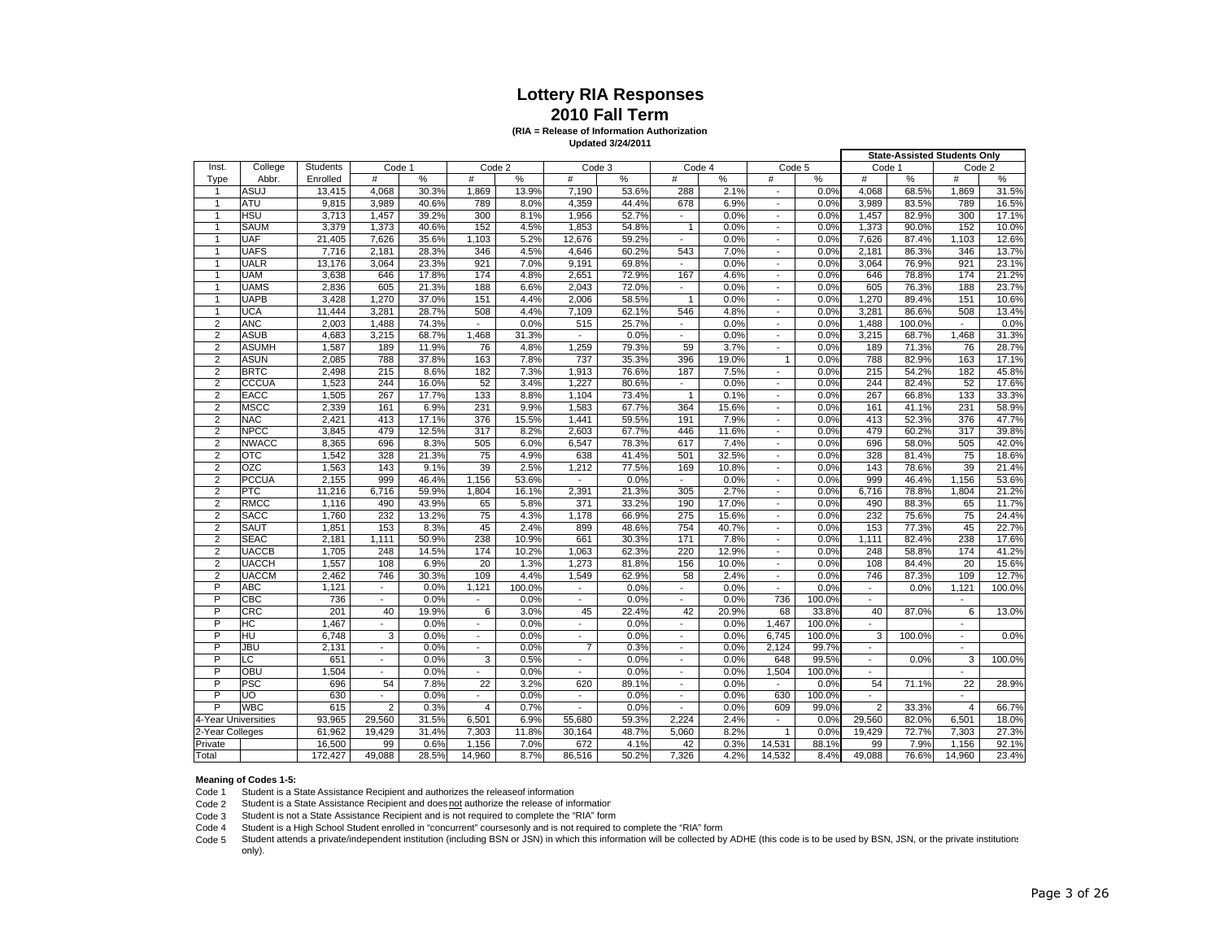# Lottery RIA Responses

## 2010 Fall Term

**(RIA = Release of Information Authorization**

**Updated 3/24/2011**

| Inst. | College | Students | Code 1 | | Code 2 | | Code 3 | | Code 4 | | Code 5 | | State-Assisted Students Only | | | |
|---|---|---|---|---|---|---|---|---|---|---|---|---|---|---|---|---|
| | | | | | | | | | | | | | Code 1 | | Code 2 | |
| Type | Abbr. | Enrolled | # | % | # | % | # | % | # | % | # | % | # | % | # | % |
| 1 | ASUJ | 13,415 | 4,068 | 30.3% | 1,869 | 13.9% | 7,190 | 53.6% | 288 | 2.1% | - | 0.0% | 4,068 | 68.5% | 1,869 | 31.5% |
| 1 | ATU | 9,815 | 3,989 | 40.6% | 789 | 8.0% | 4,359 | 44.4% | 678 | 6.9% | - | 0.0% | 3,989 | 83.5% | 789 | 16.5% |
| 1 | HSU | 3,713 | 1,457 | 39.2% | 300 | 8.1% | 1,956 | 52.7% | - | 0.0% | - | 0.0% | 1,457 | 82.9% | 300 | 17.1% |
| 1 | SAUM | 3,379 | 1,373 | 40.6% | 152 | 4.5% | 1,853 | 54.8% | 1 | 0.0% | - | 0.0% | 1,373 | 90.0% | 152 | 10.0% |
| 1 | UAF | 21,405 | 7,626 | 35.6% | 1,103 | 5.2% | 12,676 | 59.2% | - | 0.0% | - | 0.0% | 7,626 | 87.4% | 1,103 | 12.6% |
| 1 | UAFS | 7,716 | 2,181 | 28.3% | 346 | 4.5% | 4,646 | 60.2% | 543 | 7.0% | - | 0.0% | 2,181 | 86.3% | 346 | 13.7% |
| 1 | UALR | 13,176 | 3,064 | 23.3% | 921 | 7.0% | 9,191 | 69.8% | - | 0.0% | - | 0.0% | 3,064 | 76.9% | 921 | 23.1% |
| 1 | UAM | 3,638 | 646 | 17.8% | 174 | 4.8% | 2,651 | 72.9% | 167 | 4.6% | - | 0.0% | 646 | 78.8% | 174 | 21.2% |
| 1 | UAMS | 2,836 | 605 | 21.3% | 188 | 6.6% | 2,043 | 72.0% | - | 0.0% | - | 0.0% | 605 | 76.3% | 188 | 23.7% |
| 1 | UAPB | 3,428 | 1,270 | 37.0% | 151 | 4.4% | 2,006 | 58.5% | 1 | 0.0% | - | 0.0% | 1,270 | 89.4% | 151 | 10.6% |
| 1 | UCA | 11,444 | 3,281 | 28.7% | 508 | 4.4% | 7,109 | 62.1% | 546 | 4.8% | - | 0.0% | 3,281 | 86.6% | 508 | 13.4% |
| 2 | ANC | 2,003 | 1,488 | 74.3% | - | 0.0% | 515 | 25.7% | - | 0.0% | - | 0.0% | 1,488 | 100.0% | - | 0.0% |
| 2 | ASUB | 4,683 | 3,215 | 68.7% | 1,468 | 31.3% | - | 0.0% | - | 0.0% | - | 0.0% | 3,215 | 68.7% | 1,468 | 31.3% |
| 2 | ASUMH | 1,587 | 189 | 11.9% | 76 | 4.8% | 1,259 | 79.3% | 59 | 3.7% | - | 0.0% | 189 | 71.3% | 76 | 28.7% |
| 2 | ASUN | 2,085 | 788 | 37.8% | 163 | 7.8% | 737 | 35.3% | 396 | 19.0% | 1 | 0.0% | 788 | 82.9% | 163 | 17.1% |
| 2 | BRTC | 2,498 | 215 | 8.6% | 182 | 7.3% | 1,913 | 76.6% | 187 | 7.5% | - | 0.0% | 215 | 54.2% | 182 | 45.8% |
| 2 | CCCUA | 1,523 | 244 | 16.0% | 52 | 3.4% | 1,227 | 80.6% | - | 0.0% | - | 0.0% | 244 | 82.4% | 52 | 17.6% |
| 2 | EACC | 1,505 | 267 | 17.7% | 133 | 8.8% | 1,104 | 73.4% | 1 | 0.1% | - | 0.0% | 267 | 66.8% | 133 | 33.3% |
| 2 | MSCC | 2,339 | 161 | 6.9% | 231 | 9.9% | 1,583 | 67.7% | 364 | 15.6% | - | 0.0% | 161 | 41.1% | 231 | 58.9% |
| 2 | NAC | 2,421 | 413 | 17.1% | 376 | 15.5% | 1,441 | 59.5% | 191 | 7.9% | - | 0.0% | 413 | 52.3% | 376 | 47.7% |
| 2 | NPCC | 3,845 | 479 | 12.5% | 317 | 8.2% | 2,603 | 67.7% | 446 | 11.6% | - | 0.0% | 479 | 60.2% | 317 | 39.8% |
| 2 | NWACC | 8,365 | 696 | 8.3% | 505 | 6.0% | 6,547 | 78.3% | 617 | 7.4% | - | 0.0% | 696 | 58.0% | 505 | 42.0% |
| 2 | OTC | 1,542 | 328 | 21.3% | 75 | 4.9% | 638 | 41.4% | 501 | 32.5% | - | 0.0% | 328 | 81.4% | 75 | 18.6% |
| 2 | OZC | 1,563 | 143 | 9.1% | 39 | 2.5% | 1,212 | 77.5% | 169 | 10.8% | - | 0.0% | 143 | 78.6% | 39 | 21.4% |
| 2 | PCCUA | 2,155 | 999 | 46.4% | 1,156 | 53.6% | - | 0.0% | - | 0.0% | - | 0.0% | 999 | 46.4% | 1,156 | 53.6% |
| 2 | PTC | 11,216 | 6,716 | 59.9% | 1,804 | 16.1% | 2,391 | 21.3% | 305 | 2.7% | - | 0.0% | 6,716 | 78.8% | 1,804 | 21.2% |
| 2 | RMCC | 1,116 | 490 | 43.9% | 65 | 5.8% | 371 | 33.2% | 190 | 17.0% | - | 0.0% | 490 | 88.3% | 65 | 11.7% |
| 2 | SACC | 1,760 | 232 | 13.2% | 75 | 4.3% | 1,178 | 66.9% | 275 | 15.6% | - | 0.0% | 232 | 75.6% | 75 | 24.4% |
| 2 | SAUT | 1,851 | 153 | 8.3% | 45 | 2.4% | 899 | 48.6% | 754 | 40.7% | - | 0.0% | 153 | 77.3% | 45 | 22.7% |
| 2 | SEAC | 2,181 | 1,111 | 50.9% | 238 | 10.9% | 661 | 30.3% | 171 | 7.8% | - | 0.0% | 1,111 | 82.4% | 238 | 17.6% |
| 2 | UACCB | 1,705 | 248 | 14.5% | 174 | 10.2% | 1,063 | 62.3% | 220 | 12.9% | - | 0.0% | 248 | 58.8% | 174 | 41.2% |
| 2 | UACCH | 1,557 | 108 | 6.9% | 20 | 1.3% | 1,273 | 81.8% | 156 | 10.0% | - | 0.0% | 108 | 84.4% | 20 | 15.6% |
| 2 | UACCM | 2,462 | 746 | 30.3% | 109 | 4.4% | 1,549 | 62.9% | 58 | 2.4% | - | 0.0% | 746 | 87.3% | 109 | 12.7% |
| P | ABC | 1,121 | - | 0.0% | 1,121 | 100.0% | - | 0.0% | - | 0.0% | - | 0.0% | - | 0.0% | 1,121 | 100.0% |
| P | CBC | 736 | - | 0.0% | - | 0.0% | - | 0.0% | - | 0.0% | 736 | 100.0% | - | | - | |
| P | CRC | 201 | 40 | 19.9% | 6 | 3.0% | 45 | 22.4% | 42 | 20.9% | 68 | 33.8% | 40 | 87.0% | 6 | 13.0% |
| P | HC | 1,467 | - | 0.0% | - | 0.0% | - | 0.0% | - | 0.0% | 1,467 | 100.0% | - | | - | |
| P | HU | 6,748 | 3 | 0.0% | - | 0.0% | - | 0.0% | - | 0.0% | 6,745 | 100.0% | 3 | 100.0% | - | 0.0% |
| P | JBU | 2,131 | - | 0.0% | - | 0.0% | 7 | 0.3% | - | 0.0% | 2,124 | 99.7% | - | | - | |
| P | LC | 651 | - | 0.0% | 3 | 0.5% | - | 0.0% | - | 0.0% | 648 | 99.5% | - | 0.0% | 3 | 100.0% |
| P | OBU | 1,504 | - | 0.0% | - | 0.0% | - | 0.0% | - | 0.0% | 1,504 | 100.0% | - | | - | |
| P | PSC | 696 | 54 | 7.8% | 22 | 3.2% | 620 | 89.1% | - | 0.0% | - | 0.0% | 54 | 71.1% | 22 | 28.9% |
| P | UO | 630 | - | 0.0% | - | 0.0% | - | 0.0% | - | 0.0% | 630 | 100.0% | - | | - | |
| P | WBC | 615 | 2 | 0.3% | 4 | 0.7% | - | 0.0% | - | 0.0% | 609 | 99.0% | 2 | 33.3% | 4 | 66.7% |
| 4-Year Universities | | 93,965 | 29,560 | 31.5% | 6,501 | 6.9% | 55,680 | 59.3% | 2,224 | 2.4% | - | 0.0% | 29,560 | 82.0% | 6,501 | 18.0% |
| 2-Year Colleges | | 61,962 | 19,429 | 31.4% | 7,303 | 11.8% | 30,164 | 48.7% | 5,060 | 8.2% | 1 | 0.0% | 19,429 | 72.7% | 7,303 | 27.3% |
| Private | | 16,500 | 99 | 0.6% | 1,156 | 7.0% | 672 | 4.1% | 42 | 0.3% | 14,531 | 88.1% | 99 | 7.9% | 1,156 | 92.1% |
| Total | | 172,427 | 49,088 | 28.5% | 14,960 | 8.7% | 86,516 | 50.2% | 7,326 | 4.2% | 14,532 | 8.4% | 49,088 | 76.6% | 14,960 | 23.4% |

**Meaning of Codes 1-5:**

Code 1 Student is a State Assistance Recipient and authorizes the releaseof information

Code 2 Student is a State Assistance Recipient and does not authorize the release of informatior

Code 3 Student is not a State Assistance Recipient and is not required to complete the "RIA" form

Code 4 Student is a High School Student enrolled in "concurrent" coursesonly and is not required to complete the "RIA" form

Code 5 Student attends a private/independent institution (including BSN or JSN) in which this information will be collected by ADHE (this code is to be used by BSN, JSN, or the private institutions only).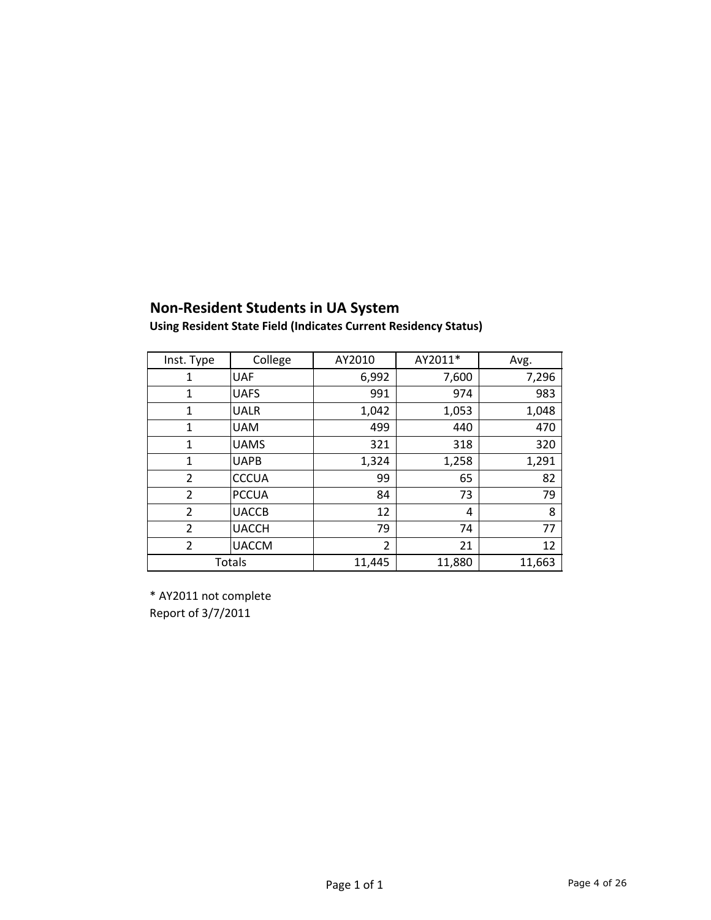## Non-Resident Students in UA System

**Using Resident State Field (Indicates Current Residency Status)**

| Inst. Type | College | AY2010 | AY2011* | Avg. |
|---|---|---|---|---|
| 1 | UAF | 6,992 | 7,600 | 7,296 |
| 1 | UAFS | 991 | 974 | 983 |
| 1 | UALR | 1,042 | 1,053 | 1,048 |
| 1 | UAM | 499 | 440 | 470 |
| 1 | UAMS | 321 | 318 | 320 |
| 1 | UAPB | 1,324 | 1,258 | 1,291 |
| 2 | CCCUA | 99 | 65 | 82 |
| 2 | PCCUA | 84 | 73 | 79 |
| 2 | UACCB | 12 | 4 | 8 |
| 2 | UACCH | 79 | 74 | 77 |
| 2 | UACCM | 2 | 21 | 12 |
| Totals | | 11,445 | 11,880 | 11,663 |

* AY2011 not complete

Report of 3/7/2011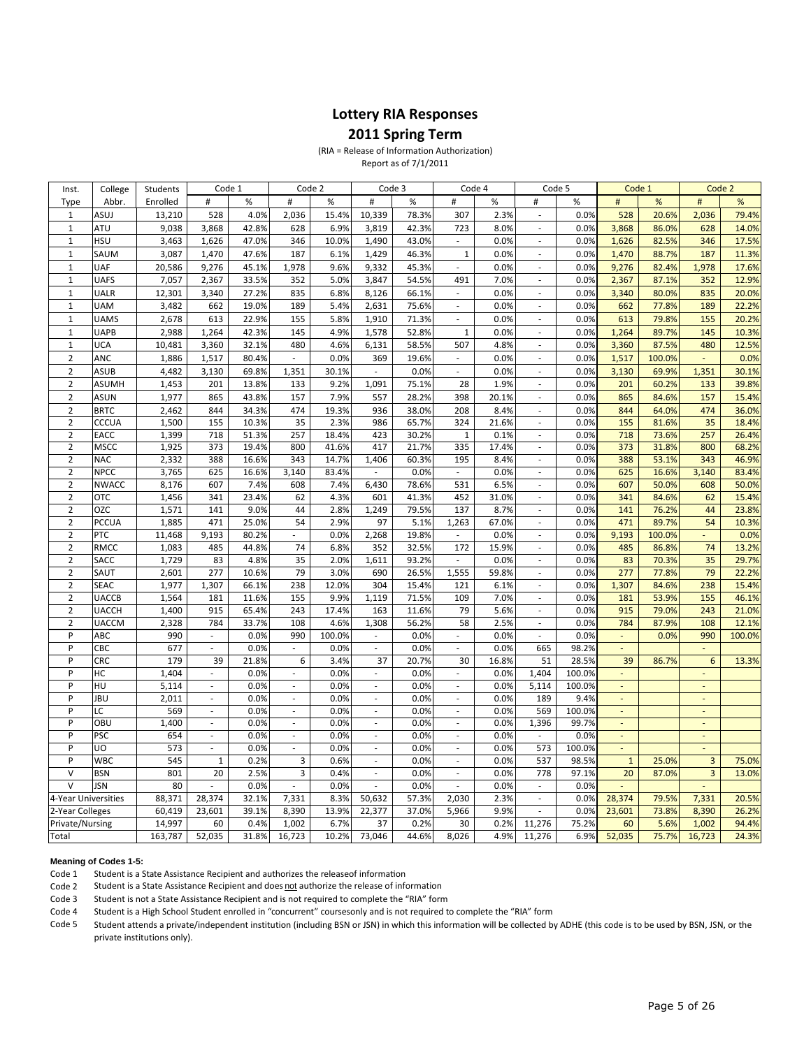# Lottery RIA Responses

## 2011 Spring Term

(RIA = Release of Information Authorization)

Report as of 7/1/2011

| Inst. | College | Students | Code 1 | | Code 2 | | Code 3 | | Code 4 | | Code 5 | | Code 1 | | Code 2 | |
|---|---|---|---|---|---|---|---|---|---|---|---|---|---|---|---|---|
| Type | Abbr. | Enrolled | # | % | # | % | # | % | # | % | # | % | # | % | # | % |
| 1 | ASUJ | 13,210 | 528 | 4.0% | 2,036 | 15.4% | 10,339 | 78.3% | 307 | 2.3% | - | 0.0% | 528 | 20.6% | 2,036 | 79.4% |
| 1 | ATU | 9,038 | 3,868 | 42.8% | 628 | 6.9% | 3,819 | 42.3% | 723 | 8.0% | - | 0.0% | 3,868 | 86.0% | 628 | 14.0% |
| 1 | HSU | 3,463 | 1,626 | 47.0% | 346 | 10.0% | 1,490 | 43.0% | - | 0.0% | - | 0.0% | 1,626 | 82.5% | 346 | 17.5% |
| 1 | SAUM | 3,087 | 1,470 | 47.6% | 187 | 6.1% | 1,429 | 46.3% | 1 | 0.0% | - | 0.0% | 1,470 | 88.7% | 187 | 11.3% |
| 1 | UAF | 20,586 | 9,276 | 45.1% | 1,978 | 9.6% | 9,332 | 45.3% | - | 0.0% | - | 0.0% | 9,276 | 82.4% | 1,978 | 17.6% |
| 1 | UAFS | 7,057 | 2,367 | 33.5% | 352 | 5.0% | 3,847 | 54.5% | 491 | 7.0% | - | 0.0% | 2,367 | 87.1% | 352 | 12.9% |
| 1 | UALR | 12,301 | 3,340 | 27.2% | 835 | 6.8% | 8,126 | 66.1% | - | 0.0% | - | 0.0% | 3,340 | 80.0% | 835 | 20.0% |
| 1 | UAM | 3,482 | 662 | 19.0% | 189 | 5.4% | 2,631 | 75.6% | - | 0.0% | - | 0.0% | 662 | 77.8% | 189 | 22.2% |
| 1 | UAMS | 2,678 | 613 | 22.9% | 155 | 5.8% | 1,910 | 71.3% | - | 0.0% | - | 0.0% | 613 | 79.8% | 155 | 20.2% |
| 1 | UAPB | 2,988 | 1,264 | 42.3% | 145 | 4.9% | 1,578 | 52.8% | 1 | 0.0% | - | 0.0% | 1,264 | 89.7% | 145 | 10.3% |
| 1 | UCA | 10,481 | 3,360 | 32.1% | 480 | 4.6% | 6,131 | 58.5% | 507 | 4.8% | - | 0.0% | 3,360 | 87.5% | 480 | 12.5% |
| 2 | ANC | 1,886 | 1,517 | 80.4% | - | 0.0% | 369 | 19.6% | - | 0.0% | - | 0.0% | 1,517 | 100.0% | - | 0.0% |
| 2 | ASUB | 4,482 | 3,130 | 69.8% | 1,351 | 30.1% | - | 0.0% | - | 0.0% | - | 0.0% | 3,130 | 69.9% | 1,351 | 30.1% |
| 2 | ASUMH | 1,453 | 201 | 13.8% | 133 | 9.2% | 1,091 | 75.1% | 28 | 1.9% | - | 0.0% | 201 | 60.2% | 133 | 39.8% |
| 2 | ASUN | 1,977 | 865 | 43.8% | 157 | 7.9% | 557 | 28.2% | 398 | 20.1% | - | 0.0% | 865 | 84.6% | 157 | 15.4% |
| 2 | BRTC | 2,462 | 844 | 34.3% | 474 | 19.3% | 936 | 38.0% | 208 | 8.4% | - | 0.0% | 844 | 64.0% | 474 | 36.0% |
| 2 | CCCUA | 1,500 | 155 | 10.3% | 35 | 2.3% | 986 | 65.7% | 324 | 21.6% | - | 0.0% | 155 | 81.6% | 35 | 18.4% |
| 2 | EACC | 1,399 | 718 | 51.3% | 257 | 18.4% | 423 | 30.2% | 1 | 0.1% | - | 0.0% | 718 | 73.6% | 257 | 26.4% |
| 2 | MSCC | 1,925 | 373 | 19.4% | 800 | 41.6% | 417 | 21.7% | 335 | 17.4% | - | 0.0% | 373 | 31.8% | 800 | 68.2% |
| 2 | NAC | 2,332 | 388 | 16.6% | 343 | 14.7% | 1,406 | 60.3% | 195 | 8.4% | - | 0.0% | 388 | 53.1% | 343 | 46.9% |
| 2 | NPCC | 3,765 | 625 | 16.6% | 3,140 | 83.4% | - | 0.0% | - | 0.0% | - | 0.0% | 625 | 16.6% | 3,140 | 83.4% |
| 2 | NWACC | 8,176 | 607 | 7.4% | 608 | 7.4% | 6,430 | 78.6% | 531 | 6.5% | - | 0.0% | 607 | 50.0% | 608 | 50.0% |
| 2 | OTC | 1,456 | 341 | 23.4% | 62 | 4.3% | 601 | 41.3% | 452 | 31.0% | - | 0.0% | 341 | 84.6% | 62 | 15.4% |
| 2 | OZC | 1,571 | 141 | 9.0% | 44 | 2.8% | 1,249 | 79.5% | 137 | 8.7% | - | 0.0% | 141 | 76.2% | 44 | 23.8% |
| 2 | PCCUA | 1,885 | 471 | 25.0% | 54 | 2.9% | 97 | 5.1% | 1,263 | 67.0% | - | 0.0% | 471 | 89.7% | 54 | 10.3% |
| 2 | PTC | 11,468 | 9,193 | 80.2% | - | 0.0% | 2,268 | 19.8% | - | 0.0% | - | 0.0% | 9,193 | 100.0% | - | 0.0% |
| 2 | RMCC | 1,083 | 485 | 44.8% | 74 | 6.8% | 352 | 32.5% | 172 | 15.9% | - | 0.0% | 485 | 86.8% | 74 | 13.2% |
| 2 | SACC | 1,729 | 83 | 4.8% | 35 | 2.0% | 1,611 | 93.2% | - | 0.0% | - | 0.0% | 83 | 70.3% | 35 | 29.7% |
| 2 | SAUT | 2,601 | 277 | 10.6% | 79 | 3.0% | 690 | 26.5% | 1,555 | 59.8% | - | 0.0% | 277 | 77.8% | 79 | 22.2% |
| 2 | SEAC | 1,977 | 1,307 | 66.1% | 238 | 12.0% | 304 | 15.4% | 121 | 6.1% | - | 0.0% | 1,307 | 84.6% | 238 | 15.4% |
| 2 | UACCB | 1,564 | 181 | 11.6% | 155 | 9.9% | 1,119 | 71.5% | 109 | 7.0% | - | 0.0% | 181 | 53.9% | 155 | 46.1% |
| 2 | UACCH | 1,400 | 915 | 65.4% | 243 | 17.4% | 163 | 11.6% | 79 | 5.6% | - | 0.0% | 915 | 79.0% | 243 | 21.0% |
| 2 | UACCM | 2,328 | 784 | 33.7% | 108 | 4.6% | 1,308 | 56.2% | 58 | 2.5% | - | 0.0% | 784 | 87.9% | 108 | 12.1% |
| P | ABC | 990 | - | 0.0% | 990 | 100.0% | - | 0.0% | - | 0.0% | - | 0.0% | - | 0.0% | 990 | 100.0% |
| P | CBC | 677 | - | 0.0% | - | 0.0% | - | 0.0% | - | 0.0% | 665 | 98.2% | - | | - | |
| P | CRC | 179 | 39 | 21.8% | 6 | 3.4% | 37 | 20.7% | 30 | 16.8% | 51 | 28.5% | 39 | 86.7% | 6 | 13.3% |
| P | HC | 1,404 | - | 0.0% | - | 0.0% | - | 0.0% | - | 0.0% | 1,404 | 100.0% | - | | - | |
| P | HU | 5,114 | - | 0.0% | - | 0.0% | - | 0.0% | - | 0.0% | 5,114 | 100.0% | - | | - | |
| P | JBU | 2,011 | - | 0.0% | - | 0.0% | - | 0.0% | - | 0.0% | 189 | 9.4% | - | | - | |
| P | LC | 569 | - | 0.0% | - | 0.0% | - | 0.0% | - | 0.0% | 569 | 100.0% | - | | - | |
| P | OBU | 1,400 | - | 0.0% | - | 0.0% | - | 0.0% | - | 0.0% | 1,396 | 99.7% | - | | - | |
| P | PSC | 654 | - | 0.0% | - | 0.0% | - | 0.0% | - | 0.0% | - | 0.0% | - | | - | |
| P | UO | 573 | - | 0.0% | - | 0.0% | - | 0.0% | - | 0.0% | 573 | 100.0% | - | | - | |
| P | WBC | 545 | 1 | 0.2% | 3 | 0.6% | - | 0.0% | - | 0.0% | 537 | 98.5% | 1 | 25.0% | 3 | 75.0% |
| V | BSN | 801 | 20 | 2.5% | 3 | 0.4% | - | 0.0% | - | 0.0% | 778 | 97.1% | 20 | 87.0% | 3 | 13.0% |
| V | JSN | 80 | - | 0.0% | - | 0.0% | - | 0.0% | - | 0.0% | - | 0.0% | - | | - | |
| 4-Year Universities | | 88,371 | 28,374 | 32.1% | 7,331 | 8.3% | 50,632 | 57.3% | 2,030 | 2.3% | - | 0.0% | 28,374 | 79.5% | 7,331 | 20.5% |
| 2-Year Colleges | | 60,419 | 23,601 | 39.1% | 8,390 | 13.9% | 22,377 | 37.0% | 5,966 | 9.9% | - | 0.0% | 23,601 | 73.8% | 8,390 | 26.2% |
| Private/Nursing | | 14,997 | 60 | 0.4% | 1,002 | 6.7% | 37 | 0.2% | 30 | 0.2% | 11,276 | 75.2% | 60 | 5.6% | 1,002 | 94.4% |
| Total | | 163,787 | 52,035 | 31.8% | 16,723 | 10.2% | 73,046 | 44.6% | 8,026 | 4.9% | 11,276 | 6.9% | 52,035 | 75.7% | 16,723 | 24.3% |

**Meaning of Codes 1-5:**

Code 1 Student is a State Assistance Recipient and authorizes the releaseof information

Code 2 Student is a State Assistance Recipient and does not authorize the release of information

Code 3 Student is not a State Assistance Recipient and is not required to complete the "RIA" form

Code 4 Student is a High School Student enrolled in "concurrent" coursesonly and is not required to complete the "RIA" form

Code 5 Student attends a private/independent institution (including BSN or JSN) in which this information will be collected by ADHE (this code is to be used by BSN, JSN, or the private institutions only).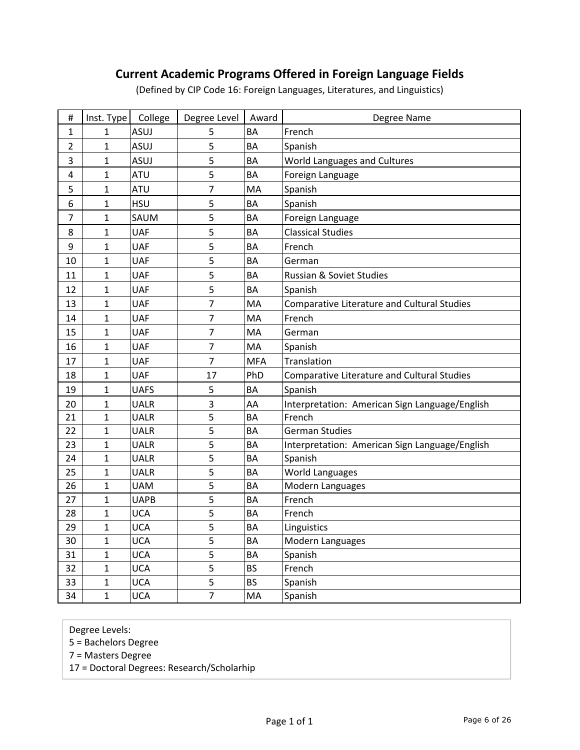# Current Academic Programs Offered in Foreign Language Fields

(Defined by CIP Code 16: Foreign Languages, Literatures, and Linguistics)

| # | Inst. Type | College | Degree Level | Award | Degree Name |
|---|---|---|---|---|---|
| 1 | 1 | ASUJ | 5 | BA | French |
| 2 | 1 | ASUJ | 5 | BA | Spanish |
| 3 | 1 | ASUJ | 5 | BA | World Languages and Cultures |
| 4 | 1 | ATU | 5 | BA | Foreign Language |
| 5 | 1 | ATU | 7 | MA | Spanish |
| 6 | 1 | HSU | 5 | BA | Spanish |
| 7 | 1 | SAUM | 5 | BA | Foreign Language |
| 8 | 1 | UAF | 5 | BA | Classical Studies |
| 9 | 1 | UAF | 5 | BA | French |
| 10 | 1 | UAF | 5 | BA | German |
| 11 | 1 | UAF | 5 | BA | Russian & Soviet Studies |
| 12 | 1 | UAF | 5 | BA | Spanish |
| 13 | 1 | UAF | 7 | MA | Comparative Literature and Cultural Studies |
| 14 | 1 | UAF | 7 | MA | French |
| 15 | 1 | UAF | 7 | MA | German |
| 16 | 1 | UAF | 7 | MA | Spanish |
| 17 | 1 | UAF | 7 | MFA | Translation |
| 18 | 1 | UAF | 17 | PhD | Comparative Literature and Cultural Studies |
| 19 | 1 | UAFS | 5 | BA | Spanish |
| 20 | 1 | UALR | 3 | AA | Interpretation: American Sign Language/English |
| 21 | 1 | UALR | 5 | BA | French |
| 22 | 1 | UALR | 5 | BA | German Studies |
| 23 | 1 | UALR | 5 | BA | Interpretation: American Sign Language/English |
| 24 | 1 | UALR | 5 | BA | Spanish |
| 25 | 1 | UALR | 5 | BA | World Languages |
| 26 | 1 | UAM | 5 | BA | Modern Languages |
| 27 | 1 | UAPB | 5 | BA | French |
| 28 | 1 | UCA | 5 | BA | French |
| 29 | 1 | UCA | 5 | BA | Linguistics |
| 30 | 1 | UCA | 5 | BA | Modern Languages |
| 31 | 1 | UCA | 5 | BA | Spanish |
| 32 | 1 | UCA | 5 | BS | French |
| 33 | 1 | UCA | 5 | BS | Spanish |
| 34 | 1 | UCA | 7 | MA | Spanish |

Degree Levels:
5 = Bachelors Degree
7 = Masters Degree
17 = Doctoral Degrees: Research/Scholarhip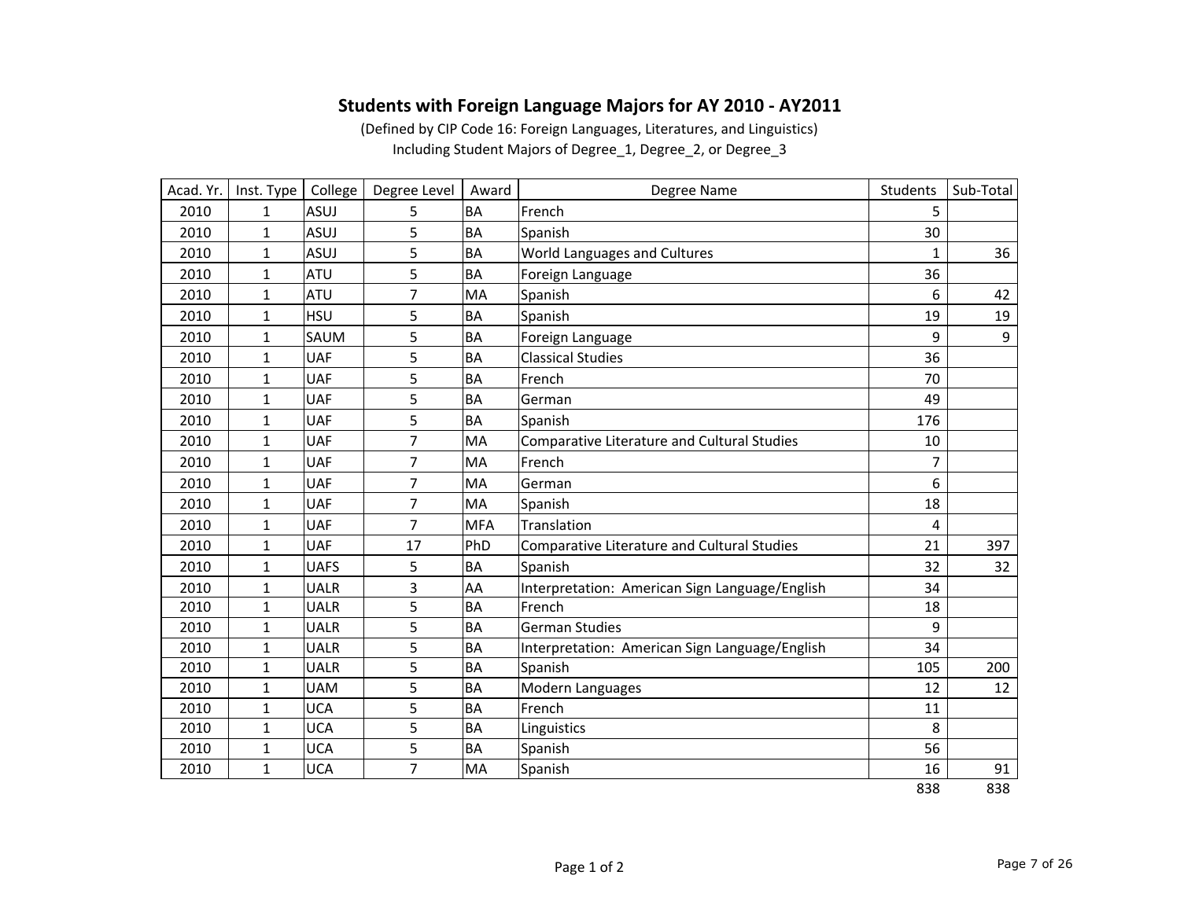# Students with Foreign Language Majors for AY 2010 - AY2011

(Defined by CIP Code 16: Foreign Languages, Literatures, and Linguistics)

Including Student Majors of Degree_1, Degree_2, or Degree_3

| Acad. Yr. | Inst. Type | College | Degree Level | Award | Degree Name | Students | Sub-Total |
|---|---|---|---|---|---|---|---|
| 2010 | 1 | ASUJ | 5 | BA | French | 5 | |
| 2010 | 1 | ASUJ | 5 | BA | Spanish | 30 | |
| 2010 | 1 | ASUJ | 5 | BA | World Languages and Cultures | 1 | 36 |
| 2010 | 1 | ATU | 5 | BA | Foreign Language | 36 | |
| 2010 | 1 | ATU | 7 | MA | Spanish | 6 | 42 |
| 2010 | 1 | HSU | 5 | BA | Spanish | 19 | 19 |
| 2010 | 1 | SAUM | 5 | BA | Foreign Language | 9 | 9 |
| 2010 | 1 | UAF | 5 | BA | Classical Studies | 36 | |
| 2010 | 1 | UAF | 5 | BA | French | 70 | |
| 2010 | 1 | UAF | 5 | BA | German | 49 | |
| 2010 | 1 | UAF | 5 | BA | Spanish | 176 | |
| 2010 | 1 | UAF | 7 | MA | Comparative Literature and Cultural Studies | 10 | |
| 2010 | 1 | UAF | 7 | MA | French | 7 | |
| 2010 | 1 | UAF | 7 | MA | German | 6 | |
| 2010 | 1 | UAF | 7 | MA | Spanish | 18 | |
| 2010 | 1 | UAF | 7 | MFA | Translation | 4 | |
| 2010 | 1 | UAF | 17 | PhD | Comparative Literature and Cultural Studies | 21 | 397 |
| 2010 | 1 | UAFS | 5 | BA | Spanish | 32 | 32 |
| 2010 | 1 | UALR | 3 | AA | Interpretation: American Sign Language/English | 34 | |
| 2010 | 1 | UALR | 5 | BA | French | 18 | |
| 2010 | 1 | UALR | 5 | BA | German Studies | 9 | |
| 2010 | 1 | UALR | 5 | BA | Interpretation: American Sign Language/English | 34 | |
| 2010 | 1 | UALR | 5 | BA | Spanish | 105 | 200 |
| 2010 | 1 | UAM | 5 | BA | Modern Languages | 12 | 12 |
| 2010 | 1 | UCA | 5 | BA | French | 11 | |
| 2010 | 1 | UCA | 5 | BA | Linguistics | 8 | |
| 2010 | 1 | UCA | 5 | BA | Spanish | 56 | |
| 2010 | 1 | UCA | 7 | MA | Spanish | 16 | 91 |
| | | | | | | 838 | 838 |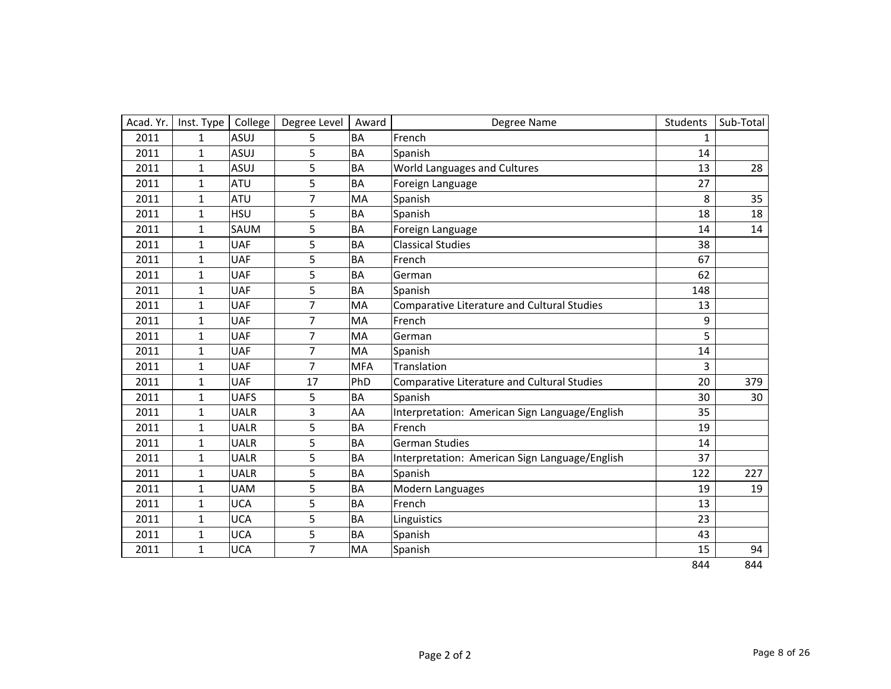| Acad. Yr. | Inst. Type | College | Degree Level | Award | Degree Name | Students | Sub-Total |
|---|---|---|---|---|---|---|---|
| 2011 | 1 | ASUJ | 5 | BA | French | 1 | |
| 2011 | 1 | ASUJ | 5 | BA | Spanish | 14 | |
| 2011 | 1 | ASUJ | 5 | BA | World Languages and Cultures | 13 | 28 |
| 2011 | 1 | ATU | 5 | BA | Foreign Language | 27 | |
| 2011 | 1 | ATU | 7 | MA | Spanish | 8 | 35 |
| 2011 | 1 | HSU | 5 | BA | Spanish | 18 | 18 |
| 2011 | 1 | SAUM | 5 | BA | Foreign Language | 14 | 14 |
| 2011 | 1 | UAF | 5 | BA | Classical Studies | 38 | |
| 2011 | 1 | UAF | 5 | BA | French | 67 | |
| 2011 | 1 | UAF | 5 | BA | German | 62 | |
| 2011 | 1 | UAF | 5 | BA | Spanish | 148 | |
| 2011 | 1 | UAF | 7 | MA | Comparative Literature and Cultural Studies | 13 | |
| 2011 | 1 | UAF | 7 | MA | French | 9 | |
| 2011 | 1 | UAF | 7 | MA | German | 5 | |
| 2011 | 1 | UAF | 7 | MA | Spanish | 14 | |
| 2011 | 1 | UAF | 7 | MFA | Translation | 3 | |
| 2011 | 1 | UAF | 17 | PhD | Comparative Literature and Cultural Studies | 20 | 379 |
| 2011 | 1 | UAFS | 5 | BA | Spanish | 30 | 30 |
| 2011 | 1 | UALR | 3 | AA | Interpretation: American Sign Language/English | 35 | |
| 2011 | 1 | UALR | 5 | BA | French | 19 | |
| 2011 | 1 | UALR | 5 | BA | German Studies | 14 | |
| 2011 | 1 | UALR | 5 | BA | Interpretation: American Sign Language/English | 37 | |
| 2011 | 1 | UALR | 5 | BA | Spanish | 122 | 227 |
| 2011 | 1 | UAM | 5 | BA | Modern Languages | 19 | 19 |
| 2011 | 1 | UCA | 5 | BA | French | 13 | |
| 2011 | 1 | UCA | 5 | BA | Linguistics | 23 | |
| 2011 | 1 | UCA | 5 | BA | Spanish | 43 | |
| 2011 | 1 | UCA | 7 | MA | Spanish | 15 | 94 |
| | | | | | | 844 | 844 |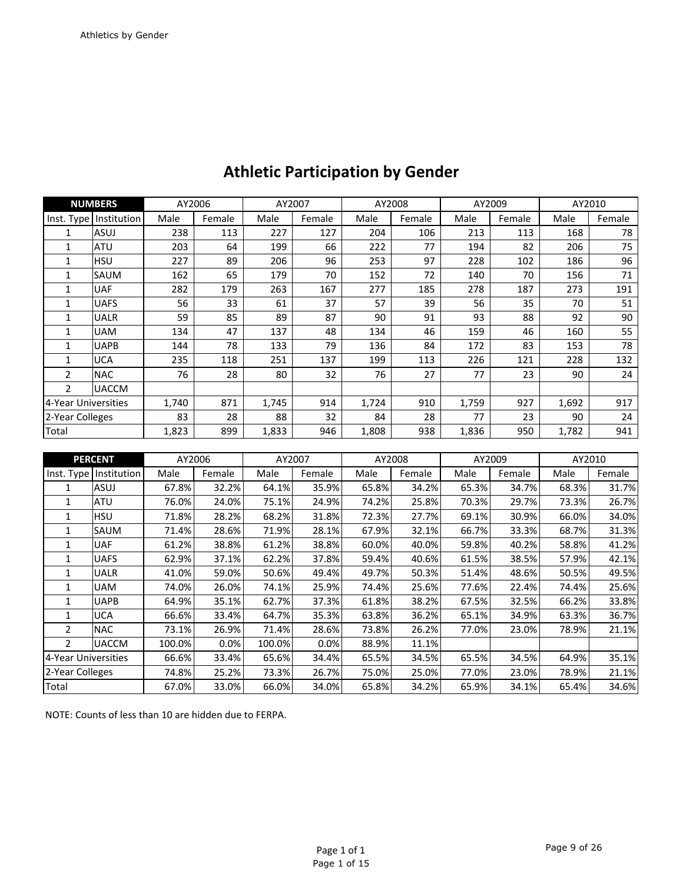# Athletic Participation by Gender

| NUMBERS | | AY2006 | | AY2007 | | AY2008 | | AY2009 | | AY2010 | |
|---|---|---|---|---|---|---|---|---|---|---|---|
| Inst. Type | Institution | Male | Female | Male | Female | Male | Female | Male | Female | Male | Female |
| 1 | ASUJ | 238 | 113 | 227 | 127 | 204 | 106 | 213 | 113 | 168 | 78 |
| 1 | ATU | 203 | 64 | 199 | 66 | 222 | 77 | 194 | 82 | 206 | 75 |
| 1 | HSU | 227 | 89 | 206 | 96 | 253 | 97 | 228 | 102 | 186 | 96 |
| 1 | SAUM | 162 | 65 | 179 | 70 | 152 | 72 | 140 | 70 | 156 | 71 |
| 1 | UAF | 282 | 179 | 263 | 167 | 277 | 185 | 278 | 187 | 273 | 191 |
| 1 | UAFS | 56 | 33 | 61 | 37 | 57 | 39 | 56 | 35 | 70 | 51 |
| 1 | UALR | 59 | 85 | 89 | 87 | 90 | 91 | 93 | 88 | 92 | 90 |
| 1 | UAM | 134 | 47 | 137 | 48 | 134 | 46 | 159 | 46 | 160 | 55 |
| 1 | UAPB | 144 | 78 | 133 | 79 | 136 | 84 | 172 | 83 | 153 | 78 |
| 1 | UCA | 235 | 118 | 251 | 137 | 199 | 113 | 226 | 121 | 228 | 132 |
| 2 | NAC | 76 | 28 | 80 | 32 | 76 | 27 | 77 | 23 | 90 | 24 |
| 2 | UACCM | | | | | | | | | | |
| 4-Year Universities | | 1,740 | 871 | 1,745 | 914 | 1,724 | 910 | 1,759 | 927 | 1,692 | 917 |
| 2-Year Colleges | | 83 | 28 | 88 | 32 | 84 | 28 | 77 | 23 | 90 | 24 |
| Total | | 1,823 | 899 | 1,833 | 946 | 1,808 | 938 | 1,836 | 950 | 1,782 | 941 |

| PERCENT | | AY2006 | | AY2007 | | AY2008 | | AY2009 | | AY2010 | |
|---|---|---|---|---|---|---|---|---|---|---|---|
| Inst. Type | Institution | Male | Female | Male | Female | Male | Female | Male | Female | Male | Female |
| 1 | ASUJ | 67.8% | 32.2% | 64.1% | 35.9% | 65.8% | 34.2% | 65.3% | 34.7% | 68.3% | 31.7% |
| 1 | ATU | 76.0% | 24.0% | 75.1% | 24.9% | 74.2% | 25.8% | 70.3% | 29.7% | 73.3% | 26.7% |
| 1 | HSU | 71.8% | 28.2% | 68.2% | 31.8% | 72.3% | 27.7% | 69.1% | 30.9% | 66.0% | 34.0% |
| 1 | SAUM | 71.4% | 28.6% | 71.9% | 28.1% | 67.9% | 32.1% | 66.7% | 33.3% | 68.7% | 31.3% |
| 1 | UAF | 61.2% | 38.8% | 61.2% | 38.8% | 60.0% | 40.0% | 59.8% | 40.2% | 58.8% | 41.2% |
| 1 | UAFS | 62.9% | 37.1% | 62.2% | 37.8% | 59.4% | 40.6% | 61.5% | 38.5% | 57.9% | 42.1% |
| 1 | UALR | 41.0% | 59.0% | 50.6% | 49.4% | 49.7% | 50.3% | 51.4% | 48.6% | 50.5% | 49.5% |
| 1 | UAM | 74.0% | 26.0% | 74.1% | 25.9% | 74.4% | 25.6% | 77.6% | 22.4% | 74.4% | 25.6% |
| 1 | UAPB | 64.9% | 35.1% | 62.7% | 37.3% | 61.8% | 38.2% | 67.5% | 32.5% | 66.2% | 33.8% |
| 1 | UCA | 66.6% | 33.4% | 64.7% | 35.3% | 63.8% | 36.2% | 65.1% | 34.9% | 63.3% | 36.7% |
| 2 | NAC | 73.1% | 26.9% | 71.4% | 28.6% | 73.8% | 26.2% | 77.0% | 23.0% | 78.9% | 21.1% |
| 2 | UACCM | 100.0% | 0.0% | 100.0% | 0.0% | 88.9% | 11.1% | | | | |
| 4-Year Universities | | 66.6% | 33.4% | 65.6% | 34.4% | 65.5% | 34.5% | 65.5% | 34.5% | 64.9% | 35.1% |
| 2-Year Colleges | | 74.8% | 25.2% | 73.3% | 26.7% | 75.0% | 25.0% | 77.0% | 23.0% | 78.9% | 21.1% |
| Total | | 67.0% | 33.0% | 66.0% | 34.0% | 65.8% | 34.2% | 65.9% | 34.1% | 65.4% | 34.6% |

NOTE: Counts of less than 10 are hidden due to FERPA.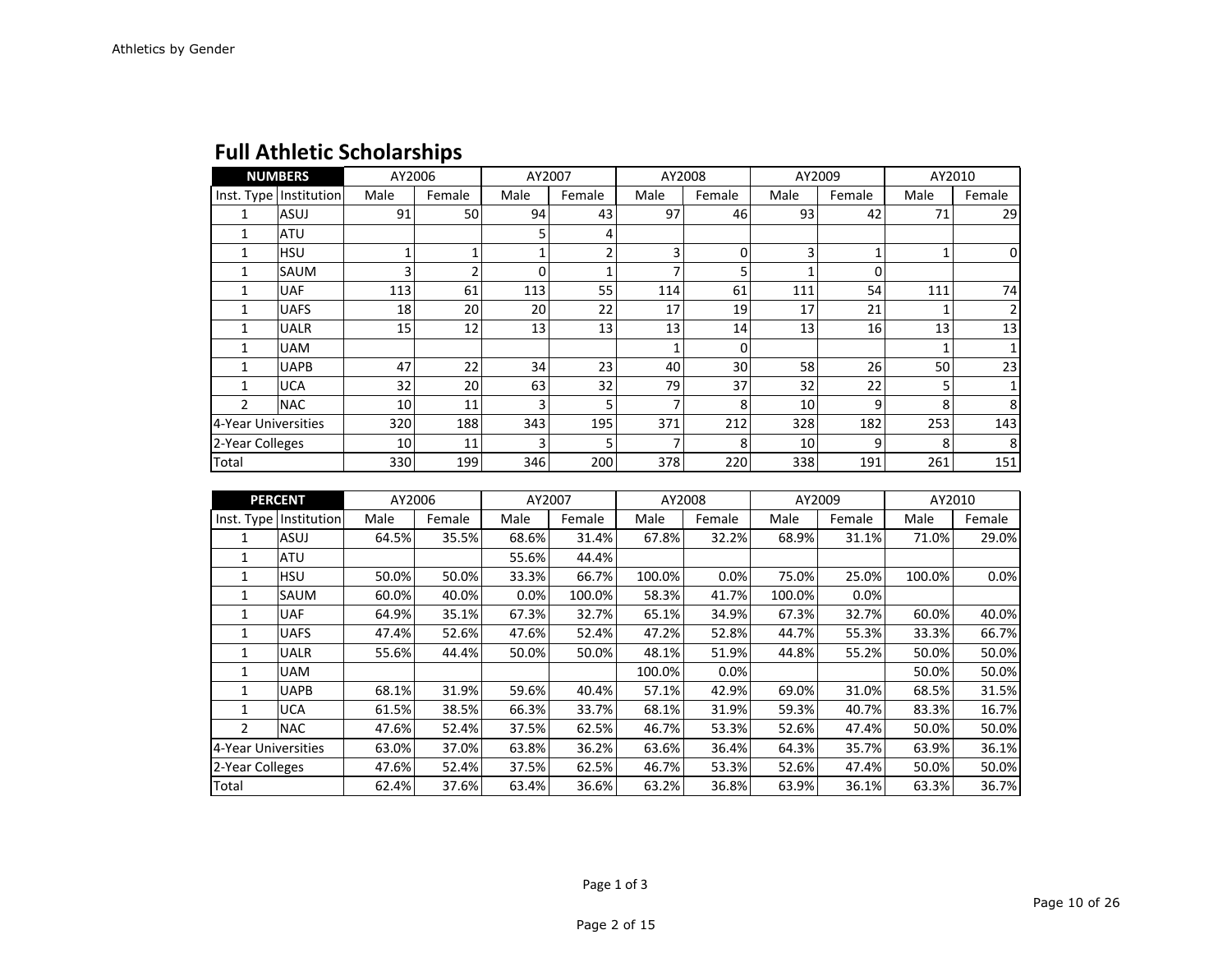## Full Athletic Scholarships

| NUMBERS | | AY2006 | | AY2007 | | AY2008 | | AY2009 | | AY2010 | |
|---|---|---|---|---|---|---|---|---|---|---|---|
| Inst. Type | Institution | Male | Female | Male | Female | Male | Female | Male | Female | Male | Female |
| 1 | ASUJ | 91 | 50 | 94 | 43 | 97 | 46 | 93 | 42 | 71 | 29 |
| 1 | ATU | | | 5 | 4 | | | | | | |
| 1 | HSU | 1 | 1 | 1 | 2 | 3 | 0 | 3 | 1 | 1 | 0 |
| 1 | SAUM | 3 | 2 | 0 | 1 | 7 | 5 | 1 | 0 | | |
| 1 | UAF | 113 | 61 | 113 | 55 | 114 | 61 | 111 | 54 | 111 | 74 |
| 1 | UAFS | 18 | 20 | 20 | 22 | 17 | 19 | 17 | 21 | 1 | 2 |
| 1 | UALR | 15 | 12 | 13 | 13 | 13 | 14 | 13 | 16 | 13 | 13 |
| 1 | UAM | | | | | 1 | 0 | | | 1 | 1 |
| 1 | UAPB | 47 | 22 | 34 | 23 | 40 | 30 | 58 | 26 | 50 | 23 |
| 1 | UCA | 32 | 20 | 63 | 32 | 79 | 37 | 32 | 22 | 5 | 1 |
| 2 | NAC | 10 | 11 | 3 | 5 | 7 | 8 | 10 | 9 | 8 | 8 |
| 4-Year Universities | | 320 | 188 | 343 | 195 | 371 | 212 | 328 | 182 | 253 | 143 |
| 2-Year Colleges | | 10 | 11 | 3 | 5 | 7 | 8 | 10 | 9 | 8 | 8 |
| Total | | 330 | 199 | 346 | 200 | 378 | 220 | 338 | 191 | 261 | 151 |

| PERCENT | | AY2006 | | AY2007 | | AY2008 | | AY2009 | | AY2010 | |
|---|---|---|---|---|---|---|---|---|---|---|---|
| Inst. Type | Institution | Male | Female | Male | Female | Male | Female | Male | Female | Male | Female |
| 1 | ASUJ | 64.5% | 35.5% | 68.6% | 31.4% | 67.8% | 32.2% | 68.9% | 31.1% | 71.0% | 29.0% |
| 1 | ATU | | | 55.6% | 44.4% | | | | | | |
| 1 | HSU | 50.0% | 50.0% | 33.3% | 66.7% | 100.0% | 0.0% | 75.0% | 25.0% | 100.0% | 0.0% |
| 1 | SAUM | 60.0% | 40.0% | 0.0% | 100.0% | 58.3% | 41.7% | 100.0% | 0.0% | | |
| 1 | UAF | 64.9% | 35.1% | 67.3% | 32.7% | 65.1% | 34.9% | 67.3% | 32.7% | 60.0% | 40.0% |
| 1 | UAFS | 47.4% | 52.6% | 47.6% | 52.4% | 47.2% | 52.8% | 44.7% | 55.3% | 33.3% | 66.7% |
| 1 | UALR | 55.6% | 44.4% | 50.0% | 50.0% | 48.1% | 51.9% | 44.8% | 55.2% | 50.0% | 50.0% |
| 1 | UAM | | | | | 100.0% | 0.0% | | | 50.0% | 50.0% |
| 1 | UAPB | 68.1% | 31.9% | 59.6% | 40.4% | 57.1% | 42.9% | 69.0% | 31.0% | 68.5% | 31.5% |
| 1 | UCA | 61.5% | 38.5% | 66.3% | 33.7% | 68.1% | 31.9% | 59.3% | 40.7% | 83.3% | 16.7% |
| 2 | NAC | 47.6% | 52.4% | 37.5% | 62.5% | 46.7% | 53.3% | 52.6% | 47.4% | 50.0% | 50.0% |
| 4-Year Universities | | 63.0% | 37.0% | 63.8% | 36.2% | 63.6% | 36.4% | 64.3% | 35.7% | 63.9% | 36.1% |
| 2-Year Colleges | | 47.6% | 52.4% | 37.5% | 62.5% | 46.7% | 53.3% | 52.6% | 47.4% | 50.0% | 50.0% |
| Total | | 62.4% | 37.6% | 63.4% | 36.6% | 63.2% | 36.8% | 63.9% | 36.1% | 63.3% | 36.7% |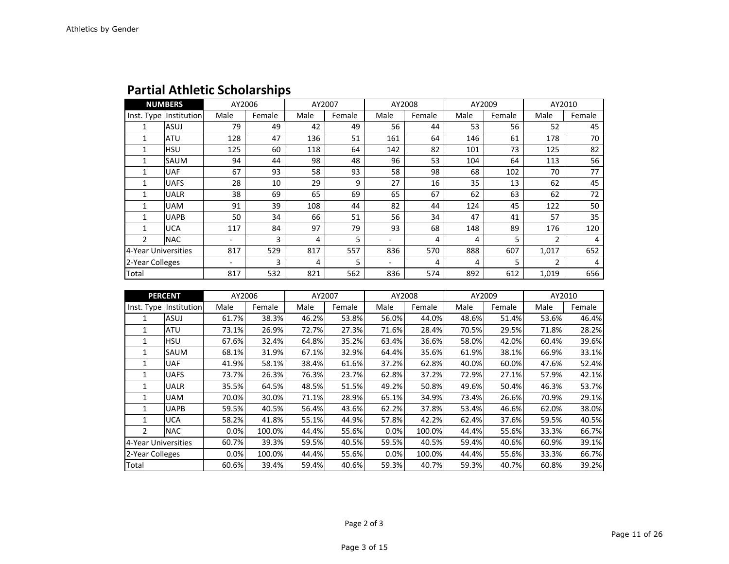Athletics by Gender

## Partial Athletic Scholarships

| NUMBERS | | AY2006 | | AY2007 | | AY2008 | | AY2009 | | AY2010 | |
|---|---|---|---|---|---|---|---|---|---|---|---|
| Inst. Type | Institution | Male | Female | Male | Female | Male | Female | Male | Female | Male | Female |
| 1 | ASUJ | 79 | 49 | 42 | 49 | 56 | 44 | 53 | 56 | 52 | 45 |
| 1 | ATU | 128 | 47 | 136 | 51 | 161 | 64 | 146 | 61 | 178 | 70 |
| 1 | HSU | 125 | 60 | 118 | 64 | 142 | 82 | 101 | 73 | 125 | 82 |
| 1 | SAUM | 94 | 44 | 98 | 48 | 96 | 53 | 104 | 64 | 113 | 56 |
| 1 | UAF | 67 | 93 | 58 | 93 | 58 | 98 | 68 | 102 | 70 | 77 |
| 1 | UAFS | 28 | 10 | 29 | 9 | 27 | 16 | 35 | 13 | 62 | 45 |
| 1 | UALR | 38 | 69 | 65 | 69 | 65 | 67 | 62 | 63 | 62 | 72 |
| 1 | UAM | 91 | 39 | 108 | 44 | 82 | 44 | 124 | 45 | 122 | 50 |
| 1 | UAPB | 50 | 34 | 66 | 51 | 56 | 34 | 47 | 41 | 57 | 35 |
| 1 | UCA | 117 | 84 | 97 | 79 | 93 | 68 | 148 | 89 | 176 | 120 |
| 2 | NAC | - | 3 | 4 | 5 | - | 4 | 4 | 5 | 2 | 4 |
| 4-Year Universities | | 817 | 529 | 817 | 557 | 836 | 570 | 888 | 607 | 1,017 | 652 |
| 2-Year Colleges | | - | 3 | 4 | 5 | - | 4 | 4 | 5 | 2 | 4 |
| Total | | 817 | 532 | 821 | 562 | 836 | 574 | 892 | 612 | 1,019 | 656 |

| PERCENT | | AY2006 | | AY2007 | | AY2008 | | AY2009 | | AY2010 | |
|---|---|---|---|---|---|---|---|---|---|---|---|
| Inst. Type | Institution | Male | Female | Male | Female | Male | Female | Male | Female | Male | Female |
| 1 | ASUJ | 61.7% | 38.3% | 46.2% | 53.8% | 56.0% | 44.0% | 48.6% | 51.4% | 53.6% | 46.4% |
| 1 | ATU | 73.1% | 26.9% | 72.7% | 27.3% | 71.6% | 28.4% | 70.5% | 29.5% | 71.8% | 28.2% |
| 1 | HSU | 67.6% | 32.4% | 64.8% | 35.2% | 63.4% | 36.6% | 58.0% | 42.0% | 60.4% | 39.6% |
| 1 | SAUM | 68.1% | 31.9% | 67.1% | 32.9% | 64.4% | 35.6% | 61.9% | 38.1% | 66.9% | 33.1% |
| 1 | UAF | 41.9% | 58.1% | 38.4% | 61.6% | 37.2% | 62.8% | 40.0% | 60.0% | 47.6% | 52.4% |
| 1 | UAFS | 73.7% | 26.3% | 76.3% | 23.7% | 62.8% | 37.2% | 72.9% | 27.1% | 57.9% | 42.1% |
| 1 | UALR | 35.5% | 64.5% | 48.5% | 51.5% | 49.2% | 50.8% | 49.6% | 50.4% | 46.3% | 53.7% |
| 1 | UAM | 70.0% | 30.0% | 71.1% | 28.9% | 65.1% | 34.9% | 73.4% | 26.6% | 70.9% | 29.1% |
| 1 | UAPB | 59.5% | 40.5% | 56.4% | 43.6% | 62.2% | 37.8% | 53.4% | 46.6% | 62.0% | 38.0% |
| 1 | UCA | 58.2% | 41.8% | 55.1% | 44.9% | 57.8% | 42.2% | 62.4% | 37.6% | 59.5% | 40.5% |
| 2 | NAC | 0.0% | 100.0% | 44.4% | 55.6% | 0.0% | 100.0% | 44.4% | 55.6% | 33.3% | 66.7% |
| 4-Year Universities | | 60.7% | 39.3% | 59.5% | 40.5% | 59.5% | 40.5% | 59.4% | 40.6% | 60.9% | 39.1% |
| 2-Year Colleges | | 0.0% | 100.0% | 44.4% | 55.6% | 0.0% | 100.0% | 44.4% | 55.6% | 33.3% | 66.7% |
| Total | | 60.6% | 39.4% | 59.4% | 40.6% | 59.3% | 40.7% | 59.3% | 40.7% | 60.8% | 39.2% |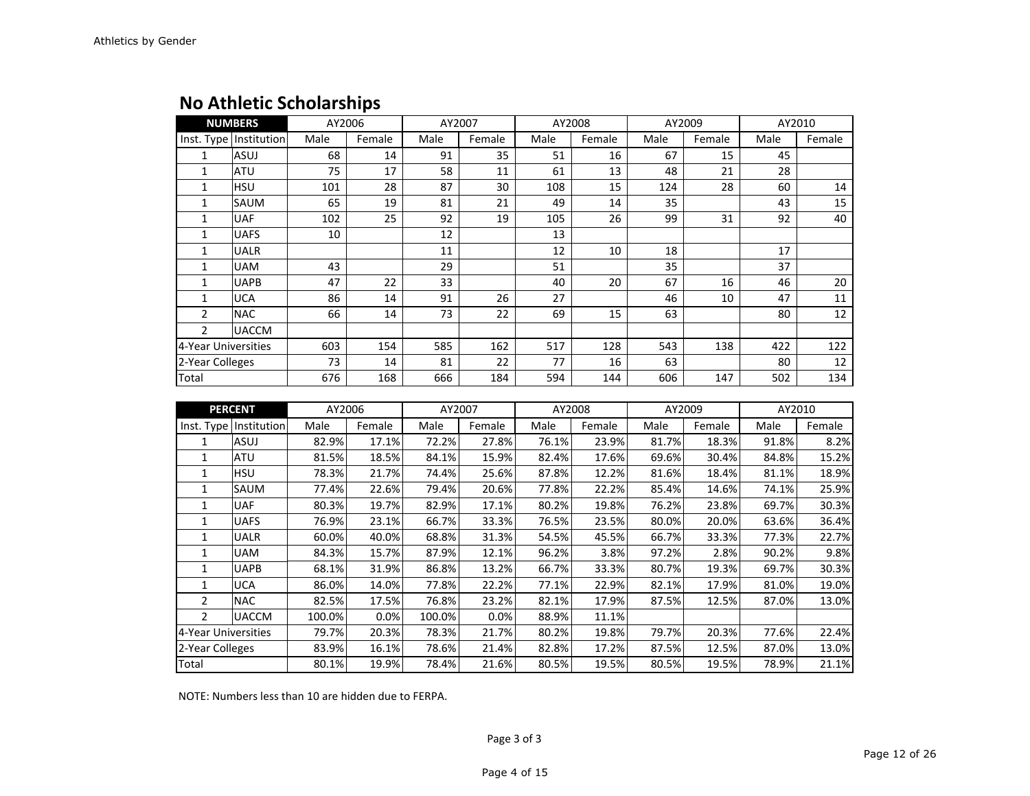Athletics by Gender

## No Athletic Scholarships

| NUMBERS | | AY2006 | | AY2007 | | AY2008 | | AY2009 | | AY2010 | |
|---|---|---|---|---|---|---|---|---|---|---|---|
| Inst. Type | Institution | Male | Female | Male | Female | Male | Female | Male | Female | Male | Female |
| 1 | ASUJ | 68 | 14 | 91 | 35 | 51 | 16 | 67 | 15 | 45 | |
| 1 | ATU | 75 | 17 | 58 | 11 | 61 | 13 | 48 | 21 | 28 | |
| 1 | HSU | 101 | 28 | 87 | 30 | 108 | 15 | 124 | 28 | 60 | 14 |
| 1 | SAUM | 65 | 19 | 81 | 21 | 49 | 14 | 35 | | 43 | 15 |
| 1 | UAF | 102 | 25 | 92 | 19 | 105 | 26 | 99 | 31 | 92 | 40 |
| 1 | UAFS | 10 | | 12 | | 13 | | | | | |
| 1 | UALR | | | 11 | | 12 | 10 | 18 | | 17 | |
| 1 | UAM | 43 | | 29 | | 51 | | 35 | | 37 | |
| 1 | UAPB | 47 | 22 | 33 | | 40 | 20 | 67 | 16 | 46 | 20 |
| 1 | UCA | 86 | 14 | 91 | 26 | 27 | | 46 | 10 | 47 | 11 |
| 2 | NAC | 66 | 14 | 73 | 22 | 69 | 15 | 63 | | 80 | 12 |
| 2 | UACCM | | | | | | | | | | |
| 4-Year Universities | | 603 | 154 | 585 | 162 | 517 | 128 | 543 | 138 | 422 | 122 |
| 2-Year Colleges | | 73 | 14 | 81 | 22 | 77 | 16 | 63 | | 80 | 12 |
| Total | | 676 | 168 | 666 | 184 | 594 | 144 | 606 | 147 | 502 | 134 |

| PERCENT | | AY2006 | | AY2007 | | AY2008 | | AY2009 | | AY2010 | |
|---|---|---|---|---|---|---|---|---|---|---|---|
| Inst. Type | Institution | Male | Female | Male | Female | Male | Female | Male | Female | Male | Female |
| 1 | ASUJ | 82.9% | 17.1% | 72.2% | 27.8% | 76.1% | 23.9% | 81.7% | 18.3% | 91.8% | 8.2% |
| 1 | ATU | 81.5% | 18.5% | 84.1% | 15.9% | 82.4% | 17.6% | 69.6% | 30.4% | 84.8% | 15.2% |
| 1 | HSU | 78.3% | 21.7% | 74.4% | 25.6% | 87.8% | 12.2% | 81.6% | 18.4% | 81.1% | 18.9% |
| 1 | SAUM | 77.4% | 22.6% | 79.4% | 20.6% | 77.8% | 22.2% | 85.4% | 14.6% | 74.1% | 25.9% |
| 1 | UAF | 80.3% | 19.7% | 82.9% | 17.1% | 80.2% | 19.8% | 76.2% | 23.8% | 69.7% | 30.3% |
| 1 | UAFS | 76.9% | 23.1% | 66.7% | 33.3% | 76.5% | 23.5% | 80.0% | 20.0% | 63.6% | 36.4% |
| 1 | UALR | 60.0% | 40.0% | 68.8% | 31.3% | 54.5% | 45.5% | 66.7% | 33.3% | 77.3% | 22.7% |
| 1 | UAM | 84.3% | 15.7% | 87.9% | 12.1% | 96.2% | 3.8% | 97.2% | 2.8% | 90.2% | 9.8% |
| 1 | UAPB | 68.1% | 31.9% | 86.8% | 13.2% | 66.7% | 33.3% | 80.7% | 19.3% | 69.7% | 30.3% |
| 1 | UCA | 86.0% | 14.0% | 77.8% | 22.2% | 77.1% | 22.9% | 82.1% | 17.9% | 81.0% | 19.0% |
| 2 | NAC | 82.5% | 17.5% | 76.8% | 23.2% | 82.1% | 17.9% | 87.5% | 12.5% | 87.0% | 13.0% |
| 2 | UACCM | 100.0% | 0.0% | 100.0% | 0.0% | 88.9% | 11.1% | | | | |
| 4-Year Universities | | 79.7% | 20.3% | 78.3% | 21.7% | 80.2% | 19.8% | 79.7% | 20.3% | 77.6% | 22.4% |
| 2-Year Colleges | | 83.9% | 16.1% | 78.6% | 21.4% | 82.8% | 17.2% | 87.5% | 12.5% | 87.0% | 13.0% |
| Total | | 80.1% | 19.9% | 78.4% | 21.6% | 80.5% | 19.5% | 80.5% | 19.5% | 78.9% | 21.1% |

NOTE: Numbers less than 10 are hidden due to FERPA.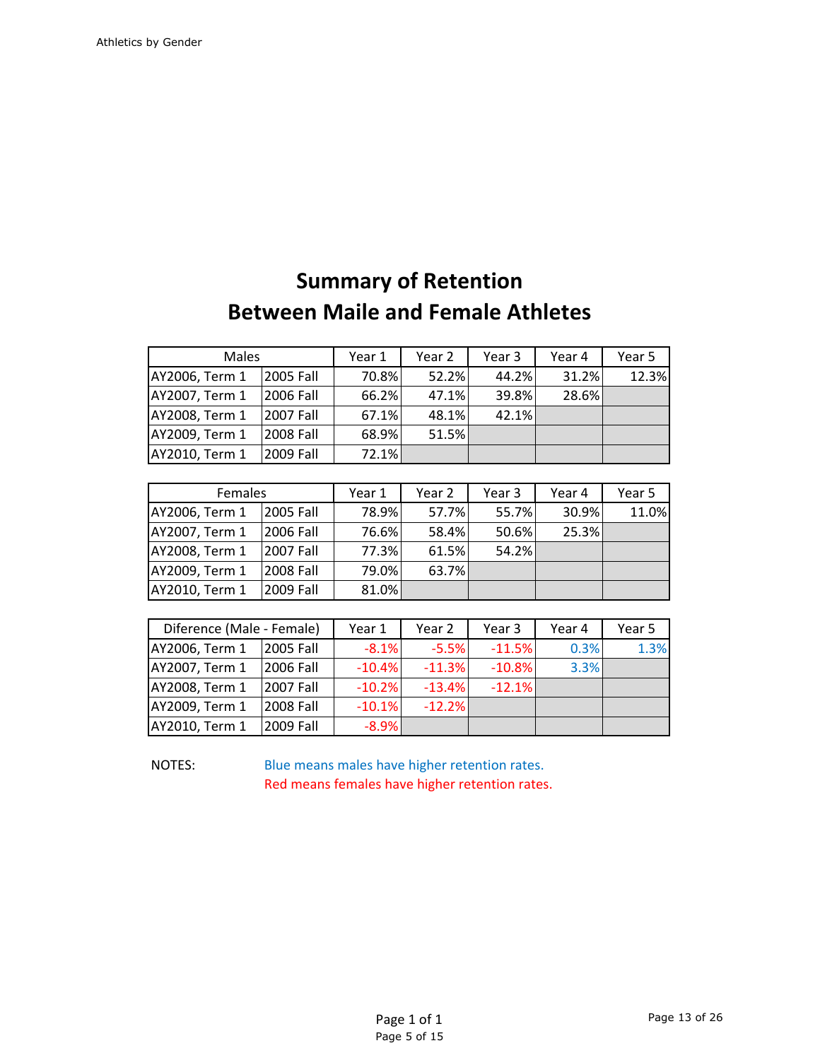# Summary of Retention
# Between Maile and Female Athletes

| Males | | Year 1 | Year 2 | Year 3 | Year 4 | Year 5 |
|---|---|---|---|---|---|---|
| AY2006, Term 1 | 2005 Fall | 70.8% | 52.2% | 44.2% | 31.2% | 12.3% |
| AY2007, Term 1 | 2006 Fall | 66.2% | 47.1% | 39.8% | 28.6% | |
| AY2008, Term 1 | 2007 Fall | 67.1% | 48.1% | 42.1% | | |
| AY2009, Term 1 | 2008 Fall | 68.9% | 51.5% | | | |
| AY2010, Term 1 | 2009 Fall | 72.1% | | | | |

| Females | | Year 1 | Year 2 | Year 3 | Year 4 | Year 5 |
|---|---|---|---|---|---|---|
| AY2006, Term 1 | 2005 Fall | 78.9% | 57.7% | 55.7% | 30.9% | 11.0% |
| AY2007, Term 1 | 2006 Fall | 76.6% | 58.4% | 50.6% | 25.3% | |
| AY2008, Term 1 | 2007 Fall | 77.3% | 61.5% | 54.2% | | |
| AY2009, Term 1 | 2008 Fall | 79.0% | 63.7% | | | |
| AY2010, Term 1 | 2009 Fall | 81.0% | | | | |

| Diference (Male - Female) | | Year 1 | Year 2 | Year 3 | Year 4 | Year 5 |
|---|---|---|---|---|---|---|
| AY2006, Term 1 | 2005 Fall | -8.1% | -5.5% | -11.5% | 0.3% | 1.3% |
| AY2007, Term 1 | 2006 Fall | -10.4% | -11.3% | -10.8% | 3.3% | |
| AY2008, Term 1 | 2007 Fall | -10.2% | -13.4% | -12.1% | | |
| AY2009, Term 1 | 2008 Fall | -10.1% | -12.2% | | | |
| AY2010, Term 1 | 2009 Fall | -8.9% | | | | |

NOTES: Blue means males have higher retention rates.
Red means females have higher retention rates.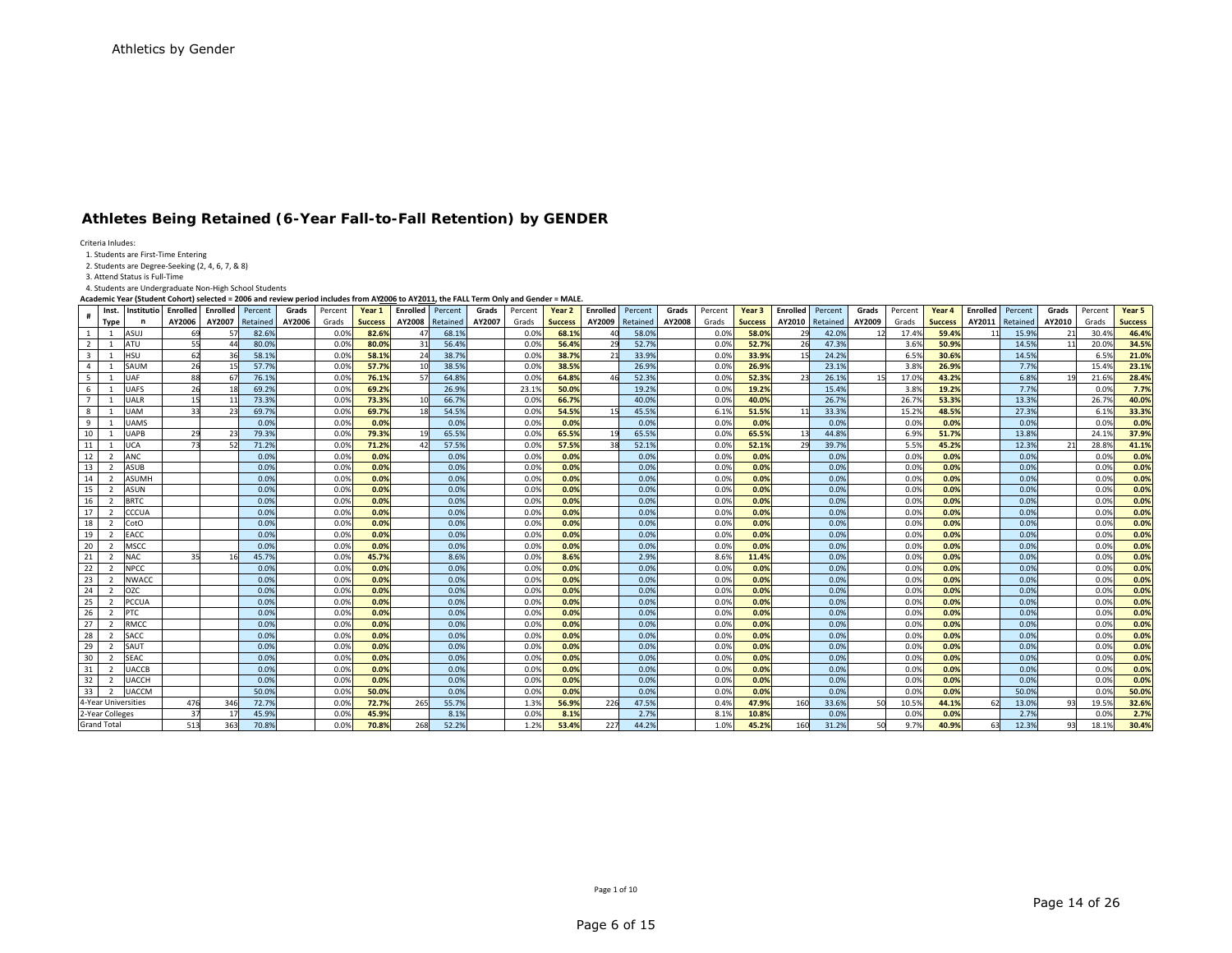Athletics by Gender

## Athletes Being Retained (6-Year Fall-to-Fall Retention) by GENDER

Criteria Inludes:

1. Students are First-Time Entering
2. Students are Degree-Seeking (2, 4, 6, 7, & 8)
3. Attend Status is Full-Time
4. Students are Undergraduate Non-High School Students

**Academic Year (Student Cohort) selected = 2006 and review period includes from AY2006 to AY2011, the FALL Term Only and Gender = MALE.**

| # | Inst. Type | Institution | Enrolled AY2006 | Enrolled AY2007 | Percent Retained | Grads AY2006 | Percent Grads | Year 1 Success | Enrolled AY2008 | Percent Retained | Grads AY2007 | Percent Grads | Year 2 Success | Enrolled AY2009 | Percent Retained | Grads AY2008 | Percent Grads | Year 3 Success | Enrolled AY2010 | Percent Retained | Grads AY2009 | Percent Grads | Year 4 Success | Enrolled AY2011 | Percent Retained | Grads AY2010 | Percent Grads | Year 5 Success |
|---|---|---|---|---|---|---|---|---|---|---|---|---|---|---|---|---|---|---|---|---|---|---|---|---|---|---|---|---|
| 1 | 1 | ASUJ | 69 | 57 | 82.6% | | 0.0% | 82.6% | 47 | 68.1% | | 0.0% | 68.1% | 40 | 58.0% | | 0.0% | 58.0% | 29 | 42.0% | 12 | 17.4% | 59.4% | 11 | 15.9% | 21 | 30.4% | 46.4% |
| 2 | 1 | ATU | 55 | 44 | 80.0% | | 0.0% | 80.0% | 31 | 56.4% | | 0.0% | 56.4% | 29 | 52.7% | | 0.0% | 52.7% | 26 | 47.3% | | 3.6% | 50.9% | | 14.5% | 11 | 20.0% | 34.5% |
| 3 | 1 | HSU | 62 | 36 | 58.1% | | 0.0% | 58.1% | 24 | 38.7% | | 0.0% | 38.7% | 21 | 33.9% | | 0.0% | 33.9% | 15 | 24.2% | | 6.5% | 30.6% | | 14.5% | | 6.5% | 21.0% |
| 4 | 1 | SAUM | 26 | 15 | 57.7% | | 0.0% | 57.7% | 10 | 38.5% | | 0.0% | 38.5% | | 26.9% | | 0.0% | 26.9% | | 23.1% | | 3.8% | 26.9% | | 7.7% | | 15.4% | 23.1% |
| 5 | 1 | UAF | 88 | 67 | 76.1% | | 0.0% | 76.1% | 57 | 64.8% | | 0.0% | 64.8% | 46 | 52.3% | | 0.0% | 52.3% | 23 | 26.1% | 15 | 17.0% | 43.2% | | 6.8% | 19 | 21.6% | 28.4% |
| 6 | 1 | UAFS | 26 | 18 | 69.2% | | 0.0% | 69.2% | | 26.9% | | 23.1% | 50.0% | | 19.2% | | 0.0% | 19.2% | | 15.4% | | 3.8% | 19.2% | | 7.7% | | 0.0% | 7.7% |
| 7 | 1 | UALR | 15 | 11 | 73.3% | | 0.0% | 73.3% | 10 | 66.7% | | 0.0% | 66.7% | | 40.0% | | 0.0% | 40.0% | | 26.7% | | 26.7% | 53.3% | | 13.3% | | 26.7% | 40.0% |
| 8 | 1 | UAM | 33 | 23 | 69.7% | | 0.0% | 69.7% | 18 | 54.5% | | 0.0% | 54.5% | 15 | 45.5% | | 6.1% | 51.5% | 11 | 33.3% | | 15.2% | 48.5% | | 27.3% | | 6.1% | 33.3% |
| 9 | 1 | UAMS | | | 0.0% | | 0.0% | 0.0% | | 0.0% | | 0.0% | 0.0% | | 0.0% | | 0.0% | 0.0% | | 0.0% | | 0.0% | 0.0% | | 0.0% | | 0.0% | 0.0% |
| 10 | 1 | UAPB | 29 | 23 | 79.3% | | 0.0% | 79.3% | 19 | 65.5% | | 0.0% | 65.5% | 19 | 65.5% | | 0.0% | 65.5% | 13 | 44.8% | | 6.9% | 51.7% | | 13.8% | | 24.1% | 37.9% |
| 11 | 1 | UCA | 73 | 52 | 71.2% | | 0.0% | 71.2% | 42 | 57.5% | | 0.0% | 57.5% | 38 | 52.1% | | 0.0% | 52.1% | 29 | 39.7% | | 5.5% | 45.2% | | 12.3% | 21 | 28.8% | 41.1% |
| 12 | 2 | ANC | | | 0.0% | | 0.0% | 0.0% | | 0.0% | | 0.0% | 0.0% | | 0.0% | | 0.0% | 0.0% | | 0.0% | | 0.0% | 0.0% | | 0.0% | | 0.0% | 0.0% |
| 13 | 2 | ASUB | | | 0.0% | | 0.0% | 0.0% | | 0.0% | | 0.0% | 0.0% | | 0.0% | | 0.0% | 0.0% | | 0.0% | | 0.0% | 0.0% | | 0.0% | | 0.0% | 0.0% |
| 14 | 2 | ASUMH | | | 0.0% | | 0.0% | 0.0% | | 0.0% | | 0.0% | 0.0% | | 0.0% | | 0.0% | 0.0% | | 0.0% | | 0.0% | 0.0% | | 0.0% | | 0.0% | 0.0% |
| 15 | 2 | ASUN | | | 0.0% | | 0.0% | 0.0% | | 0.0% | | 0.0% | 0.0% | | 0.0% | | 0.0% | 0.0% | | 0.0% | | 0.0% | 0.0% | | 0.0% | | 0.0% | 0.0% |
| 16 | 2 | BRTC | | | 0.0% | | 0.0% | 0.0% | | 0.0% | | 0.0% | 0.0% | | 0.0% | | 0.0% | 0.0% | | 0.0% | | 0.0% | 0.0% | | 0.0% | | 0.0% | 0.0% |
| 17 | 2 | CCCUA | | | 0.0% | | 0.0% | 0.0% | | 0.0% | | 0.0% | 0.0% | | 0.0% | | 0.0% | 0.0% | | 0.0% | | 0.0% | 0.0% | | 0.0% | | 0.0% | 0.0% |
| 18 | 2 | CotO | | | 0.0% | | 0.0% | 0.0% | | 0.0% | | 0.0% | 0.0% | | 0.0% | | 0.0% | 0.0% | | 0.0% | | 0.0% | 0.0% | | 0.0% | | 0.0% | 0.0% |
| 19 | 2 | EACC | | | 0.0% | | 0.0% | 0.0% | | 0.0% | | 0.0% | 0.0% | | 0.0% | | 0.0% | 0.0% | | 0.0% | | 0.0% | 0.0% | | 0.0% | | 0.0% | 0.0% |
| 20 | 2 | MSCC | | | 0.0% | | 0.0% | 0.0% | | 0.0% | | 0.0% | 0.0% | | 0.0% | | 0.0% | 0.0% | | 0.0% | | 0.0% | 0.0% | | 0.0% | | 0.0% | 0.0% |
| 21 | 2 | NAC | 35 | 16 | 45.7% | | 0.0% | 45.7% | | 8.6% | | 0.0% | 8.6% | | 2.9% | | 8.6% | 11.4% | | 0.0% | | 0.0% | 0.0% | | 0.0% | | 0.0% | 0.0% |
| 22 | 2 | NPCC | | | 0.0% | | 0.0% | 0.0% | | 0.0% | | 0.0% | 0.0% | | 0.0% | | 0.0% | 0.0% | | 0.0% | | 0.0% | 0.0% | | 0.0% | | 0.0% | 0.0% |
| 23 | 2 | NWACC | | | 0.0% | | 0.0% | 0.0% | | 0.0% | | 0.0% | 0.0% | | 0.0% | | 0.0% | 0.0% | | 0.0% | | 0.0% | 0.0% | | 0.0% | | 0.0% | 0.0% |
| 24 | 2 | OZC | | | 0.0% | | 0.0% | 0.0% | | 0.0% | | 0.0% | 0.0% | | 0.0% | | 0.0% | 0.0% | | 0.0% | | 0.0% | 0.0% | | 0.0% | | 0.0% | 0.0% |
| 25 | 2 | PCCUA | | | 0.0% | | 0.0% | 0.0% | | 0.0% | | 0.0% | 0.0% | | 0.0% | | 0.0% | 0.0% | | 0.0% | | 0.0% | 0.0% | | 0.0% | | 0.0% | 0.0% |
| 26 | 2 | PTC | | | 0.0% | | 0.0% | 0.0% | | 0.0% | | 0.0% | 0.0% | | 0.0% | | 0.0% | 0.0% | | 0.0% | | 0.0% | 0.0% | | 0.0% | | 0.0% | 0.0% |
| 27 | 2 | RMCC | | | 0.0% | | 0.0% | 0.0% | | 0.0% | | 0.0% | 0.0% | | 0.0% | | 0.0% | 0.0% | | 0.0% | | 0.0% | 0.0% | | 0.0% | | 0.0% | 0.0% |
| 28 | 2 | SACC | | | 0.0% | | 0.0% | 0.0% | | 0.0% | | 0.0% | 0.0% | | 0.0% | | 0.0% | 0.0% | | 0.0% | | 0.0% | 0.0% | | 0.0% | | 0.0% | 0.0% |
| 29 | 2 | SAUT | | | 0.0% | | 0.0% | 0.0% | | 0.0% | | 0.0% | 0.0% | | 0.0% | | 0.0% | 0.0% | | 0.0% | | 0.0% | 0.0% | | 0.0% | | 0.0% | 0.0% |
| 30 | 2 | SEAC | | | 0.0% | | 0.0% | 0.0% | | 0.0% | | 0.0% | 0.0% | | 0.0% | | 0.0% | 0.0% | | 0.0% | | 0.0% | 0.0% | | 0.0% | | 0.0% | 0.0% |
| 31 | 2 | UACCB | | | 0.0% | | 0.0% | 0.0% | | 0.0% | | 0.0% | 0.0% | | 0.0% | | 0.0% | 0.0% | | 0.0% | | 0.0% | 0.0% | | 0.0% | | 0.0% | 0.0% |
| 32 | 2 | UACCH | | | 0.0% | | 0.0% | 0.0% | | 0.0% | | 0.0% | 0.0% | | 0.0% | | 0.0% | 0.0% | | 0.0% | | 0.0% | 0.0% | | 0.0% | | 0.0% | 0.0% |
| 33 | 2 | UACCM | | | 50.0% | | 0.0% | 50.0% | | 0.0% | | 0.0% | 0.0% | | 0.0% | | 0.0% | 0.0% | | 0.0% | | 0.0% | 0.0% | | 50.0% | | 0.0% | 50.0% |
| 4-Year Universities | | | 476 | 346 | 72.7% | | 0.0% | 72.7% | 265 | 55.7% | | 1.3% | 56.9% | 226 | 47.5% | | 0.4% | 47.9% | 160 | 33.6% | 50 | 10.5% | 44.1% | 62 | 13.0% | 93 | 19.5% | 32.6% |
| 2-Year Colleges | | | 37 | 17 | 45.9% | | 0.0% | 45.9% | | 8.1% | | 0.0% | 8.1% | | 2.7% | | 8.1% | 10.8% | | 0.0% | | 0.0% | 0.0% | | 2.7% | | 0.0% | 2.7% |
| Grand Total | | | 513 | 363 | 70.8% | | 0.0% | 70.8% | 268 | 52.2% | | 1.2% | 53.4% | 227 | 44.2% | | 1.0% | 45.2% | 160 | 31.2% | 50 | 9.7% | 40.9% | 63 | 12.3% | 93 | 18.1% | 30.4% |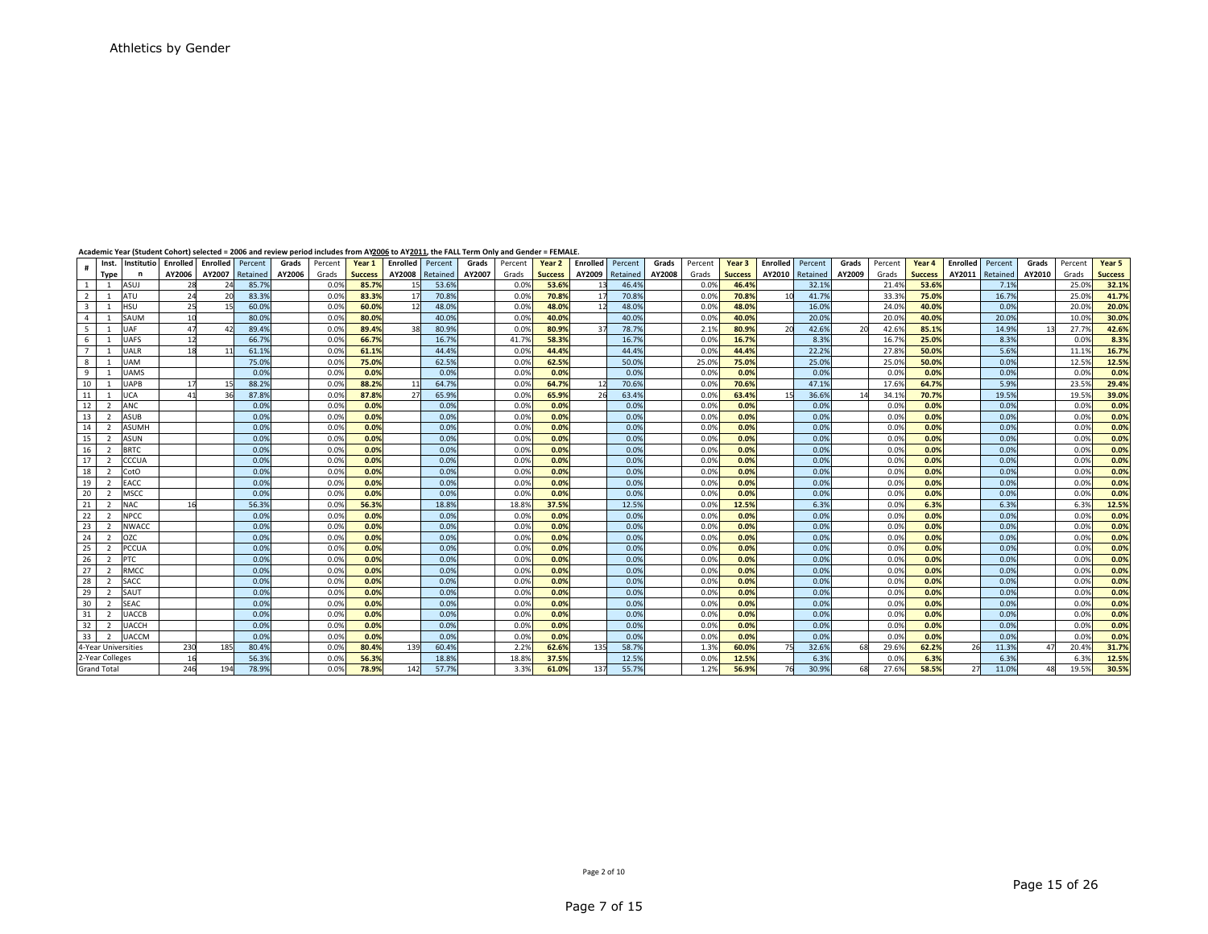# Athletics by Gender

Academic Year (Student Cohort) selected = 2006 and review period includes from AY2006 to AY2011, the FALL Term Only and Gender = FEMALE.

| # | Inst. Type | Institution | Enrolled AY2006 | Enrolled AY2007 | Percent Retained | Grads AY2006 | Percent Grads | Year 1 Success | Enrolled AY2008 | Percent Retained | Grads AY2007 | Percent Grads | Year 2 Success | Enrolled AY2009 | Percent Retained | Grads AY2008 | Percent Grads | Year 3 Success | Enrolled AY2010 | Percent Retained | Grads AY2009 | Percent Grads | Year 4 Success | Enrolled AY2011 | Percent Retained | Grads AY2010 | Percent Grads | Year 5 Success |
|---|---|---|---|---|---|---|---|---|---|---|---|---|---|---|---|---|---|---|---|---|---|---|---|---|---|---|---|---|
| 1 | 1 | ASUJ | 28 | 24 | 85.7% | | 0.0% | **85.7%** | 15 | 53.6% | | 0.0% | **53.6%** | 13 | 46.4% | | 0.0% | **46.4%** | | 32.1% | | 21.4% | **53.6%** | | 7.1% | | 25.0% | **32.1%** |
| 2 | 1 | ATU | 24 | 20 | 83.3% | | 0.0% | **83.3%** | 17 | 70.8% | | 0.0% | **70.8%** | 17 | 70.8% | | 0.0% | **70.8%** | 10 | 41.7% | | 33.3% | **75.0%** | | 16.7% | | 25.0% | **41.7%** |
| 3 | 1 | HSU | 25 | 15 | 60.0% | | 0.0% | **60.0%** | 12 | 48.0% | | 0.0% | **48.0%** | 12 | 48.0% | | 0.0% | **48.0%** | | 16.0% | | 24.0% | **40.0%** | | 0.0% | | 20.0% | **20.0%** |
| 4 | 1 | SAUM | 10 | | 80.0% | | 0.0% | **80.0%** | | 40.0% | | 0.0% | **40.0%** | | 40.0% | | 0.0% | **40.0%** | | 20.0% | | 20.0% | **40.0%** | | 20.0% | | 10.0% | **30.0%** |
| 5 | 1 | UAF | 47 | 42 | 89.4% | | 0.0% | **89.4%** | 38 | 80.9% | | 0.0% | **80.9%** | 37 | 78.7% | | 2.1% | **80.9%** | 20 | 42.6% | 20 | 42.6% | **85.1%** | | 14.9% | 13 | 27.7% | **42.6%** |
| 6 | 1 | UAFS | 12 | | 66.7% | | 0.0% | **66.7%** | | 16.7% | | 41.7% | **58.3%** | | 16.7% | | 0.0% | **16.7%** | | 8.3% | | 16.7% | **25.0%** | | 8.3% | | 0.0% | **8.3%** |
| 7 | 1 | UALR | 18 | 11 | 61.1% | | 0.0% | **61.1%** | | 44.4% | | 0.0% | **44.4%** | | 44.4% | | 0.0% | **44.4%** | | 22.2% | | 27.8% | **50.0%** | | 5.6% | | 11.1% | **16.7%** |
| 8 | 1 | UAM | | | 75.0% | | 0.0% | **75.0%** | | 62.5% | | 0.0% | **62.5%** | | 50.0% | | 25.0% | **75.0%** | | 25.0% | | 25.0% | **50.0%** | | 0.0% | | 12.5% | **12.5%** |
| 9 | 1 | UAMS | | | 0.0% | | 0.0% | **0.0%** | | 0.0% | | 0.0% | **0.0%** | | 0.0% | | 0.0% | **0.0%** | | 0.0% | | 0.0% | **0.0%** | | 0.0% | | 0.0% | **0.0%** |
| 10 | 1 | UAPB | 17 | 15 | 88.2% | | 0.0% | **88.2%** | 11 | 64.7% | | 0.0% | **64.7%** | 12 | 70.6% | | 0.0% | **70.6%** | | 47.1% | | 17.6% | **64.7%** | | 5.9% | | 23.5% | **29.4%** |
| 11 | 1 | UCA | 41 | 36 | 87.8% | | 0.0% | **87.8%** | 27 | 65.9% | | 0.0% | **65.9%** | 26 | 63.4% | | 0.0% | **63.4%** | 15 | 36.6% | 14 | 34.1% | **70.7%** | | 19.5% | | 19.5% | **39.0%** |
| 12 | 2 | ANC | | | 0.0% | | 0.0% | **0.0%** | | 0.0% | | 0.0% | **0.0%** | | 0.0% | | 0.0% | **0.0%** | | 0.0% | | 0.0% | **0.0%** | | 0.0% | | 0.0% | **0.0%** |
| 13 | 2 | ASUB | | | 0.0% | | 0.0% | **0.0%** | | 0.0% | | 0.0% | **0.0%** | | 0.0% | | 0.0% | **0.0%** | | 0.0% | | 0.0% | **0.0%** | | 0.0% | | 0.0% | **0.0%** |
| 14 | 2 | ASUMH | | | 0.0% | | 0.0% | **0.0%** | | 0.0% | | 0.0% | **0.0%** | | 0.0% | | 0.0% | **0.0%** | | 0.0% | | 0.0% | **0.0%** | | 0.0% | | 0.0% | **0.0%** |
| 15 | 2 | ASUN | | | 0.0% | | 0.0% | **0.0%** | | 0.0% | | 0.0% | **0.0%** | | 0.0% | | 0.0% | **0.0%** | | 0.0% | | 0.0% | **0.0%** | | 0.0% | | 0.0% | **0.0%** |
| 16 | 2 | BRTC | | | 0.0% | | 0.0% | **0.0%** | | 0.0% | | 0.0% | **0.0%** | | 0.0% | | 0.0% | **0.0%** | | 0.0% | | 0.0% | **0.0%** | | 0.0% | | 0.0% | **0.0%** |
| 17 | 2 | CCCUA | | | 0.0% | | 0.0% | **0.0%** | | 0.0% | | 0.0% | **0.0%** | | 0.0% | | 0.0% | **0.0%** | | 0.0% | | 0.0% | **0.0%** | | 0.0% | | 0.0% | **0.0%** |
| 18 | 2 | CotO | | | 0.0% | | 0.0% | **0.0%** | | 0.0% | | 0.0% | **0.0%** | | 0.0% | | 0.0% | **0.0%** | | 0.0% | | 0.0% | **0.0%** | | 0.0% | | 0.0% | **0.0%** |
| 19 | 2 | EACC | | | 0.0% | | 0.0% | **0.0%** | | 0.0% | | 0.0% | **0.0%** | | 0.0% | | 0.0% | **0.0%** | | 0.0% | | 0.0% | **0.0%** | | 0.0% | | 0.0% | **0.0%** |
| 20 | 2 | MSCC | | | 0.0% | | 0.0% | **0.0%** | | 0.0% | | 0.0% | **0.0%** | | 0.0% | | 0.0% | **0.0%** | | 0.0% | | 0.0% | **0.0%** | | 0.0% | | 0.0% | **0.0%** |
| 21 | 2 | NAC | 16 | | 56.3% | | 0.0% | **56.3%** | | 18.8% | | 18.8% | **37.5%** | | 12.5% | | 0.0% | **12.5%** | | 6.3% | | 0.0% | **6.3%** | | 6.3% | | 6.3% | **12.5%** |
| 22 | 2 | NPCC | | | 0.0% | | 0.0% | **0.0%** | | 0.0% | | 0.0% | **0.0%** | | 0.0% | | 0.0% | **0.0%** | | 0.0% | | 0.0% | **0.0%** | | 0.0% | | 0.0% | **0.0%** |
| 23 | 2 | NWACC | | | 0.0% | | 0.0% | **0.0%** | | 0.0% | | 0.0% | **0.0%** | | 0.0% | | 0.0% | **0.0%** | | 0.0% | | 0.0% | **0.0%** | | 0.0% | | 0.0% | **0.0%** |
| 24 | 2 | OZC | | | 0.0% | | 0.0% | **0.0%** | | 0.0% | | 0.0% | **0.0%** | | 0.0% | | 0.0% | **0.0%** | | 0.0% | | 0.0% | **0.0%** | | 0.0% | | 0.0% | **0.0%** |
| 25 | 2 | PCCUA | | | 0.0% | | 0.0% | **0.0%** | | 0.0% | | 0.0% | **0.0%** | | 0.0% | | 0.0% | **0.0%** | | 0.0% | | 0.0% | **0.0%** | | 0.0% | | 0.0% | **0.0%** |
| 26 | 2 | PTC | | | 0.0% | | 0.0% | **0.0%** | | 0.0% | | 0.0% | **0.0%** | | 0.0% | | 0.0% | **0.0%** | | 0.0% | | 0.0% | **0.0%** | | 0.0% | | 0.0% | **0.0%** |
| 27 | 2 | RMCC | | | 0.0% | | 0.0% | **0.0%** | | 0.0% | | 0.0% | **0.0%** | | 0.0% | | 0.0% | **0.0%** | | 0.0% | | 0.0% | **0.0%** | | 0.0% | | 0.0% | **0.0%** |
| 28 | 2 | SACC | | | 0.0% | | 0.0% | **0.0%** | | 0.0% | | 0.0% | **0.0%** | | 0.0% | | 0.0% | **0.0%** | | 0.0% | | 0.0% | **0.0%** | | 0.0% | | 0.0% | **0.0%** |
| 29 | 2 | SAUT | | | 0.0% | | 0.0% | **0.0%** | | 0.0% | | 0.0% | **0.0%** | | 0.0% | | 0.0% | **0.0%** | | 0.0% | | 0.0% | **0.0%** | | 0.0% | | 0.0% | **0.0%** |
| 30 | 2 | SEAC | | | 0.0% | | 0.0% | **0.0%** | | 0.0% | | 0.0% | **0.0%** | | 0.0% | | 0.0% | **0.0%** | | 0.0% | | 0.0% | **0.0%** | | 0.0% | | 0.0% | **0.0%** |
| 31 | 2 | UACCB | | | 0.0% | | 0.0% | **0.0%** | | 0.0% | | 0.0% | **0.0%** | | 0.0% | | 0.0% | **0.0%** | | 0.0% | | 0.0% | **0.0%** | | 0.0% | | 0.0% | **0.0%** |
| 32 | 2 | UACCH | | | 0.0% | | 0.0% | **0.0%** | | 0.0% | | 0.0% | **0.0%** | | 0.0% | | 0.0% | **0.0%** | | 0.0% | | 0.0% | **0.0%** | | 0.0% | | 0.0% | **0.0%** |
| 33 | 2 | UACCM | | | 0.0% | | 0.0% | **0.0%** | | 0.0% | | 0.0% | **0.0%** | | 0.0% | | 0.0% | **0.0%** | | 0.0% | | 0.0% | **0.0%** | | 0.0% | | 0.0% | **0.0%** |
| 4-Year Universities | | | 230 | 185 | 80.4% | | 0.0% | **80.4%** | 139 | 60.4% | | 2.2% | **62.6%** | 135 | 58.7% | | 1.3% | **60.0%** | 75 | 32.6% | 68 | 29.6% | **62.2%** | 26 | 11.3% | 47 | 20.4% | **31.7%** |
| 2-Year Colleges | | | 16 | | 56.3% | | 0.0% | **56.3%** | | 18.8% | | 18.8% | **37.5%** | | 12.5% | | 0.0% | **12.5%** | | 6.3% | | 0.0% | **6.3%** | | 6.3% | | 6.3% | **12.5%** |
| Grand Total | | | 246 | 194 | 78.9% | | 0.0% | **78.9%** | 142 | 57.7% | | 3.3% | **61.0%** | 137 | 55.7% | | 1.2% | **56.9%** | 76 | 30.9% | 68 | 27.6% | **58.5%** | 27 | 11.0% | 48 | 19.5% | **30.5%** |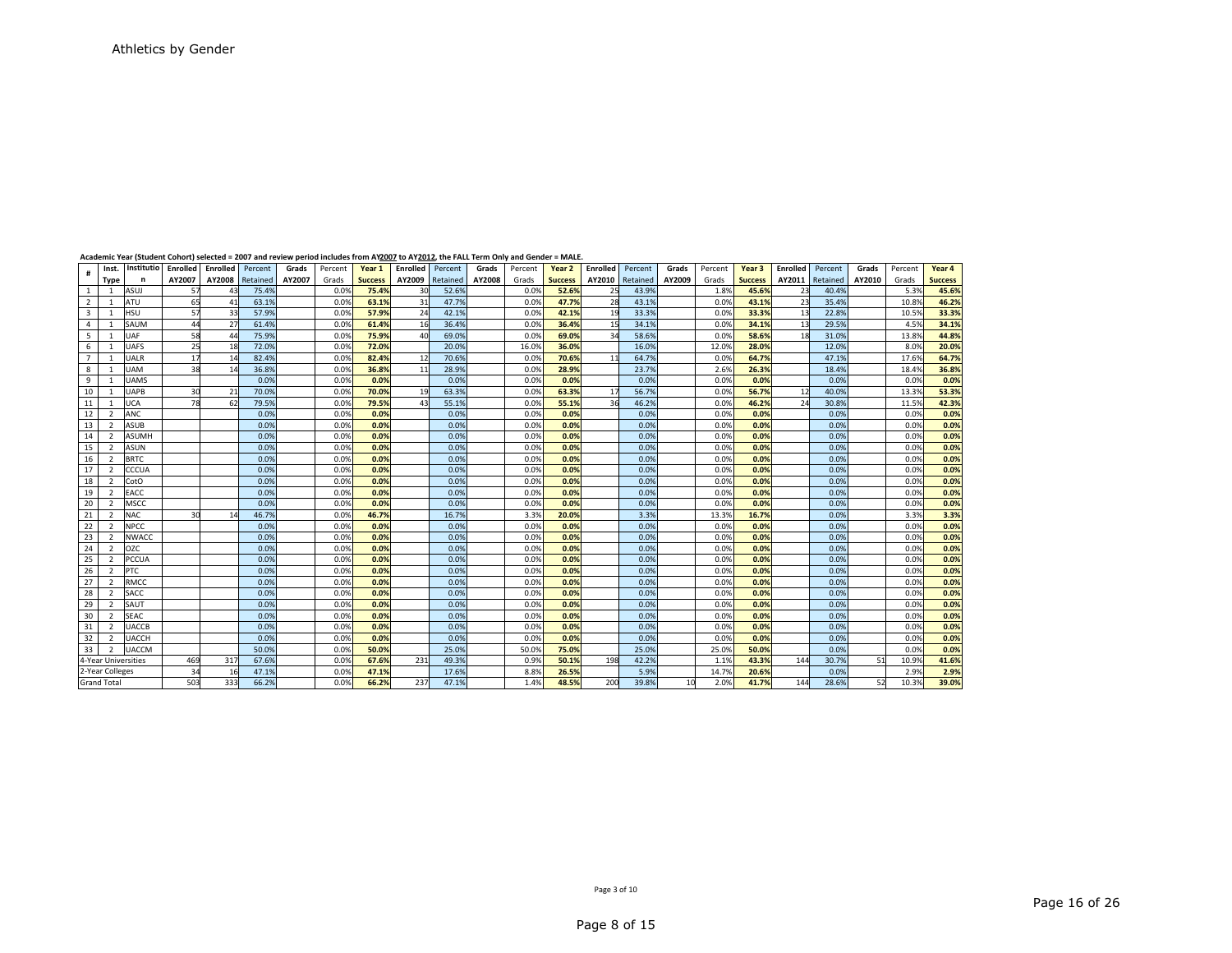Athletics by Gender

**Academic Year (Student Cohort) selected = 2007 and review period includes from AY2007 to AY2012, the FALL Term Only and Gender = MALE.**

| # | Inst. Type | Institution | Enrolled AY2007 | Enrolled AY2008 | Percent Retained | Grads AY2007 | Percent Grads | Year 1 Success | Enrolled AY2009 | Percent Retained | Grads AY2008 | Percent Grads | Year 2 Success | Enrolled AY2010 | Percent Retained | Grads AY2009 | Percent Grads | Year 3 Success | Enrolled AY2011 | Percent Retained | Grads AY2010 | Percent Grads | Year 4 Success |
|---|---|---|---|---|---|---|---|---|---|---|---|---|---|---|---|---|---|---|---|---|---|---|---|
| 1 | 1 | ASUJ | 57 | 43 | 75.4% | | 0.0% | **75.4%** | 30 | 52.6% | | 0.0% | **52.6%** | 25 | 43.9% | | 1.8% | **45.6%** | 23 | 40.4% | | 5.3% | **45.6%** |
| 2 | 1 | ATU | 65 | 41 | 63.1% | | 0.0% | **63.1%** | 31 | 47.7% | | 0.0% | **47.7%** | 28 | 43.1% | | 0.0% | **43.1%** | 23 | 35.4% | | 10.8% | **46.2%** |
| 3 | 1 | HSU | 57 | 33 | 57.9% | | 0.0% | **57.9%** | 24 | 42.1% | | 0.0% | **42.1%** | 19 | 33.3% | | 0.0% | **33.3%** | 13 | 22.8% | | 10.5% | **33.3%** |
| 4 | 1 | SAUM | 44 | 27 | 61.4% | | 0.0% | **61.4%** | 16 | 36.4% | | 0.0% | **36.4%** | 15 | 34.1% | | 0.0% | **34.1%** | 13 | 29.5% | | 4.5% | **34.1%** |
| 5 | 1 | UAF | 58 | 44 | 75.9% | | 0.0% | **75.9%** | 40 | 69.0% | | 0.0% | **69.0%** | 34 | 58.6% | | 0.0% | **58.6%** | 18 | 31.0% | | 13.8% | **44.8%** |
| 6 | 1 | UAFS | 25 | 18 | 72.0% | | 0.0% | **72.0%** | | 20.0% | | 16.0% | **36.0%** | | 16.0% | | 12.0% | **28.0%** | | 12.0% | | 8.0% | **20.0%** |
| 7 | 1 | UALR | 17 | 14 | 82.4% | | 0.0% | **82.4%** | 12 | 70.6% | | 0.0% | **70.6%** | 11 | 64.7% | | 0.0% | **64.7%** | | 47.1% | | 17.6% | **64.7%** |
| 8 | 1 | UAM | 38 | 14 | 36.8% | | 0.0% | **36.8%** | 11 | 28.9% | | 0.0% | **28.9%** | | 23.7% | | 2.6% | **26.3%** | | 18.4% | | 18.4% | **36.8%** |
| 9 | 1 | UAMS | | | 0.0% | | 0.0% | **0.0%** | | 0.0% | | 0.0% | **0.0%** | | 0.0% | | 0.0% | **0.0%** | | 0.0% | | 0.0% | **0.0%** |
| 10 | 1 | UAPB | 30 | 21 | 70.0% | | 0.0% | **70.0%** | 19 | 63.3% | | 0.0% | **63.3%** | 17 | 56.7% | | 0.0% | **56.7%** | 12 | 40.0% | | 13.3% | **53.3%** |
| 11 | 1 | UCA | 78 | 62 | 79.5% | | 0.0% | **79.5%** | 43 | 55.1% | | 0.0% | **55.1%** | 36 | 46.2% | | 0.0% | **46.2%** | 24 | 30.8% | | 11.5% | **42.3%** |
| 12 | 2 | ANC | | | 0.0% | | 0.0% | **0.0%** | | 0.0% | | 0.0% | **0.0%** | | 0.0% | | 0.0% | **0.0%** | | 0.0% | | 0.0% | **0.0%** |
| 13 | 2 | ASUB | | | 0.0% | | 0.0% | **0.0%** | | 0.0% | | 0.0% | **0.0%** | | 0.0% | | 0.0% | **0.0%** | | 0.0% | | 0.0% | **0.0%** |
| 14 | 2 | ASUMH | | | 0.0% | | 0.0% | **0.0%** | | 0.0% | | 0.0% | **0.0%** | | 0.0% | | 0.0% | **0.0%** | | 0.0% | | 0.0% | **0.0%** |
| 15 | 2 | ASUN | | | 0.0% | | 0.0% | **0.0%** | | 0.0% | | 0.0% | **0.0%** | | 0.0% | | 0.0% | **0.0%** | | 0.0% | | 0.0% | **0.0%** |
| 16 | 2 | BRTC | | | 0.0% | | 0.0% | **0.0%** | | 0.0% | | 0.0% | **0.0%** | | 0.0% | | 0.0% | **0.0%** | | 0.0% | | 0.0% | **0.0%** |
| 17 | 2 | CCCUA | | | 0.0% | | 0.0% | **0.0%** | | 0.0% | | 0.0% | **0.0%** | | 0.0% | | 0.0% | **0.0%** | | 0.0% | | 0.0% | **0.0%** |
| 18 | 2 | CotO | | | 0.0% | | 0.0% | **0.0%** | | 0.0% | | 0.0% | **0.0%** | | 0.0% | | 0.0% | **0.0%** | | 0.0% | | 0.0% | **0.0%** |
| 19 | 2 | EACC | | | 0.0% | | 0.0% | **0.0%** | | 0.0% | | 0.0% | **0.0%** | | 0.0% | | 0.0% | **0.0%** | | 0.0% | | 0.0% | **0.0%** |
| 20 | 2 | MSCC | | | 0.0% | | 0.0% | **0.0%** | | 0.0% | | 0.0% | **0.0%** | | 0.0% | | 0.0% | **0.0%** | | 0.0% | | 0.0% | **0.0%** |
| 21 | 2 | NAC | 30 | 14 | 46.7% | | 0.0% | **46.7%** | | 16.7% | | 3.3% | **20.0%** | | 3.3% | | 13.3% | **16.7%** | | 0.0% | | 3.3% | **3.3%** |
| 22 | 2 | NPCC | | | 0.0% | | 0.0% | **0.0%** | | 0.0% | | 0.0% | **0.0%** | | 0.0% | | 0.0% | **0.0%** | | 0.0% | | 0.0% | **0.0%** |
| 23 | 2 | NWACC | | | 0.0% | | 0.0% | **0.0%** | | 0.0% | | 0.0% | **0.0%** | | 0.0% | | 0.0% | **0.0%** | | 0.0% | | 0.0% | **0.0%** |
| 24 | 2 | OZC | | | 0.0% | | 0.0% | **0.0%** | | 0.0% | | 0.0% | **0.0%** | | 0.0% | | 0.0% | **0.0%** | | 0.0% | | 0.0% | **0.0%** |
| 25 | 2 | PCCUA | | | 0.0% | | 0.0% | **0.0%** | | 0.0% | | 0.0% | **0.0%** | | 0.0% | | 0.0% | **0.0%** | | 0.0% | | 0.0% | **0.0%** |
| 26 | 2 | PTC | | | 0.0% | | 0.0% | **0.0%** | | 0.0% | | 0.0% | **0.0%** | | 0.0% | | 0.0% | **0.0%** | | 0.0% | | 0.0% | **0.0%** |
| 27 | 2 | RMCC | | | 0.0% | | 0.0% | **0.0%** | | 0.0% | | 0.0% | **0.0%** | | 0.0% | | 0.0% | **0.0%** | | 0.0% | | 0.0% | **0.0%** |
| 28 | 2 | SACC | | | 0.0% | | 0.0% | **0.0%** | | 0.0% | | 0.0% | **0.0%** | | 0.0% | | 0.0% | **0.0%** | | 0.0% | | 0.0% | **0.0%** |
| 29 | 2 | SAUT | | | 0.0% | | 0.0% | **0.0%** | | 0.0% | | 0.0% | **0.0%** | | 0.0% | | 0.0% | **0.0%** | | 0.0% | | 0.0% | **0.0%** |
| 30 | 2 | SEAC | | | 0.0% | | 0.0% | **0.0%** | | 0.0% | | 0.0% | **0.0%** | | 0.0% | | 0.0% | **0.0%** | | 0.0% | | 0.0% | **0.0%** |
| 31 | 2 | UACCB | | | 0.0% | | 0.0% | **0.0%** | | 0.0% | | 0.0% | **0.0%** | | 0.0% | | 0.0% | **0.0%** | | 0.0% | | 0.0% | **0.0%** |
| 32 | 2 | UACCH | | | 0.0% | | 0.0% | **0.0%** | | 0.0% | | 0.0% | **0.0%** | | 0.0% | | 0.0% | **0.0%** | | 0.0% | | 0.0% | **0.0%** |
| 33 | 2 | UACCM | | | 50.0% | | 0.0% | **50.0%** | | 25.0% | | 50.0% | **75.0%** | | 25.0% | | 25.0% | **50.0%** | | 0.0% | | 0.0% | **0.0%** |
| 4-Year Universities | | | 469 | 317 | 67.6% | | 0.0% | **67.6%** | 231 | 49.3% | | 0.9% | **50.1%** | 198 | 42.2% | | 1.1% | **43.3%** | 144 | 30.7% | 51 | 10.9% | **41.6%** |
| 2-Year Colleges | | | 34 | 16 | 47.1% | | 0.0% | **47.1%** | | 17.6% | | 8.8% | **26.5%** | | 5.9% | | 14.7% | **20.6%** | | 0.0% | | 2.9% | **2.9%** |
| Grand Total | | | 503 | 333 | 66.2% | | 0.0% | **66.2%** | 237 | 47.1% | | 1.4% | **48.5%** | 200 | 39.8% | 10 | 2.0% | **41.7%** | 144 | 28.6% | 52 | 10.3% | **39.0%** |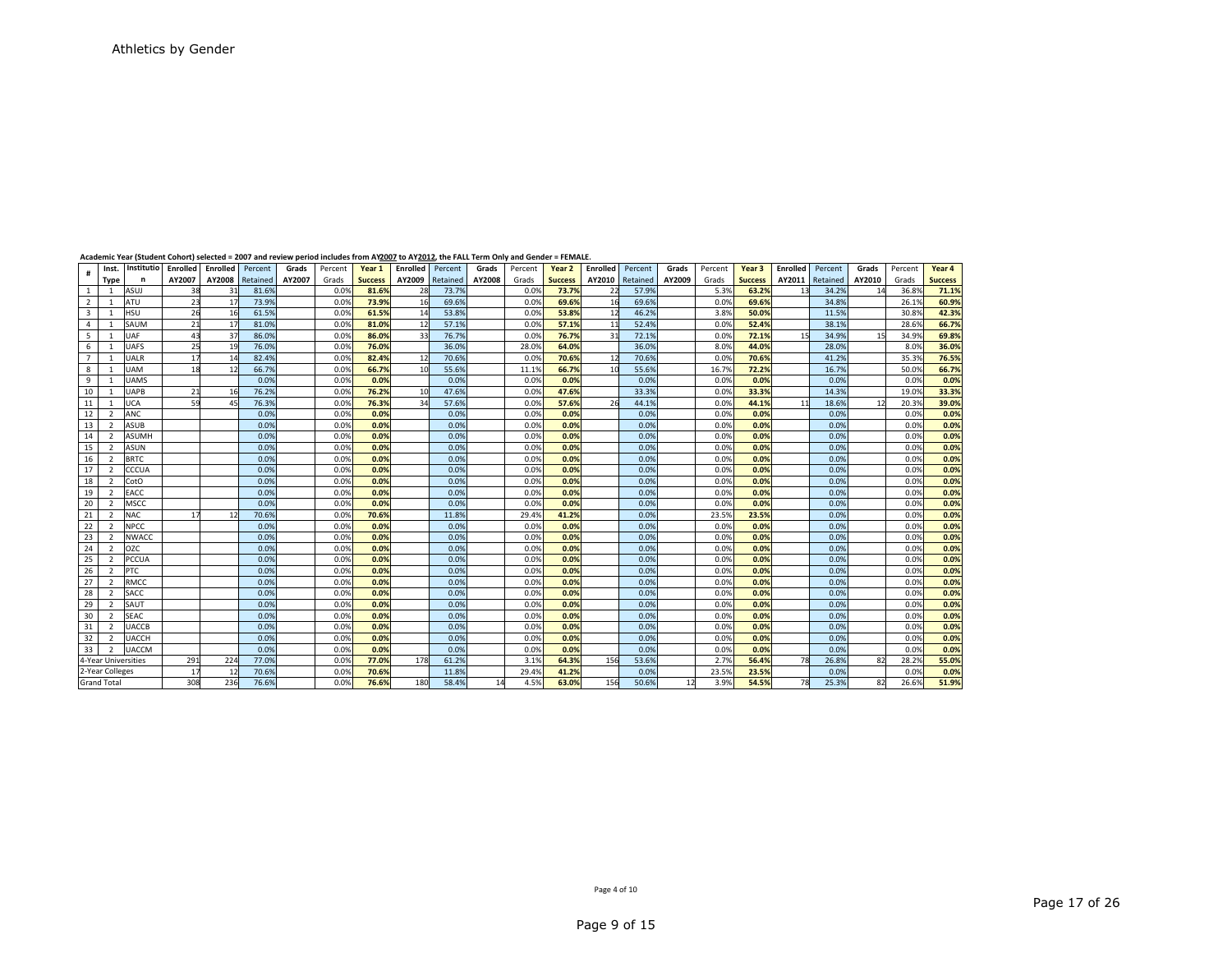Athletics by Gender

Academic Year (Student Cohort) selected = 2007 and review period includes from AY2007 to AY2012, the FALL Term Only and Gender = FEMALE.

| # | Inst. Type | Institution | Enrolled AY2007 | Enrolled AY2008 | Percent Retained | Grads AY2007 | Percent Grads | Year 1 Success | Enrolled AY2009 | Percent Retained | Grads AY2008 | Percent Grads | Year 2 Success | Enrolled AY2010 | Percent Retained | Grads AY2009 | Percent Grads | Year 3 Success | Enrolled AY2011 | Percent Retained | Grads AY2010 | Percent Grads | Year 4 Success |
|---|---|---|---|---|---|---|---|---|---|---|---|---|---|---|---|---|---|---|---|---|---|---|---|
| 1 | 1 | ASUJ | 38 | 31 | 81.6% | | 0.0% | 81.6% | 28 | 73.7% | | 0.0% | 73.7% | 22 | 57.9% | | 5.3% | 63.2% | 13 | 34.2% | 14 | 36.8% | 71.1% |
| 2 | 1 | ATU | 23 | 17 | 73.9% | | 0.0% | 73.9% | 16 | 69.6% | | 0.0% | 69.6% | 16 | 69.6% | | 0.0% | 69.6% | | 34.8% | | 26.1% | 60.9% |
| 3 | 1 | HSU | 26 | 16 | 61.5% | | 0.0% | 61.5% | 14 | 53.8% | | 0.0% | 53.8% | 12 | 46.2% | | 3.8% | 50.0% | | 11.5% | | 30.8% | 42.3% |
| 4 | 1 | SAUM | 21 | 17 | 81.0% | | 0.0% | 81.0% | 12 | 57.1% | | 0.0% | 57.1% | 11 | 52.4% | | 0.0% | 52.4% | | 38.1% | | 28.6% | 66.7% |
| 5 | 1 | UAF | 43 | 37 | 86.0% | | 0.0% | 86.0% | 33 | 76.7% | | 0.0% | 76.7% | 31 | 72.1% | | 0.0% | 72.1% | 15 | 34.9% | 15 | 34.9% | 69.8% |
| 6 | 1 | UAFS | 25 | 19 | 76.0% | | 0.0% | 76.0% | | 36.0% | | 28.0% | 64.0% | | 36.0% | | 8.0% | 44.0% | | 28.0% | | 8.0% | 36.0% |
| 7 | 1 | UALR | 17 | 14 | 82.4% | | 0.0% | 82.4% | 12 | 70.6% | | 0.0% | 70.6% | 12 | 70.6% | | 0.0% | 70.6% | | 41.2% | | 35.3% | 76.5% |
| 8 | 1 | UAM | 18 | 12 | 66.7% | | 0.0% | 66.7% | 10 | 55.6% | | 11.1% | 66.7% | 10 | 55.6% | | 16.7% | 72.2% | | 16.7% | | 50.0% | 66.7% |
| 9 | 1 | UAMS | | | 0.0% | | 0.0% | 0.0% | | 0.0% | | 0.0% | 0.0% | | 0.0% | | 0.0% | 0.0% | | 0.0% | | 0.0% | 0.0% |
| 10 | 1 | UAPB | 21 | 16 | 76.2% | | 0.0% | 76.2% | 10 | 47.6% | | 0.0% | 47.6% | | 33.3% | | 0.0% | 33.3% | | 14.3% | | 19.0% | 33.3% |
| 11 | 1 | UCA | 59 | 45 | 76.3% | | 0.0% | 76.3% | 34 | 57.6% | | 0.0% | 57.6% | 26 | 44.1% | | 0.0% | 44.1% | 11 | 18.6% | 12 | 20.3% | 39.0% |
| 12 | 2 | ANC | | | 0.0% | | 0.0% | 0.0% | | 0.0% | | 0.0% | 0.0% | | 0.0% | | 0.0% | 0.0% | | 0.0% | | 0.0% | 0.0% |
| 13 | 2 | ASUB | | | 0.0% | | 0.0% | 0.0% | | 0.0% | | 0.0% | 0.0% | | 0.0% | | 0.0% | 0.0% | | 0.0% | | 0.0% | 0.0% |
| 14 | 2 | ASUMH | | | 0.0% | | 0.0% | 0.0% | | 0.0% | | 0.0% | 0.0% | | 0.0% | | 0.0% | 0.0% | | 0.0% | | 0.0% | 0.0% |
| 15 | 2 | ASUN | | | 0.0% | | 0.0% | 0.0% | | 0.0% | | 0.0% | 0.0% | | 0.0% | | 0.0% | 0.0% | | 0.0% | | 0.0% | 0.0% |
| 16 | 2 | BRTC | | | 0.0% | | 0.0% | 0.0% | | 0.0% | | 0.0% | 0.0% | | 0.0% | | 0.0% | 0.0% | | 0.0% | | 0.0% | 0.0% |
| 17 | 2 | CCCUA | | | 0.0% | | 0.0% | 0.0% | | 0.0% | | 0.0% | 0.0% | | 0.0% | | 0.0% | 0.0% | | 0.0% | | 0.0% | 0.0% |
| 18 | 2 | CotO | | | 0.0% | | 0.0% | 0.0% | | 0.0% | | 0.0% | 0.0% | | 0.0% | | 0.0% | 0.0% | | 0.0% | | 0.0% | 0.0% |
| 19 | 2 | EACC | | | 0.0% | | 0.0% | 0.0% | | 0.0% | | 0.0% | 0.0% | | 0.0% | | 0.0% | 0.0% | | 0.0% | | 0.0% | 0.0% |
| 20 | 2 | MSCC | | | 0.0% | | 0.0% | 0.0% | | 0.0% | | 0.0% | 0.0% | | 0.0% | | 0.0% | 0.0% | | 0.0% | | 0.0% | 0.0% |
| 21 | 2 | NAC | 17 | 12 | 70.6% | | 0.0% | 70.6% | | 11.8% | | 29.4% | 41.2% | | 0.0% | | 23.5% | 23.5% | | 0.0% | | 0.0% | 0.0% |
| 22 | 2 | NPCC | | | 0.0% | | 0.0% | 0.0% | | 0.0% | | 0.0% | 0.0% | | 0.0% | | 0.0% | 0.0% | | 0.0% | | 0.0% | 0.0% |
| 23 | 2 | NWACC | | | 0.0% | | 0.0% | 0.0% | | 0.0% | | 0.0% | 0.0% | | 0.0% | | 0.0% | 0.0% | | 0.0% | | 0.0% | 0.0% |
| 24 | 2 | OZC | | | 0.0% | | 0.0% | 0.0% | | 0.0% | | 0.0% | 0.0% | | 0.0% | | 0.0% | 0.0% | | 0.0% | | 0.0% | 0.0% |
| 25 | 2 | PCCUA | | | 0.0% | | 0.0% | 0.0% | | 0.0% | | 0.0% | 0.0% | | 0.0% | | 0.0% | 0.0% | | 0.0% | | 0.0% | 0.0% |
| 26 | 2 | PTC | | | 0.0% | | 0.0% | 0.0% | | 0.0% | | 0.0% | 0.0% | | 0.0% | | 0.0% | 0.0% | | 0.0% | | 0.0% | 0.0% |
| 27 | 2 | RMCC | | | 0.0% | | 0.0% | 0.0% | | 0.0% | | 0.0% | 0.0% | | 0.0% | | 0.0% | 0.0% | | 0.0% | | 0.0% | 0.0% |
| 28 | 2 | SACC | | | 0.0% | | 0.0% | 0.0% | | 0.0% | | 0.0% | 0.0% | | 0.0% | | 0.0% | 0.0% | | 0.0% | | 0.0% | 0.0% |
| 29 | 2 | SAUT | | | 0.0% | | 0.0% | 0.0% | | 0.0% | | 0.0% | 0.0% | | 0.0% | | 0.0% | 0.0% | | 0.0% | | 0.0% | 0.0% |
| 30 | 2 | SEAC | | | 0.0% | | 0.0% | 0.0% | | 0.0% | | 0.0% | 0.0% | | 0.0% | | 0.0% | 0.0% | | 0.0% | | 0.0% | 0.0% |
| 31 | 2 | UACCB | | | 0.0% | | 0.0% | 0.0% | | 0.0% | | 0.0% | 0.0% | | 0.0% | | 0.0% | 0.0% | | 0.0% | | 0.0% | 0.0% |
| 32 | 2 | UACCH | | | 0.0% | | 0.0% | 0.0% | | 0.0% | | 0.0% | 0.0% | | 0.0% | | 0.0% | 0.0% | | 0.0% | | 0.0% | 0.0% |
| 33 | 2 | UACCM | | | 0.0% | | 0.0% | 0.0% | | 0.0% | | 0.0% | 0.0% | | 0.0% | | 0.0% | 0.0% | | 0.0% | | 0.0% | 0.0% |
| 4-Year Universities | | | 291 | 224 | 77.0% | | 0.0% | 77.0% | 178 | 61.2% | | 3.1% | 64.3% | 156 | 53.6% | | 2.7% | 56.4% | 78 | 26.8% | 82 | 28.2% | 55.0% |
| 2-Year Colleges | | | 17 | 12 | 70.6% | | 0.0% | 70.6% | | 11.8% | | 29.4% | 41.2% | | 0.0% | | 23.5% | 23.5% | | 0.0% | | 0.0% | 0.0% |
| Grand Total | | | 308 | 236 | 76.6% | | 0.0% | 76.6% | 180 | 58.4% | 14 | 4.5% | 63.0% | 156 | 50.6% | 12 | 3.9% | 54.5% | 78 | 25.3% | 82 | 26.6% | 51.9% |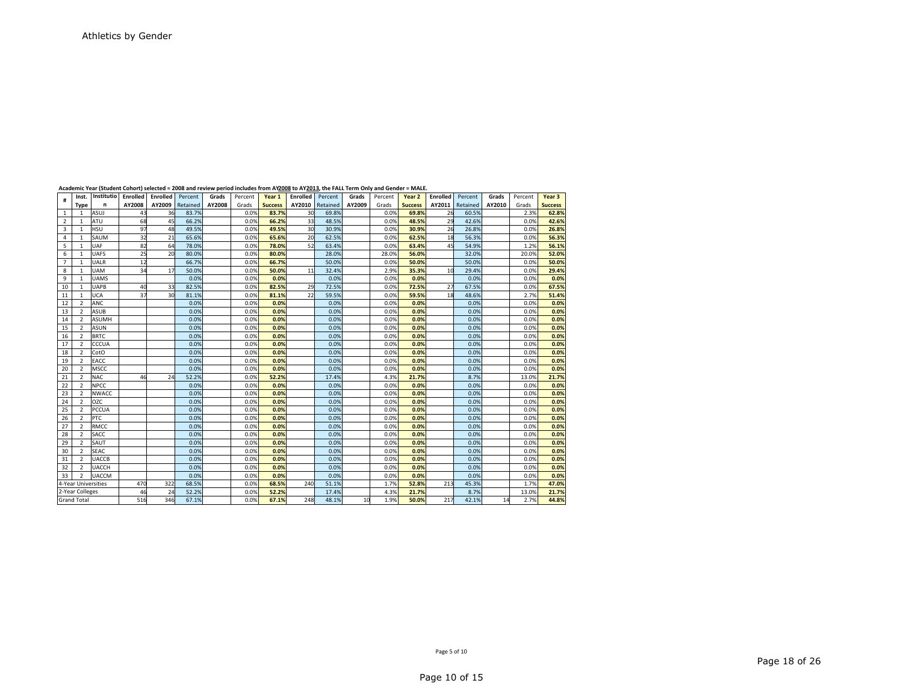Athletics by Gender

**Academic Year (Student Cohort) selected = 2008 and review period includes from AY2008 to AY2013, the FALL Term Only and Gender = MALE.**

| # | Inst. Type | Institution | Enrolled AY2008 | Enrolled AY2009 | Percent Retained | Grads AY2008 | Percent Grads | Year 1 Success | Enrolled AY2010 | Percent Retained | Grads AY2009 | Percent Grads | Year 2 Success | Enrolled AY2011 | Percent Retained | Grads AY2010 | Percent Grads | Year 3 Success |
|---|---|---|---|---|---|---|---|---|---|---|---|---|---|---|---|---|---|---|
| 1 | 1 | ASUJ | 43 | 36 | 83.7% | | 0.0% | **83.7%** | 30 | 69.8% | | 0.0% | **69.8%** | 26 | 60.5% | | 2.3% | **62.8%** |
| 2 | 1 | ATU | 68 | 45 | 66.2% | | 0.0% | **66.2%** | 33 | 48.5% | | 0.0% | **48.5%** | 29 | 42.6% | | 0.0% | **42.6%** |
| 3 | 1 | HSU | 97 | 48 | 49.5% | | 0.0% | **49.5%** | 30 | 30.9% | | 0.0% | **30.9%** | 26 | 26.8% | | 0.0% | **26.8%** |
| 4 | 1 | SAUM | 32 | 21 | 65.6% | | 0.0% | **65.6%** | 20 | 62.5% | | 0.0% | **62.5%** | 18 | 56.3% | | 0.0% | **56.3%** |
| 5 | 1 | UAF | 82 | 64 | 78.0% | | 0.0% | **78.0%** | 52 | 63.4% | | 0.0% | **63.4%** | 45 | 54.9% | | 1.2% | **56.1%** |
| 6 | 1 | UAFS | 25 | 20 | 80.0% | | 0.0% | **80.0%** | | 28.0% | | 28.0% | **56.0%** | | 32.0% | | 20.0% | **52.0%** |
| 7 | 1 | UALR | 12 | | 66.7% | | 0.0% | **66.7%** | | 50.0% | | 0.0% | **50.0%** | | 50.0% | | 0.0% | **50.0%** |
| 8 | 1 | UAM | 34 | 17 | 50.0% | | 0.0% | **50.0%** | 11 | 32.4% | | 2.9% | **35.3%** | 10 | 29.4% | | 0.0% | **29.4%** |
| 9 | 1 | UAMS | | | 0.0% | | 0.0% | **0.0%** | | 0.0% | | 0.0% | **0.0%** | | 0.0% | | 0.0% | **0.0%** |
| 10 | 1 | UAPB | 40 | 33 | 82.5% | | 0.0% | **82.5%** | 29 | 72.5% | | 0.0% | **72.5%** | 27 | 67.5% | | 0.0% | **67.5%** |
| 11 | 1 | UCA | 37 | 30 | 81.1% | | 0.0% | **81.1%** | 22 | 59.5% | | 0.0% | **59.5%** | 18 | 48.6% | | 2.7% | **51.4%** |
| 12 | 2 | ANC | | | 0.0% | | 0.0% | **0.0%** | | 0.0% | | 0.0% | **0.0%** | | 0.0% | | 0.0% | **0.0%** |
| 13 | 2 | ASUB | | | 0.0% | | 0.0% | **0.0%** | | 0.0% | | 0.0% | **0.0%** | | 0.0% | | 0.0% | **0.0%** |
| 14 | 2 | ASUMH | | | 0.0% | | 0.0% | **0.0%** | | 0.0% | | 0.0% | **0.0%** | | 0.0% | | 0.0% | **0.0%** |
| 15 | 2 | ASUN | | | 0.0% | | 0.0% | **0.0%** | | 0.0% | | 0.0% | **0.0%** | | 0.0% | | 0.0% | **0.0%** |
| 16 | 2 | BRTC | | | 0.0% | | 0.0% | **0.0%** | | 0.0% | | 0.0% | **0.0%** | | 0.0% | | 0.0% | **0.0%** |
| 17 | 2 | CCCUA | | | 0.0% | | 0.0% | **0.0%** | | 0.0% | | 0.0% | **0.0%** | | 0.0% | | 0.0% | **0.0%** |
| 18 | 2 | CotO | | | 0.0% | | 0.0% | **0.0%** | | 0.0% | | 0.0% | **0.0%** | | 0.0% | | 0.0% | **0.0%** |
| 19 | 2 | EACC | | | 0.0% | | 0.0% | **0.0%** | | 0.0% | | 0.0% | **0.0%** | | 0.0% | | 0.0% | **0.0%** |
| 20 | 2 | MSCC | | | 0.0% | | 0.0% | **0.0%** | | 0.0% | | 0.0% | **0.0%** | | 0.0% | | 0.0% | **0.0%** |
| 21 | 2 | NAC | 46 | 24 | 52.2% | | 0.0% | **52.2%** | | 17.4% | | 4.3% | **21.7%** | | 8.7% | | 13.0% | **21.7%** |
| 22 | 2 | NPCC | | | 0.0% | | 0.0% | **0.0%** | | 0.0% | | 0.0% | **0.0%** | | 0.0% | | 0.0% | **0.0%** |
| 23 | 2 | NWACC | | | 0.0% | | 0.0% | **0.0%** | | 0.0% | | 0.0% | **0.0%** | | 0.0% | | 0.0% | **0.0%** |
| 24 | 2 | OZC | | | 0.0% | | 0.0% | **0.0%** | | 0.0% | | 0.0% | **0.0%** | | 0.0% | | 0.0% | **0.0%** |
| 25 | 2 | PCCUA | | | 0.0% | | 0.0% | **0.0%** | | 0.0% | | 0.0% | **0.0%** | | 0.0% | | 0.0% | **0.0%** |
| 26 | 2 | PTC | | | 0.0% | | 0.0% | **0.0%** | | 0.0% | | 0.0% | **0.0%** | | 0.0% | | 0.0% | **0.0%** |
| 27 | 2 | RMCC | | | 0.0% | | 0.0% | **0.0%** | | 0.0% | | 0.0% | **0.0%** | | 0.0% | | 0.0% | **0.0%** |
| 28 | 2 | SACC | | | 0.0% | | 0.0% | **0.0%** | | 0.0% | | 0.0% | **0.0%** | | 0.0% | | 0.0% | **0.0%** |
| 29 | 2 | SAUT | | | 0.0% | | 0.0% | **0.0%** | | 0.0% | | 0.0% | **0.0%** | | 0.0% | | 0.0% | **0.0%** |
| 30 | 2 | SEAC | | | 0.0% | | 0.0% | **0.0%** | | 0.0% | | 0.0% | **0.0%** | | 0.0% | | 0.0% | **0.0%** |
| 31 | 2 | UACCB | | | 0.0% | | 0.0% | **0.0%** | | 0.0% | | 0.0% | **0.0%** | | 0.0% | | 0.0% | **0.0%** |
| 32 | 2 | UACCH | | | 0.0% | | 0.0% | **0.0%** | | 0.0% | | 0.0% | **0.0%** | | 0.0% | | 0.0% | **0.0%** |
| 33 | 2 | UACCM | | | 0.0% | | 0.0% | **0.0%** | | 0.0% | | 0.0% | **0.0%** | | 0.0% | | 0.0% | **0.0%** |
| 4-Year Universities | | | 470 | 322 | 68.5% | | 0.0% | **68.5%** | 240 | 51.1% | | 1.7% | **52.8%** | 213 | 45.3% | | 1.7% | **47.0%** |
| 2-Year Colleges | | | 46 | 24 | 52.2% | | 0.0% | **52.2%** | | 17.4% | | 4.3% | **21.7%** | | 8.7% | | 13.0% | **21.7%** |
| Grand Total | | | 516 | 346 | 67.1% | | 0.0% | **67.1%** | 248 | 48.1% | 10 | 1.9% | **50.0%** | 217 | 42.1% | 14 | 2.7% | **44.8%** |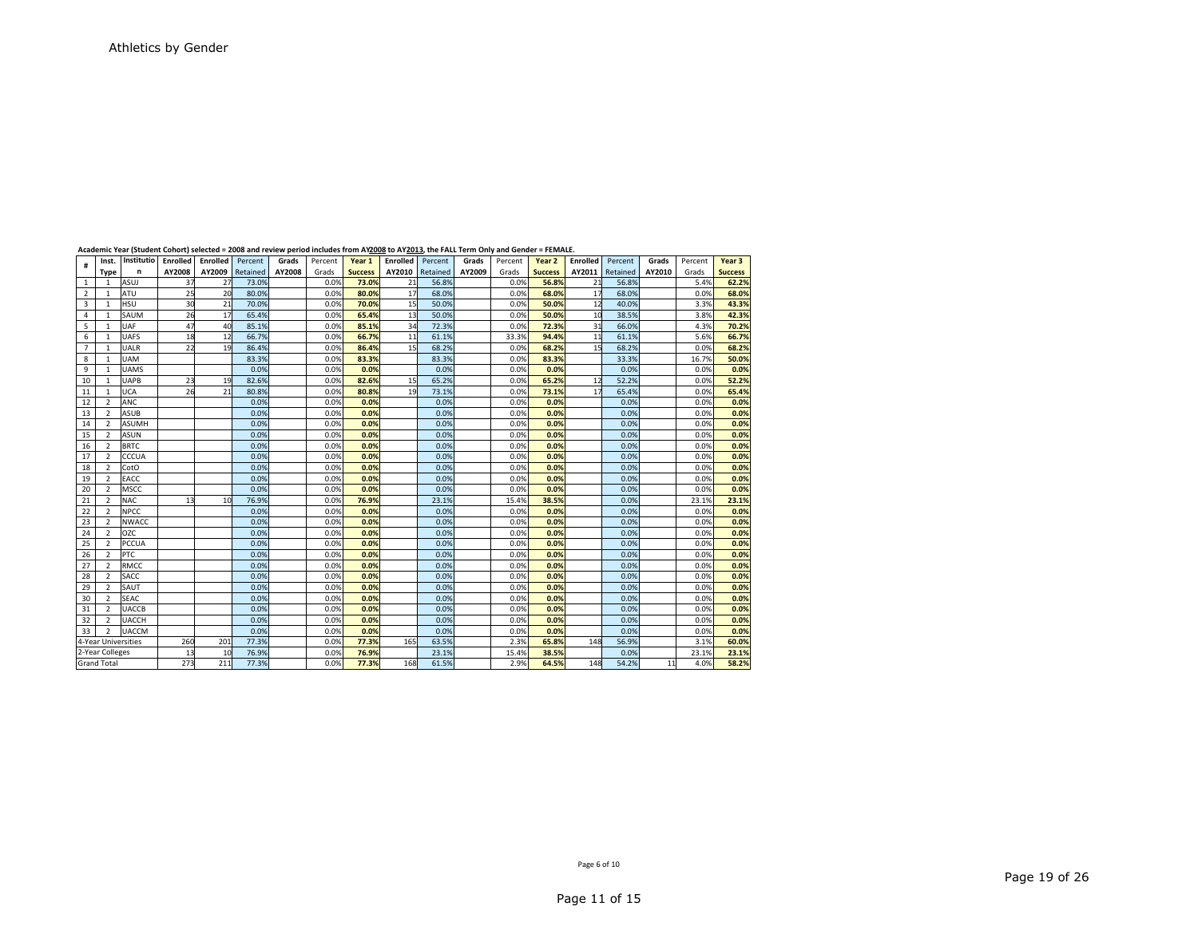Athletics by Gender

Academic Year (Student Cohort) selected = 2008 and review period includes from AY2008 to AY2013, the FALL Term Only and Gender = FEMALE.

| # | Inst. Type | Institution | Enrolled AY2008 | Enrolled AY2009 | Percent Retained | Grads AY2008 | Percent Grads | Year 1 Success | Enrolled AY2010 | Percent Retained | Grads AY2009 | Percent Grads | Year 2 Success | Enrolled AY2011 | Percent Retained | Grads AY2010 | Percent Grads | Year 3 Success |
|---|---|---|---|---|---|---|---|---|---|---|---|---|---|---|---|---|---|---|
| 1 | 1 | ASUJ | 37 | 27 | 73.0% | | 0.0% | **73.0%** | 21 | 56.8% | | 0.0% | **56.8%** | 21 | 56.8% | | 5.4% | **62.2%** |
| 2 | 1 | ATU | 25 | 20 | 80.0% | | 0.0% | **80.0%** | 17 | 68.0% | | 0.0% | **68.0%** | 17 | 68.0% | | 0.0% | **68.0%** |
| 3 | 1 | HSU | 30 | 21 | 70.0% | | 0.0% | **70.0%** | 15 | 50.0% | | 0.0% | **50.0%** | 12 | 40.0% | | 3.3% | **43.3%** |
| 4 | 1 | SAUM | 26 | 17 | 65.4% | | 0.0% | **65.4%** | 13 | 50.0% | | 0.0% | **50.0%** | 10 | 38.5% | | 3.8% | **42.3%** |
| 5 | 1 | UAF | 47 | 40 | 85.1% | | 0.0% | **85.1%** | 34 | 72.3% | | 0.0% | **72.3%** | 31 | 66.0% | | 4.3% | **70.2%** |
| 6 | 1 | UAFS | 18 | 12 | 66.7% | | 0.0% | **66.7%** | 11 | 61.1% | | 33.3% | **94.4%** | 11 | 61.1% | | 5.6% | **66.7%** |
| 7 | 1 | UALR | 22 | 19 | 86.4% | | 0.0% | **86.4%** | 15 | 68.2% | | 0.0% | **68.2%** | 15 | 68.2% | | 0.0% | **68.2%** |
| 8 | 1 | UAM | | | 83.3% | | 0.0% | **83.3%** | | 83.3% | | 0.0% | **83.3%** | | 33.3% | | 16.7% | **50.0%** |
| 9 | 1 | UAMS | | | 0.0% | | 0.0% | **0.0%** | | 0.0% | | 0.0% | **0.0%** | | 0.0% | | 0.0% | **0.0%** |
| 10 | 1 | UAPB | 23 | 19 | 82.6% | | 0.0% | **82.6%** | 15 | 65.2% | | 0.0% | **65.2%** | 12 | 52.2% | | 0.0% | **52.2%** |
| 11 | 1 | UCA | 26 | 21 | 80.8% | | 0.0% | **80.8%** | 19 | 73.1% | | 0.0% | **73.1%** | 17 | 65.4% | | 0.0% | **65.4%** |
| 12 | 2 | ANC | | | 0.0% | | 0.0% | **0.0%** | | 0.0% | | 0.0% | **0.0%** | | 0.0% | | 0.0% | **0.0%** |
| 13 | 2 | ASUB | | | 0.0% | | 0.0% | **0.0%** | | 0.0% | | 0.0% | **0.0%** | | 0.0% | | 0.0% | **0.0%** |
| 14 | 2 | ASUMH | | | 0.0% | | 0.0% | **0.0%** | | 0.0% | | 0.0% | **0.0%** | | 0.0% | | 0.0% | **0.0%** |
| 15 | 2 | ASUN | | | 0.0% | | 0.0% | **0.0%** | | 0.0% | | 0.0% | **0.0%** | | 0.0% | | 0.0% | **0.0%** |
| 16 | 2 | BRTC | | | 0.0% | | 0.0% | **0.0%** | | 0.0% | | 0.0% | **0.0%** | | 0.0% | | 0.0% | **0.0%** |
| 17 | 2 | CCCUA | | | 0.0% | | 0.0% | **0.0%** | | 0.0% | | 0.0% | **0.0%** | | 0.0% | | 0.0% | **0.0%** |
| 18 | 2 | CotO | | | 0.0% | | 0.0% | **0.0%** | | 0.0% | | 0.0% | **0.0%** | | 0.0% | | 0.0% | **0.0%** |
| 19 | 2 | EACC | | | 0.0% | | 0.0% | **0.0%** | | 0.0% | | 0.0% | **0.0%** | | 0.0% | | 0.0% | **0.0%** |
| 20 | 2 | MSCC | | | 0.0% | | 0.0% | **0.0%** | | 0.0% | | 0.0% | **0.0%** | | 0.0% | | 0.0% | **0.0%** |
| 21 | 2 | NAC | 13 | 10 | 76.9% | | 0.0% | **76.9%** | | 23.1% | | 15.4% | **38.5%** | | 0.0% | | 23.1% | **23.1%** |
| 22 | 2 | NPCC | | | 0.0% | | 0.0% | **0.0%** | | 0.0% | | 0.0% | **0.0%** | | 0.0% | | 0.0% | **0.0%** |
| 23 | 2 | NWACC | | | 0.0% | | 0.0% | **0.0%** | | 0.0% | | 0.0% | **0.0%** | | 0.0% | | 0.0% | **0.0%** |
| 24 | 2 | OZC | | | 0.0% | | 0.0% | **0.0%** | | 0.0% | | 0.0% | **0.0%** | | 0.0% | | 0.0% | **0.0%** |
| 25 | 2 | PCCUA | | | 0.0% | | 0.0% | **0.0%** | | 0.0% | | 0.0% | **0.0%** | | 0.0% | | 0.0% | **0.0%** |
| 26 | 2 | PTC | | | 0.0% | | 0.0% | **0.0%** | | 0.0% | | 0.0% | **0.0%** | | 0.0% | | 0.0% | **0.0%** |
| 27 | 2 | RMCC | | | 0.0% | | 0.0% | **0.0%** | | 0.0% | | 0.0% | **0.0%** | | 0.0% | | 0.0% | **0.0%** |
| 28 | 2 | SACC | | | 0.0% | | 0.0% | **0.0%** | | 0.0% | | 0.0% | **0.0%** | | 0.0% | | 0.0% | **0.0%** |
| 29 | 2 | SAUT | | | 0.0% | | 0.0% | **0.0%** | | 0.0% | | 0.0% | **0.0%** | | 0.0% | | 0.0% | **0.0%** |
| 30 | 2 | SEAC | | | 0.0% | | 0.0% | **0.0%** | | 0.0% | | 0.0% | **0.0%** | | 0.0% | | 0.0% | **0.0%** |
| 31 | 2 | UACCB | | | 0.0% | | 0.0% | **0.0%** | | 0.0% | | 0.0% | **0.0%** | | 0.0% | | 0.0% | **0.0%** |
| 32 | 2 | UACCH | | | 0.0% | | 0.0% | **0.0%** | | 0.0% | | 0.0% | **0.0%** | | 0.0% | | 0.0% | **0.0%** |
| 33 | 2 | UACCM | | | 0.0% | | 0.0% | **0.0%** | | 0.0% | | 0.0% | **0.0%** | | 0.0% | | 0.0% | **0.0%** |
| 4-Year Universities | | | 260 | 201 | 77.3% | | 0.0% | **77.3%** | 165 | 63.5% | | 2.3% | **65.8%** | 148 | 56.9% | | 3.1% | **60.0%** |
| 2-Year Colleges | | | 13 | 10 | 76.9% | | 0.0% | **76.9%** | | 23.1% | | 15.4% | **38.5%** | | 0.0% | | 23.1% | **23.1%** |
| Grand Total | | | 273 | 211 | 77.3% | | 0.0% | **77.3%** | 168 | 61.5% | | 2.9% | **64.5%** | 148 | 54.2% | 11 | 4.0% | **58.2%** |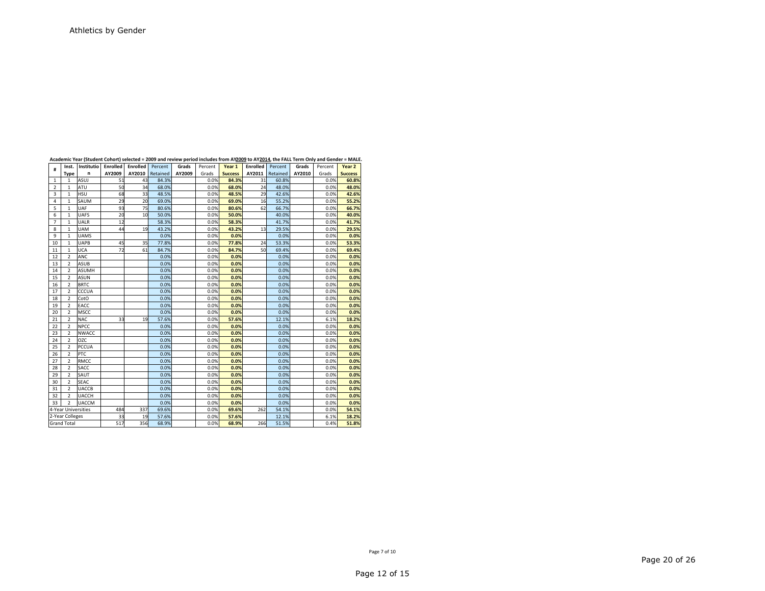Athletics by Gender

**Academic Year (Student Cohort) selected = 2009 and review period includes from AY2009 to AY2014, the FALL Term Only and Gender = MALE.**

| # | Inst. Type | Institution | Enrolled AY2009 | Enrolled AY2010 | Percent Retained | Grads AY2009 | Percent Grads | Year 1 Success | Enrolled AY2011 | Percent Retained | Grads AY2010 | Percent Grads | Year 2 Success |
|---|---|---|---|---|---|---|---|---|---|---|---|---|---|
| 1 | 1 | ASUJ | 51 | 43 | 84.3% | | 0.0% | **84.3%** | 31 | 60.8% | | 0.0% | **60.8%** |
| 2 | 1 | ATU | 50 | 34 | 68.0% | | 0.0% | **68.0%** | 24 | 48.0% | | 0.0% | **48.0%** |
| 3 | 1 | HSU | 68 | 33 | 48.5% | | 0.0% | **48.5%** | 29 | 42.6% | | 0.0% | **42.6%** |
| 4 | 1 | SAUM | 29 | 20 | 69.0% | | 0.0% | **69.0%** | 16 | 55.2% | | 0.0% | **55.2%** |
| 5 | 1 | UAF | 93 | 75 | 80.6% | | 0.0% | **80.6%** | 62 | 66.7% | | 0.0% | **66.7%** |
| 6 | 1 | UAFS | 20 | 10 | 50.0% | | 0.0% | **50.0%** | | 40.0% | | 0.0% | **40.0%** |
| 7 | 1 | UALR | 12 | | 58.3% | | 0.0% | **58.3%** | | 41.7% | | 0.0% | **41.7%** |
| 8 | 1 | UAM | 44 | 19 | 43.2% | | 0.0% | **43.2%** | 13 | 29.5% | | 0.0% | **29.5%** |
| 9 | 1 | UAMS | | | 0.0% | | 0.0% | **0.0%** | | 0.0% | | 0.0% | **0.0%** |
| 10 | 1 | UAPB | 45 | 35 | 77.8% | | 0.0% | **77.8%** | 24 | 53.3% | | 0.0% | **53.3%** |
| 11 | 1 | UCA | 72 | 61 | 84.7% | | 0.0% | **84.7%** | 50 | 69.4% | | 0.0% | **69.4%** |
| 12 | 2 | ANC | | | 0.0% | | 0.0% | **0.0%** | | 0.0% | | 0.0% | **0.0%** |
| 13 | 2 | ASUB | | | 0.0% | | 0.0% | **0.0%** | | 0.0% | | 0.0% | **0.0%** |
| 14 | 2 | ASUMH | | | 0.0% | | 0.0% | **0.0%** | | 0.0% | | 0.0% | **0.0%** |
| 15 | 2 | ASUN | | | 0.0% | | 0.0% | **0.0%** | | 0.0% | | 0.0% | **0.0%** |
| 16 | 2 | BRTC | | | 0.0% | | 0.0% | **0.0%** | | 0.0% | | 0.0% | **0.0%** |
| 17 | 2 | CCCUA | | | 0.0% | | 0.0% | **0.0%** | | 0.0% | | 0.0% | **0.0%** |
| 18 | 2 | CotO | | | 0.0% | | 0.0% | **0.0%** | | 0.0% | | 0.0% | **0.0%** |
| 19 | 2 | EACC | | | 0.0% | | 0.0% | **0.0%** | | 0.0% | | 0.0% | **0.0%** |
| 20 | 2 | MSCC | | | 0.0% | | 0.0% | **0.0%** | | 0.0% | | 0.0% | **0.0%** |
| 21 | 2 | NAC | 33 | 19 | 57.6% | | 0.0% | **57.6%** | | 12.1% | | 6.1% | **18.2%** |
| 22 | 2 | NPCC | | | 0.0% | | 0.0% | **0.0%** | | 0.0% | | 0.0% | **0.0%** |
| 23 | 2 | NWACC | | | 0.0% | | 0.0% | **0.0%** | | 0.0% | | 0.0% | **0.0%** |
| 24 | 2 | OZC | | | 0.0% | | 0.0% | **0.0%** | | 0.0% | | 0.0% | **0.0%** |
| 25 | 2 | PCCUA | | | 0.0% | | 0.0% | **0.0%** | | 0.0% | | 0.0% | **0.0%** |
| 26 | 2 | PTC | | | 0.0% | | 0.0% | **0.0%** | | 0.0% | | 0.0% | **0.0%** |
| 27 | 2 | RMCC | | | 0.0% | | 0.0% | **0.0%** | | 0.0% | | 0.0% | **0.0%** |
| 28 | 2 | SACC | | | 0.0% | | 0.0% | **0.0%** | | 0.0% | | 0.0% | **0.0%** |
| 29 | 2 | SAUT | | | 0.0% | | 0.0% | **0.0%** | | 0.0% | | 0.0% | **0.0%** |
| 30 | 2 | SEAC | | | 0.0% | | 0.0% | **0.0%** | | 0.0% | | 0.0% | **0.0%** |
| 31 | 2 | UACCB | | | 0.0% | | 0.0% | **0.0%** | | 0.0% | | 0.0% | **0.0%** |
| 32 | 2 | UACCH | | | 0.0% | | 0.0% | **0.0%** | | 0.0% | | 0.0% | **0.0%** |
| 33 | 2 | UACCM | | | 0.0% | | 0.0% | **0.0%** | | 0.0% | | 0.0% | **0.0%** |
| 4-Year Universities | | | 484 | 337 | 69.6% | | 0.0% | **69.6%** | 262 | 54.1% | | 0.0% | **54.1%** |
| 2-Year Colleges | | | 33 | 19 | 57.6% | | 0.0% | **57.6%** | | 12.1% | | 6.1% | **18.2%** |
| Grand Total | | | 517 | 356 | 68.9% | | 0.0% | **68.9%** | 266 | 51.5% | | 0.4% | **51.8%** |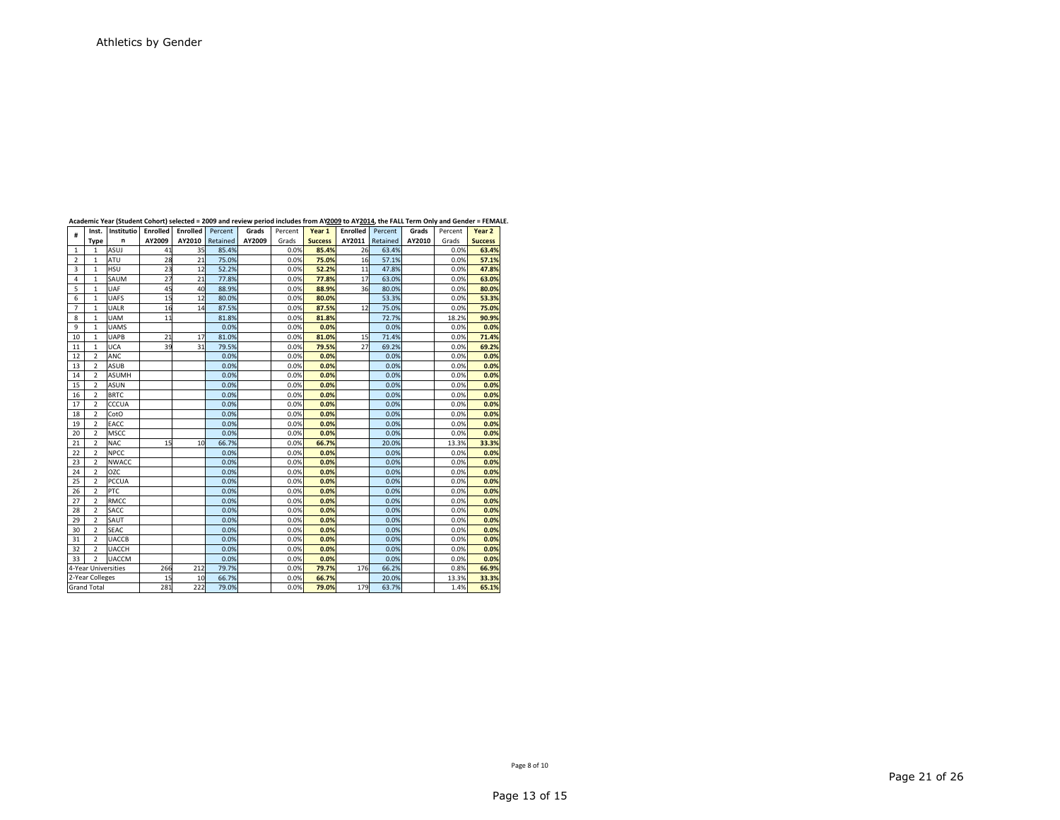Athletics by Gender

**Academic Year (Student Cohort) selected = 2009 and review period includes from AY2009 to AY2014, the FALL Term Only and Gender = FEMALE.**

| # | Inst. Type | Institution | Enrolled AY2009 | Enrolled AY2010 | Percent Retained | Grads AY2009 | Percent Grads | Year 1 Success | Enrolled AY2011 | Percent Retained | Grads AY2010 | Percent Grads | Year 2 Success |
|---|---|---|---|---|---|---|---|---|---|---|---|---|---|
| 1 | 1 | ASUJ | 41 | 35 | 85.4% | | 0.0% | **85.4%** | 26 | 63.4% | | 0.0% | **63.4%** |
| 2 | 1 | ATU | 28 | 21 | 75.0% | | 0.0% | **75.0%** | 16 | 57.1% | | 0.0% | **57.1%** |
| 3 | 1 | HSU | 23 | 12 | 52.2% | | 0.0% | **52.2%** | 11 | 47.8% | | 0.0% | **47.8%** |
| 4 | 1 | SAUM | 27 | 21 | 77.8% | | 0.0% | **77.8%** | 17 | 63.0% | | 0.0% | **63.0%** |
| 5 | 1 | UAF | 45 | 40 | 88.9% | | 0.0% | **88.9%** | 36 | 80.0% | | 0.0% | **80.0%** |
| 6 | 1 | UAFS | 15 | 12 | 80.0% | | 0.0% | **80.0%** | | 53.3% | | 0.0% | **53.3%** |
| 7 | 1 | UALR | 16 | 14 | 87.5% | | 0.0% | **87.5%** | 12 | 75.0% | | 0.0% | **75.0%** |
| 8 | 1 | UAM | 11 | | 81.8% | | 0.0% | **81.8%** | | 72.7% | | 18.2% | **90.9%** |
| 9 | 1 | UAMS | | | 0.0% | | 0.0% | **0.0%** | | 0.0% | | 0.0% | **0.0%** |
| 10 | 1 | UAPB | 21 | 17 | 81.0% | | 0.0% | **81.0%** | 15 | 71.4% | | 0.0% | **71.4%** |
| 11 | 1 | UCA | 39 | 31 | 79.5% | | 0.0% | **79.5%** | 27 | 69.2% | | 0.0% | **69.2%** |
| 12 | 2 | ANC | | | 0.0% | | 0.0% | **0.0%** | | 0.0% | | 0.0% | **0.0%** |
| 13 | 2 | ASUB | | | 0.0% | | 0.0% | **0.0%** | | 0.0% | | 0.0% | **0.0%** |
| 14 | 2 | ASUMH | | | 0.0% | | 0.0% | **0.0%** | | 0.0% | | 0.0% | **0.0%** |
| 15 | 2 | ASUN | | | 0.0% | | 0.0% | **0.0%** | | 0.0% | | 0.0% | **0.0%** |
| 16 | 2 | BRTC | | | 0.0% | | 0.0% | **0.0%** | | 0.0% | | 0.0% | **0.0%** |
| 17 | 2 | CCCUA | | | 0.0% | | 0.0% | **0.0%** | | 0.0% | | 0.0% | **0.0%** |
| 18 | 2 | CotO | | | 0.0% | | 0.0% | **0.0%** | | 0.0% | | 0.0% | **0.0%** |
| 19 | 2 | EACC | | | 0.0% | | 0.0% | **0.0%** | | 0.0% | | 0.0% | **0.0%** |
| 20 | 2 | MSCC | | | 0.0% | | 0.0% | **0.0%** | | 0.0% | | 0.0% | **0.0%** |
| 21 | 2 | NAC | 15 | 10 | 66.7% | | 0.0% | **66.7%** | | 20.0% | | 13.3% | **33.3%** |
| 22 | 2 | NPCC | | | 0.0% | | 0.0% | **0.0%** | | 0.0% | | 0.0% | **0.0%** |
| 23 | 2 | NWACC | | | 0.0% | | 0.0% | **0.0%** | | 0.0% | | 0.0% | **0.0%** |
| 24 | 2 | OZC | | | 0.0% | | 0.0% | **0.0%** | | 0.0% | | 0.0% | **0.0%** |
| 25 | 2 | PCCUA | | | 0.0% | | 0.0% | **0.0%** | | 0.0% | | 0.0% | **0.0%** |
| 26 | 2 | PTC | | | 0.0% | | 0.0% | **0.0%** | | 0.0% | | 0.0% | **0.0%** |
| 27 | 2 | RMCC | | | 0.0% | | 0.0% | **0.0%** | | 0.0% | | 0.0% | **0.0%** |
| 28 | 2 | SACC | | | 0.0% | | 0.0% | **0.0%** | | 0.0% | | 0.0% | **0.0%** |
| 29 | 2 | SAUT | | | 0.0% | | 0.0% | **0.0%** | | 0.0% | | 0.0% | **0.0%** |
| 30 | 2 | SEAC | | | 0.0% | | 0.0% | **0.0%** | | 0.0% | | 0.0% | **0.0%** |
| 31 | 2 | UACCB | | | 0.0% | | 0.0% | **0.0%** | | 0.0% | | 0.0% | **0.0%** |
| 32 | 2 | UACCH | | | 0.0% | | 0.0% | **0.0%** | | 0.0% | | 0.0% | **0.0%** |
| 33 | 2 | UACCM | | | 0.0% | | 0.0% | **0.0%** | | 0.0% | | 0.0% | **0.0%** |
| 4-Year Universities | | | 266 | 212 | 79.7% | | 0.0% | **79.7%** | 176 | 66.2% | | 0.8% | **66.9%** |
| 2-Year Colleges | | | 15 | 10 | 66.7% | | 0.0% | **66.7%** | | 20.0% | | 13.3% | **33.3%** |
| Grand Total | | | 281 | 222 | 79.0% | | 0.0% | **79.0%** | 179 | 63.7% | | 1.4% | **65.1%** |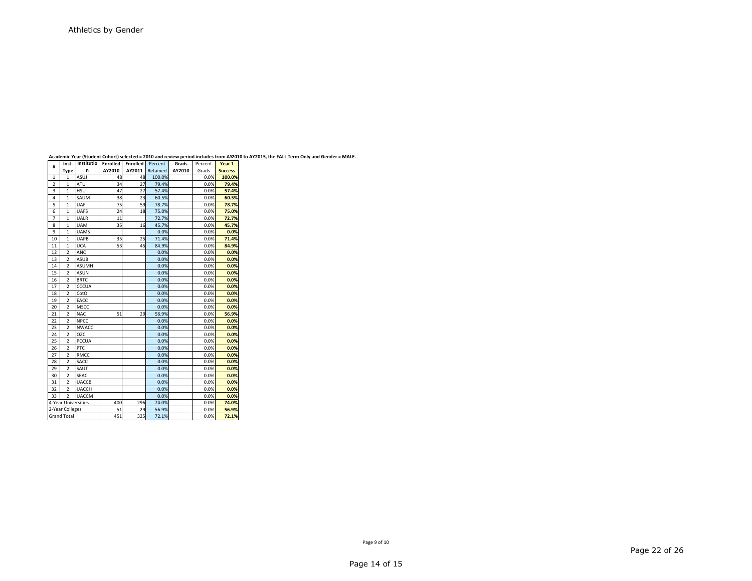Athletics by Gender

**Academic Year (Student Cohort) selected = 2010 and review period includes from AY2010 to AY2015, the FALL Term Only and Gender = MALE.**

| # | Inst. Type | Institution | Enrolled AY2010 | Enrolled AY2011 | Percent Retained | Grads AY2010 | Percent Grads | Year 1 Success |
|---|---|---|---|---|---|---|---|---|
| 1 | 1 | ASUJ | 48 | 48 | 100.0% | | 0.0% | **100.0%** |
| 2 | 1 | ATU | 34 | 27 | 79.4% | | 0.0% | **79.4%** |
| 3 | 1 | HSU | 47 | 27 | 57.4% | | 0.0% | **57.4%** |
| 4 | 1 | SAUM | 38 | 23 | 60.5% | | 0.0% | **60.5%** |
| 5 | 1 | UAF | 75 | 59 | 78.7% | | 0.0% | **78.7%** |
| 6 | 1 | UAFS | 24 | 18 | 75.0% | | 0.0% | **75.0%** |
| 7 | 1 | UALR | 11 | | 72.7% | | 0.0% | **72.7%** |
| 8 | 1 | UAM | 35 | 16 | 45.7% | | 0.0% | **45.7%** |
| 9 | 1 | UAMS | | | 0.0% | | 0.0% | **0.0%** |
| 10 | 1 | UAPB | 35 | 25 | 71.4% | | 0.0% | **71.4%** |
| 11 | 1 | UCA | 53 | 45 | 84.9% | | 0.0% | **84.9%** |
| 12 | 2 | ANC | | | 0.0% | | 0.0% | **0.0%** |
| 13 | 2 | ASUB | | | 0.0% | | 0.0% | **0.0%** |
| 14 | 2 | ASUMH | | | 0.0% | | 0.0% | **0.0%** |
| 15 | 2 | ASUN | | | 0.0% | | 0.0% | **0.0%** |
| 16 | 2 | BRTC | | | 0.0% | | 0.0% | **0.0%** |
| 17 | 2 | CCCUA | | | 0.0% | | 0.0% | **0.0%** |
| 18 | 2 | CotO | | | 0.0% | | 0.0% | **0.0%** |
| 19 | 2 | EACC | | | 0.0% | | 0.0% | **0.0%** |
| 20 | 2 | MSCC | | | 0.0% | | 0.0% | **0.0%** |
| 21 | 2 | NAC | 51 | 29 | 56.9% | | 0.0% | **56.9%** |
| 22 | 2 | NPCC | | | 0.0% | | 0.0% | **0.0%** |
| 23 | 2 | NWACC | | | 0.0% | | 0.0% | **0.0%** |
| 24 | 2 | OZC | | | 0.0% | | 0.0% | **0.0%** |
| 25 | 2 | PCCUA | | | 0.0% | | 0.0% | **0.0%** |
| 26 | 2 | PTC | | | 0.0% | | 0.0% | **0.0%** |
| 27 | 2 | RMCC | | | 0.0% | | 0.0% | **0.0%** |
| 28 | 2 | SACC | | | 0.0% | | 0.0% | **0.0%** |
| 29 | 2 | SAUT | | | 0.0% | | 0.0% | **0.0%** |
| 30 | 2 | SEAC | | | 0.0% | | 0.0% | **0.0%** |
| 31 | 2 | UACCB | | | 0.0% | | 0.0% | **0.0%** |
| 32 | 2 | UACCH | | | 0.0% | | 0.0% | **0.0%** |
| 33 | 2 | UACCM | | | 0.0% | | 0.0% | **0.0%** |
| 4-Year Universities | | | 400 | 296 | 74.0% | | 0.0% | **74.0%** |
| 2-Year Colleges | | | 51 | 29 | 56.9% | | 0.0% | **56.9%** |
| Grand Total | | | 451 | 325 | 72.1% | | 0.0% | **72.1%** |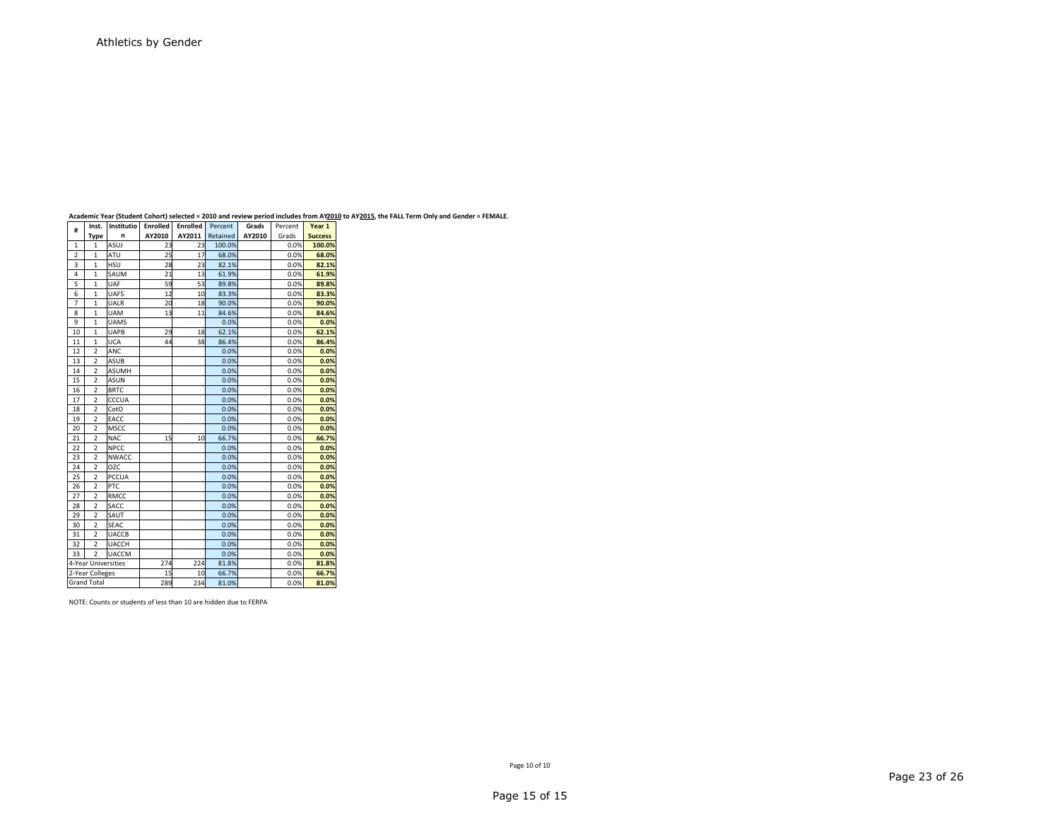Athletics by Gender

**Academic Year (Student Cohort) selected = 2010 and review period includes from AY2010 to AY2015, the FALL Term Only and Gender = FEMALE.**

| # | Inst. Type | Institution | Enrolled AY2010 | Enrolled AY2011 | Percent Retained | Grads AY2010 | Percent Grads | Year 1 Success |
|---|---|---|---|---|---|---|---|---|
| 1 | 1 | ASUJ | 23 | 23 | 100.0% | | 0.0% | **100.0%** |
| 2 | 1 | ATU | 25 | 17 | 68.0% | | 0.0% | **68.0%** |
| 3 | 1 | HSU | 28 | 23 | 82.1% | | 0.0% | **82.1%** |
| 4 | 1 | SAUM | 21 | 13 | 61.9% | | 0.0% | **61.9%** |
| 5 | 1 | UAF | 59 | 53 | 89.8% | | 0.0% | **89.8%** |
| 6 | 1 | UAFS | 12 | 10 | 83.3% | | 0.0% | **83.3%** |
| 7 | 1 | UALR | 20 | 18 | 90.0% | | 0.0% | **90.0%** |
| 8 | 1 | UAM | 13 | 11 | 84.6% | | 0.0% | **84.6%** |
| 9 | 1 | UAMS | | | 0.0% | | 0.0% | **0.0%** |
| 10 | 1 | UAPB | 29 | 18 | 62.1% | | 0.0% | **62.1%** |
| 11 | 1 | UCA | 44 | 38 | 86.4% | | 0.0% | **86.4%** |
| 12 | 2 | ANC | | | 0.0% | | 0.0% | **0.0%** |
| 13 | 2 | ASUB | | | 0.0% | | 0.0% | **0.0%** |
| 14 | 2 | ASUMH | | | 0.0% | | 0.0% | **0.0%** |
| 15 | 2 | ASUN | | | 0.0% | | 0.0% | **0.0%** |
| 16 | 2 | BRTC | | | 0.0% | | 0.0% | **0.0%** |
| 17 | 2 | CCCUA | | | 0.0% | | 0.0% | **0.0%** |
| 18 | 2 | CotO | | | 0.0% | | 0.0% | **0.0%** |
| 19 | 2 | EACC | | | 0.0% | | 0.0% | **0.0%** |
| 20 | 2 | MSCC | | | 0.0% | | 0.0% | **0.0%** |
| 21 | 2 | NAC | 15 | 10 | 66.7% | | 0.0% | **66.7%** |
| 22 | 2 | NPCC | | | 0.0% | | 0.0% | **0.0%** |
| 23 | 2 | NWACC | | | 0.0% | | 0.0% | **0.0%** |
| 24 | 2 | OZC | | | 0.0% | | 0.0% | **0.0%** |
| 25 | 2 | PCCUA | | | 0.0% | | 0.0% | **0.0%** |
| 26 | 2 | PTC | | | 0.0% | | 0.0% | **0.0%** |
| 27 | 2 | RMCC | | | 0.0% | | 0.0% | **0.0%** |
| 28 | 2 | SACC | | | 0.0% | | 0.0% | **0.0%** |
| 29 | 2 | SAUT | | | 0.0% | | 0.0% | **0.0%** |
| 30 | 2 | SEAC | | | 0.0% | | 0.0% | **0.0%** |
| 31 | 2 | UACCB | | | 0.0% | | 0.0% | **0.0%** |
| 32 | 2 | UACCH | | | 0.0% | | 0.0% | **0.0%** |
| 33 | 2 | UACCM | | | 0.0% | | 0.0% | **0.0%** |
| 4-Year Universities | | | 274 | 224 | 81.8% | | 0.0% | **81.8%** |
| 2-Year Colleges | | | 15 | 10 | 66.7% | | 0.0% | **66.7%** |
| Grand Total | | | 289 | 234 | 81.0% | | 0.0% | **81.0%** |

NOTE: Counts or students of less than 10 are hidden due to FERPA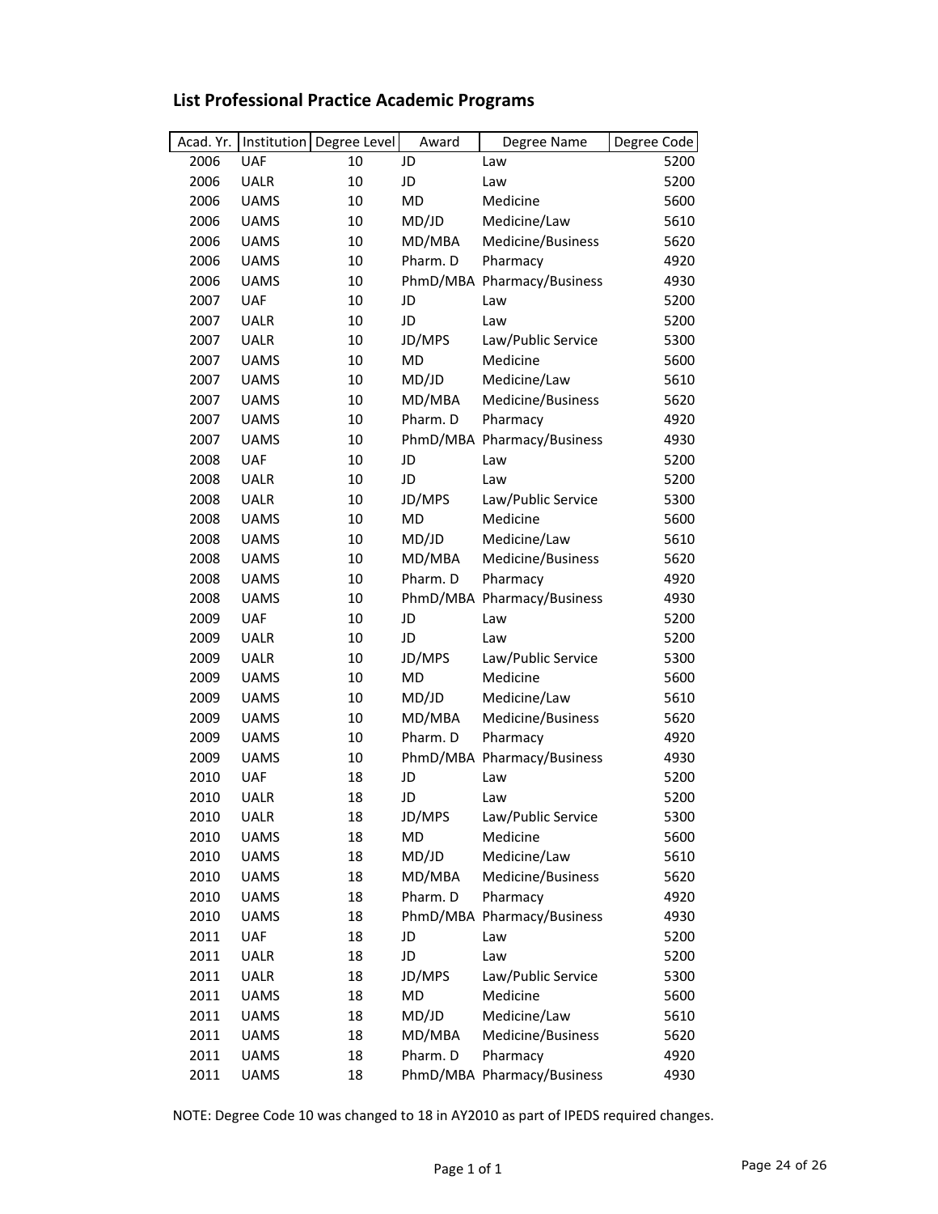## List Professional Practice Academic Programs

| Acad. Yr. | Institution | Degree Level | Award | Degree Name | Degree Code |
|---|---|---|---|---|---|
| 2006 | UAF | 10 | JD | Law | 5200 |
| 2006 | UALR | 10 | JD | Law | 5200 |
| 2006 | UAMS | 10 | MD | Medicine | 5600 |
| 2006 | UAMS | 10 | MD/JD | Medicine/Law | 5610 |
| 2006 | UAMS | 10 | MD/MBA | Medicine/Business | 5620 |
| 2006 | UAMS | 10 | Pharm. D | Pharmacy | 4920 |
| 2006 | UAMS | 10 | PhmD/MBA | Pharmacy/Business | 4930 |
| 2007 | UAF | 10 | JD | Law | 5200 |
| 2007 | UALR | 10 | JD | Law | 5200 |
| 2007 | UALR | 10 | JD/MPS | Law/Public Service | 5300 |
| 2007 | UAMS | 10 | MD | Medicine | 5600 |
| 2007 | UAMS | 10 | MD/JD | Medicine/Law | 5610 |
| 2007 | UAMS | 10 | MD/MBA | Medicine/Business | 5620 |
| 2007 | UAMS | 10 | Pharm. D | Pharmacy | 4920 |
| 2007 | UAMS | 10 | PhmD/MBA | Pharmacy/Business | 4930 |
| 2008 | UAF | 10 | JD | Law | 5200 |
| 2008 | UALR | 10 | JD | Law | 5200 |
| 2008 | UALR | 10 | JD/MPS | Law/Public Service | 5300 |
| 2008 | UAMS | 10 | MD | Medicine | 5600 |
| 2008 | UAMS | 10 | MD/JD | Medicine/Law | 5610 |
| 2008 | UAMS | 10 | MD/MBA | Medicine/Business | 5620 |
| 2008 | UAMS | 10 | Pharm. D | Pharmacy | 4920 |
| 2008 | UAMS | 10 | PhmD/MBA | Pharmacy/Business | 4930 |
| 2009 | UAF | 10 | JD | Law | 5200 |
| 2009 | UALR | 10 | JD | Law | 5200 |
| 2009 | UALR | 10 | JD/MPS | Law/Public Service | 5300 |
| 2009 | UAMS | 10 | MD | Medicine | 5600 |
| 2009 | UAMS | 10 | MD/JD | Medicine/Law | 5610 |
| 2009 | UAMS | 10 | MD/MBA | Medicine/Business | 5620 |
| 2009 | UAMS | 10 | Pharm. D | Pharmacy | 4920 |
| 2009 | UAMS | 10 | PhmD/MBA | Pharmacy/Business | 4930 |
| 2010 | UAF | 18 | JD | Law | 5200 |
| 2010 | UALR | 18 | JD | Law | 5200 |
| 2010 | UALR | 18 | JD/MPS | Law/Public Service | 5300 |
| 2010 | UAMS | 18 | MD | Medicine | 5600 |
| 2010 | UAMS | 18 | MD/JD | Medicine/Law | 5610 |
| 2010 | UAMS | 18 | MD/MBA | Medicine/Business | 5620 |
| 2010 | UAMS | 18 | Pharm. D | Pharmacy | 4920 |
| 2010 | UAMS | 18 | PhmD/MBA | Pharmacy/Business | 4930 |
| 2011 | UAF | 18 | JD | Law | 5200 |
| 2011 | UALR | 18 | JD | Law | 5200 |
| 2011 | UALR | 18 | JD/MPS | Law/Public Service | 5300 |
| 2011 | UAMS | 18 | MD | Medicine | 5600 |
| 2011 | UAMS | 18 | MD/JD | Medicine/Law | 5610 |
| 2011 | UAMS | 18 | MD/MBA | Medicine/Business | 5620 |
| 2011 | UAMS | 18 | Pharm. D | Pharmacy | 4920 |
| 2011 | UAMS | 18 | PhmD/MBA | Pharmacy/Business | 4930 |

NOTE: Degree Code 10 was changed to 18 in AY2010 as part of IPEDS required changes.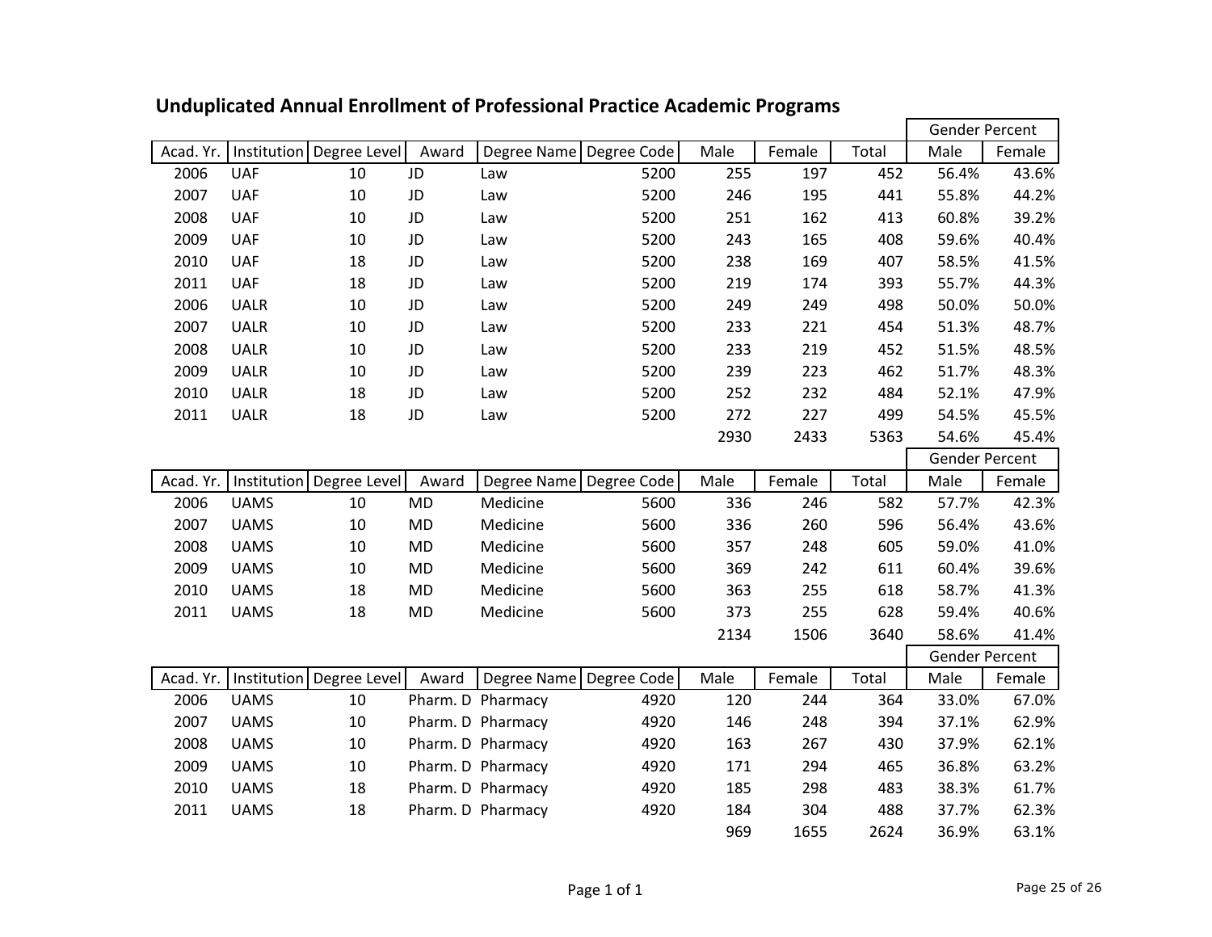## Unduplicated Annual Enrollment of Professional Practice Academic Programs

| Acad. Yr. | Institution | Degree Level | Award | Degree Name | Degree Code | Male | Female | Total | Gender Percent | |
|---|---|---|---|---|---|---|---|---|---|---|
| | | | | | | | | | Male | Female |
| 2006 | UAF | 10 | JD | Law | 5200 | 255 | 197 | 452 | 56.4% | 43.6% |
| 2007 | UAF | 10 | JD | Law | 5200 | 246 | 195 | 441 | 55.8% | 44.2% |
| 2008 | UAF | 10 | JD | Law | 5200 | 251 | 162 | 413 | 60.8% | 39.2% |
| 2009 | UAF | 10 | JD | Law | 5200 | 243 | 165 | 408 | 59.6% | 40.4% |
| 2010 | UAF | 18 | JD | Law | 5200 | 238 | 169 | 407 | 58.5% | 41.5% |
| 2011 | UAF | 18 | JD | Law | 5200 | 219 | 174 | 393 | 55.7% | 44.3% |
| 2006 | UALR | 10 | JD | Law | 5200 | 249 | 249 | 498 | 50.0% | 50.0% |
| 2007 | UALR | 10 | JD | Law | 5200 | 233 | 221 | 454 | 51.3% | 48.7% |
| 2008 | UALR | 10 | JD | Law | 5200 | 233 | 219 | 452 | 51.5% | 48.5% |
| 2009 | UALR | 10 | JD | Law | 5200 | 239 | 223 | 462 | 51.7% | 48.3% |
| 2010 | UALR | 18 | JD | Law | 5200 | 252 | 232 | 484 | 52.1% | 47.9% |
| 2011 | UALR | 18 | JD | Law | 5200 | 272 | 227 | 499 | 54.5% | 45.5% |
| | | | | | | 2930 | 2433 | 5363 | 54.6% | 45.4% |

| Acad. Yr. | Institution | Degree Level | Award | Degree Name | Degree Code | Male | Female | Total | Gender Percent | |
|---|---|---|---|---|---|---|---|---|---|---|
| | | | | | | | | | Male | Female |
| 2006 | UAMS | 10 | MD | Medicine | 5600 | 336 | 246 | 582 | 57.7% | 42.3% |
| 2007 | UAMS | 10 | MD | Medicine | 5600 | 336 | 260 | 596 | 56.4% | 43.6% |
| 2008 | UAMS | 10 | MD | Medicine | 5600 | 357 | 248 | 605 | 59.0% | 41.0% |
| 2009 | UAMS | 10 | MD | Medicine | 5600 | 369 | 242 | 611 | 60.4% | 39.6% |
| 2010 | UAMS | 18 | MD | Medicine | 5600 | 363 | 255 | 618 | 58.7% | 41.3% |
| 2011 | UAMS | 18 | MD | Medicine | 5600 | 373 | 255 | 628 | 59.4% | 40.6% |
| | | | | | | 2134 | 1506 | 3640 | 58.6% | 41.4% |

| Acad. Yr. | Institution | Degree Level | Award | Degree Name | Degree Code | Male | Female | Total | Gender Percent | |
|---|---|---|---|---|---|---|---|---|---|---|
| | | | | | | | | | Male | Female |
| 2006 | UAMS | 10 | Pharm. D | Pharmacy | 4920 | 120 | 244 | 364 | 33.0% | 67.0% |
| 2007 | UAMS | 10 | Pharm. D | Pharmacy | 4920 | 146 | 248 | 394 | 37.1% | 62.9% |
| 2008 | UAMS | 10 | Pharm. D | Pharmacy | 4920 | 163 | 267 | 430 | 37.9% | 62.1% |
| 2009 | UAMS | 10 | Pharm. D | Pharmacy | 4920 | 171 | 294 | 465 | 36.8% | 63.2% |
| 2010 | UAMS | 18 | Pharm. D | Pharmacy | 4920 | 185 | 298 | 483 | 38.3% | 61.7% |
| 2011 | UAMS | 18 | Pharm. D | Pharmacy | 4920 | 184 | 304 | 488 | 37.7% | 62.3% |
| | | | | | | 969 | 1655 | 2624 | 36.9% | 63.1% |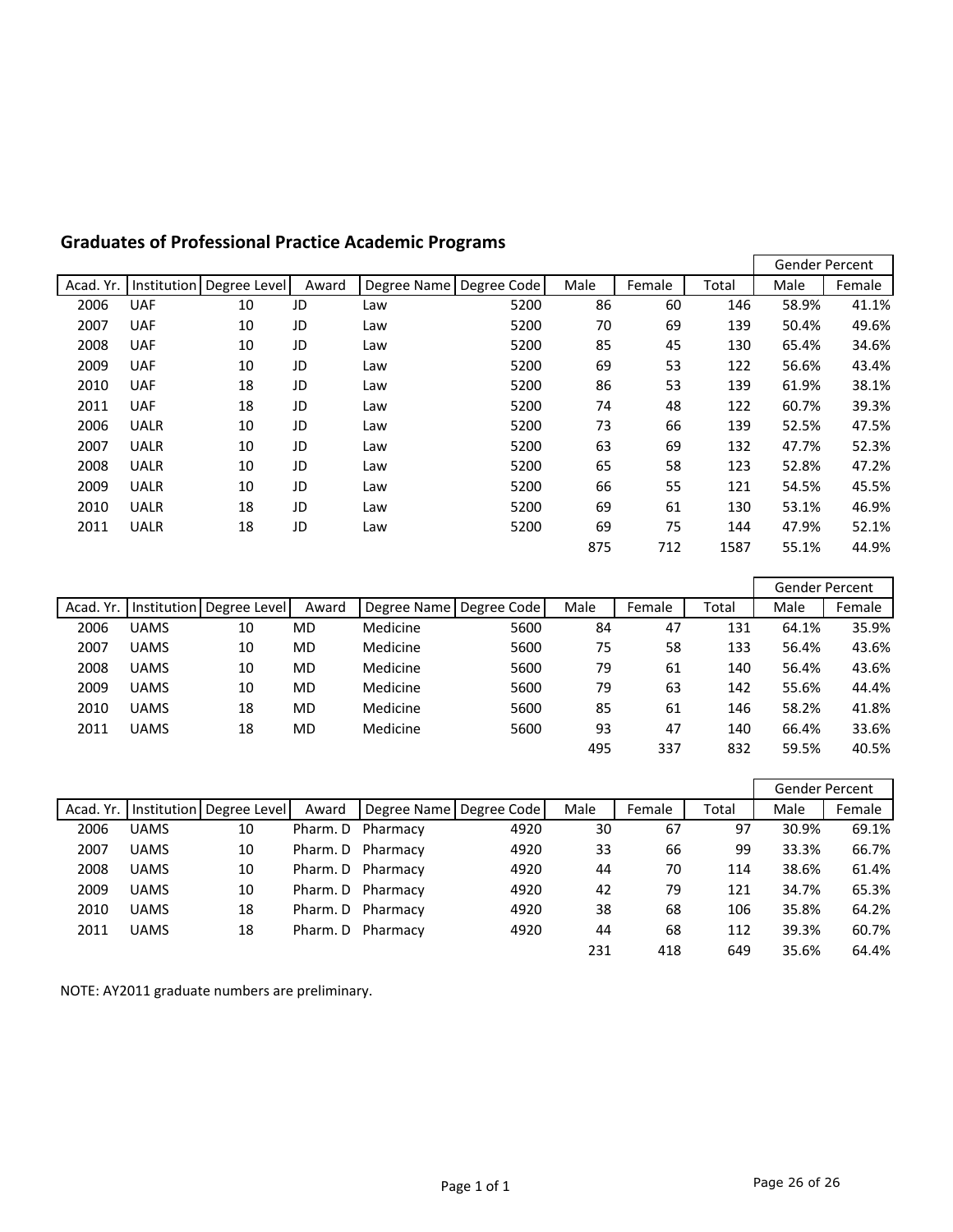## Graduates of Professional Practice Academic Programs

| | | | | | | | | | Gender Percent | |
|---|---|---|---|---|---|---|---|---|---|---|
| Acad. Yr. | Institution | Degree Level | Award | Degree Name | Degree Code | Male | Female | Total | Male | Female |
| 2006 | UAF | 10 | JD | Law | 5200 | 86 | 60 | 146 | 58.9% | 41.1% |
| 2007 | UAF | 10 | JD | Law | 5200 | 70 | 69 | 139 | 50.4% | 49.6% |
| 2008 | UAF | 10 | JD | Law | 5200 | 85 | 45 | 130 | 65.4% | 34.6% |
| 2009 | UAF | 10 | JD | Law | 5200 | 69 | 53 | 122 | 56.6% | 43.4% |
| 2010 | UAF | 18 | JD | Law | 5200 | 86 | 53 | 139 | 61.9% | 38.1% |
| 2011 | UAF | 18 | JD | Law | 5200 | 74 | 48 | 122 | 60.7% | 39.3% |
| 2006 | UALR | 10 | JD | Law | 5200 | 73 | 66 | 139 | 52.5% | 47.5% |
| 2007 | UALR | 10 | JD | Law | 5200 | 63 | 69 | 132 | 47.7% | 52.3% |
| 2008 | UALR | 10 | JD | Law | 5200 | 65 | 58 | 123 | 52.8% | 47.2% |
| 2009 | UALR | 10 | JD | Law | 5200 | 66 | 55 | 121 | 54.5% | 45.5% |
| 2010 | UALR | 18 | JD | Law | 5200 | 69 | 61 | 130 | 53.1% | 46.9% |
| 2011 | UALR | 18 | JD | Law | 5200 | 69 | 75 | 144 | 47.9% | 52.1% |
| | | | | | | 875 | 712 | 1587 | 55.1% | 44.9% |

| | | | | | | | | | Gender Percent | |
|---|---|---|---|---|---|---|---|---|---|---|
| Acad. Yr. | Institution | Degree Level | Award | Degree Name | Degree Code | Male | Female | Total | Male | Female |
| 2006 | UAMS | 10 | MD | Medicine | 5600 | 84 | 47 | 131 | 64.1% | 35.9% |
| 2007 | UAMS | 10 | MD | Medicine | 5600 | 75 | 58 | 133 | 56.4% | 43.6% |
| 2008 | UAMS | 10 | MD | Medicine | 5600 | 79 | 61 | 140 | 56.4% | 43.6% |
| 2009 | UAMS | 10 | MD | Medicine | 5600 | 79 | 63 | 142 | 55.6% | 44.4% |
| 2010 | UAMS | 18 | MD | Medicine | 5600 | 85 | 61 | 146 | 58.2% | 41.8% |
| 2011 | UAMS | 18 | MD | Medicine | 5600 | 93 | 47 | 140 | 66.4% | 33.6% |
| | | | | | | 495 | 337 | 832 | 59.5% | 40.5% |

| | | | | | | | | | Gender Percent | |
|---|---|---|---|---|---|---|---|---|---|---|
| Acad. Yr. | Institution | Degree Level | Award | Degree Name | Degree Code | Male | Female | Total | Male | Female |
| 2006 | UAMS | 10 | Pharm. D | Pharmacy | 4920 | 30 | 67 | 97 | 30.9% | 69.1% |
| 2007 | UAMS | 10 | Pharm. D | Pharmacy | 4920 | 33 | 66 | 99 | 33.3% | 66.7% |
| 2008 | UAMS | 10 | Pharm. D | Pharmacy | 4920 | 44 | 70 | 114 | 38.6% | 61.4% |
| 2009 | UAMS | 10 | Pharm. D | Pharmacy | 4920 | 42 | 79 | 121 | 34.7% | 65.3% |
| 2010 | UAMS | 18 | Pharm. D | Pharmacy | 4920 | 38 | 68 | 106 | 35.8% | 64.2% |
| 2011 | UAMS | 18 | Pharm. D | Pharmacy | 4920 | 44 | 68 | 112 | 39.3% | 60.7% |
| | | | | | | 231 | 418 | 649 | 35.6% | 64.4% |

NOTE: AY2011 graduate numbers are preliminary.